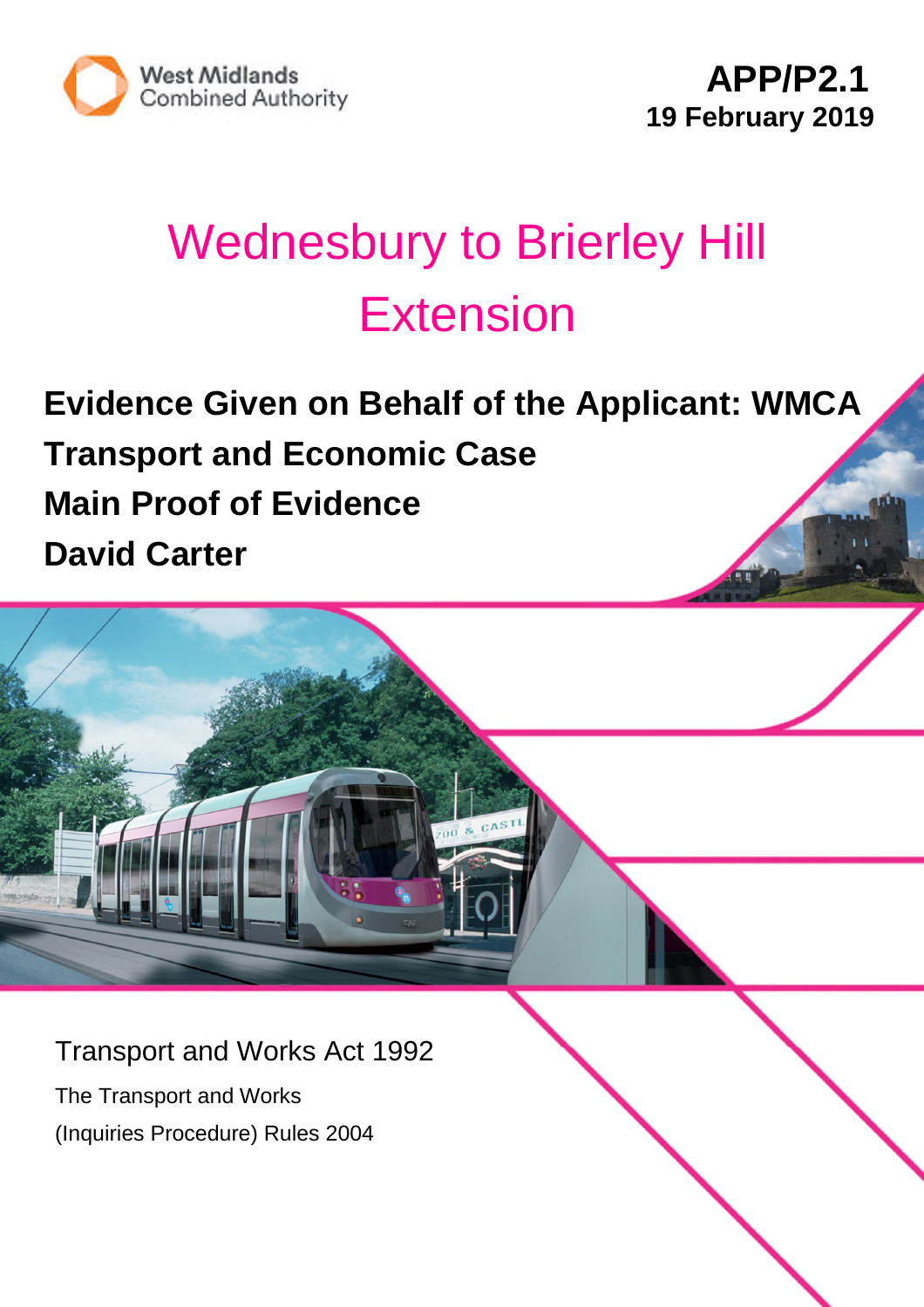West Midlands Combined Authority

**APP/P2.1**
**19 February 2019**

# Wednesbury to Brierley Hill Extension

## Evidence Given on Behalf of the Applicant: WMCA

## Transport and Economic Case

## Main Proof of Evidence

## David Carter

Transport and Works Act 1992

The Transport and Works (Inquiries Procedure) Rules 2004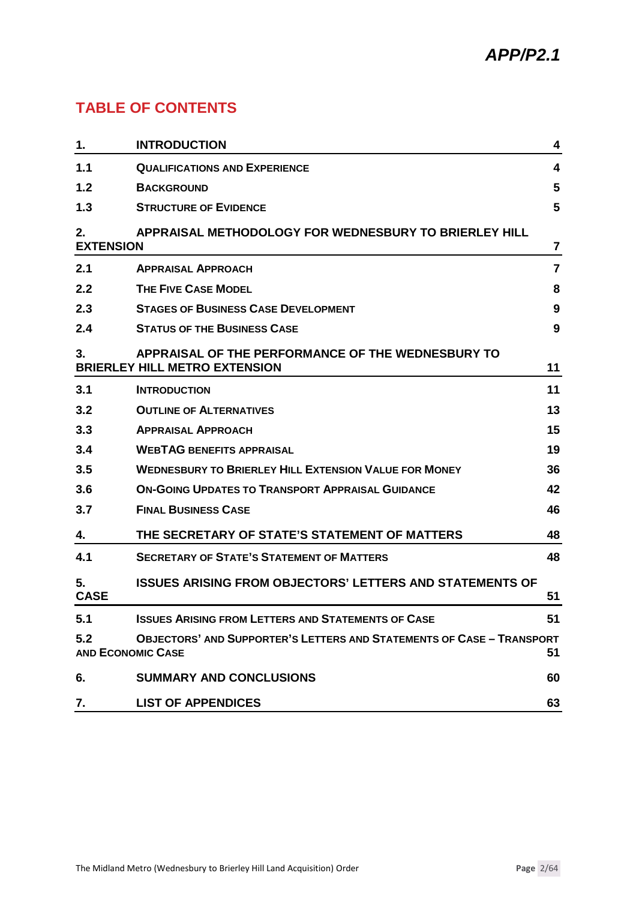*APP/P2.1*

## TABLE OF CONTENTS

| | | |
|---|---|---|
| **1.** | **INTRODUCTION** | **4** |
| **1.1** | **QUALIFICATIONS AND EXPERIENCE** | **4** |
| **1.2** | **BACKGROUND** | **5** |
| **1.3** | **STRUCTURE OF EVIDENCE** | **5** |
| **2.** | **APPRAISAL METHODOLOGY FOR WEDNESBURY TO BRIERLEY HILL EXTENSION** | **7** |
| **2.1** | **APPRAISAL APPROACH** | **7** |
| **2.2** | **THE FIVE CASE MODEL** | **8** |
| **2.3** | **STAGES OF BUSINESS CASE DEVELOPMENT** | **9** |
| **2.4** | **STATUS OF THE BUSINESS CASE** | **9** |
| **3.** | **APPRAISAL OF THE PERFORMANCE OF THE WEDNESBURY TO BRIERLEY HILL METRO EXTENSION** | **11** |
| **3.1** | **INTRODUCTION** | **11** |
| **3.2** | **OUTLINE OF ALTERNATIVES** | **13** |
| **3.3** | **APPRAISAL APPROACH** | **15** |
| **3.4** | **WEBTAG BENEFITS APPRAISAL** | **19** |
| **3.5** | **WEDNESBURY TO BRIERLEY HILL EXTENSION VALUE FOR MONEY** | **36** |
| **3.6** | **ON-GOING UPDATES TO TRANSPORT APPRAISAL GUIDANCE** | **42** |
| **3.7** | **FINAL BUSINESS CASE** | **46** |
| **4.** | **THE SECRETARY OF STATE'S STATEMENT OF MATTERS** | **48** |
| **4.1** | **SECRETARY OF STATE'S STATEMENT OF MATTERS** | **48** |
| **5.** | **ISSUES ARISING FROM OBJECTORS' LETTERS AND STATEMENTS OF CASE** | **51** |
| **5.1** | **ISSUES ARISING FROM LETTERS AND STATEMENTS OF CASE** | **51** |
| **5.2** | **OBJECTORS' AND SUPPORTER'S LETTERS AND STATEMENTS OF CASE – TRANSPORT AND ECONOMIC CASE** | **51** |
| **6.** | **SUMMARY AND CONCLUSIONS** | **60** |
| **7.** | **LIST OF APPENDICES** | **63** |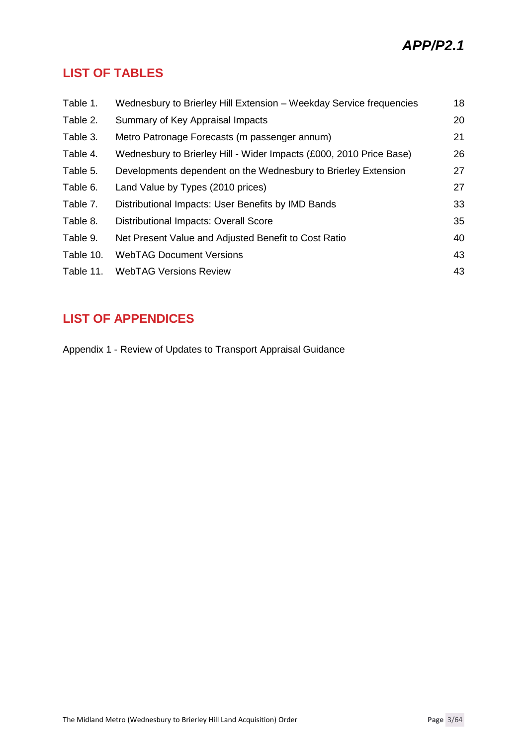*APP/P2.1*

## LIST OF TABLES

| | | |
|---|---|---|
| Table 1. | Wednesbury to Brierley Hill Extension – Weekday Service frequencies | 18 |
| Table 2. | Summary of Key Appraisal Impacts | 20 |
| Table 3. | Metro Patronage Forecasts (m passenger annum) | 21 |
| Table 4. | Wednesbury to Brierley Hill - Wider Impacts (£000, 2010 Price Base) | 26 |
| Table 5. | Developments dependent on the Wednesbury to Brierley Extension | 27 |
| Table 6. | Land Value by Types (2010 prices) | 27 |
| Table 7. | Distributional Impacts: User Benefits by IMD Bands | 33 |
| Table 8. | Distributional Impacts: Overall Score | 35 |
| Table 9. | Net Present Value and Adjusted Benefit to Cost Ratio | 40 |
| Table 10. | WebTAG Document Versions | 43 |
| Table 11. | WebTAG Versions Review | 43 |

## LIST OF APPENDICES

Appendix 1 - Review of Updates to Transport Appraisal Guidance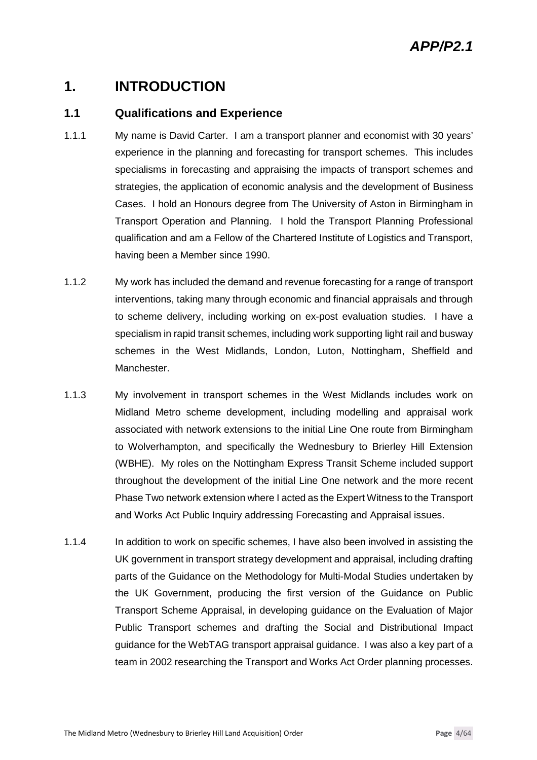# 1. INTRODUCTION

## 1.1 Qualifications and Experience

1.1.1 My name is David Carter. I am a transport planner and economist with 30 years' experience in the planning and forecasting for transport schemes. This includes specialisms in forecasting and appraising the impacts of transport schemes and strategies, the application of economic analysis and the development of Business Cases. I hold an Honours degree from The University of Aston in Birmingham in Transport Operation and Planning. I hold the Transport Planning Professional qualification and am a Fellow of the Chartered Institute of Logistics and Transport, having been a Member since 1990.

1.1.2 My work has included the demand and revenue forecasting for a range of transport interventions, taking many through economic and financial appraisals and through to scheme delivery, including working on ex-post evaluation studies. I have a specialism in rapid transit schemes, including work supporting light rail and busway schemes in the West Midlands, London, Luton, Nottingham, Sheffield and Manchester.

1.1.3 My involvement in transport schemes in the West Midlands includes work on Midland Metro scheme development, including modelling and appraisal work associated with network extensions to the initial Line One route from Birmingham to Wolverhampton, and specifically the Wednesbury to Brierley Hill Extension (WBHE). My roles on the Nottingham Express Transit Scheme included support throughout the development of the initial Line One network and the more recent Phase Two network extension where I acted as the Expert Witness to the Transport and Works Act Public Inquiry addressing Forecasting and Appraisal issues.

1.1.4 In addition to work on specific schemes, I have also been involved in assisting the UK government in transport strategy development and appraisal, including drafting parts of the Guidance on the Methodology for Multi-Modal Studies undertaken by the UK Government, producing the first version of the Guidance on Public Transport Scheme Appraisal, in developing guidance on the Evaluation of Major Public Transport schemes and drafting the Social and Distributional Impact guidance for the WebTAG transport appraisal guidance. I was also a key part of a team in 2002 researching the Transport and Works Act Order planning processes.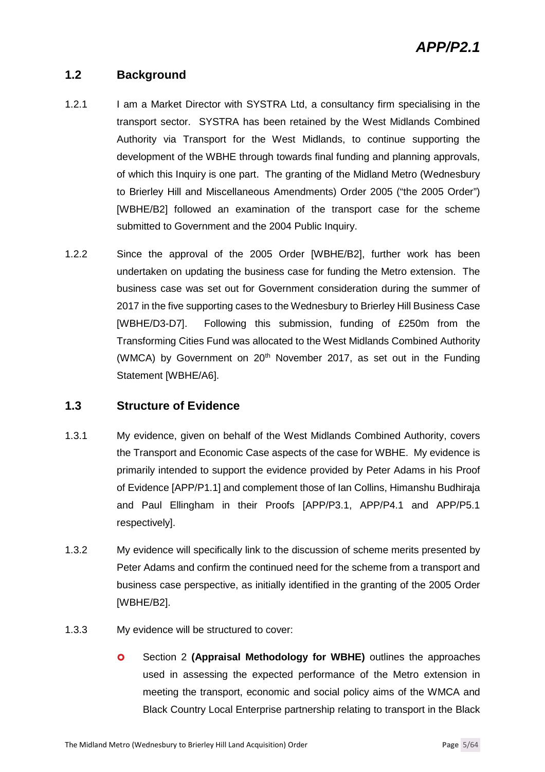## 1.2 Background

1.2.1 I am a Market Director with SYSTRA Ltd, a consultancy firm specialising in the transport sector. SYSTRA has been retained by the West Midlands Combined Authority via Transport for the West Midlands, to continue supporting the development of the WBHE through towards final funding and planning approvals, of which this Inquiry is one part. The granting of the Midland Metro (Wednesbury to Brierley Hill and Miscellaneous Amendments) Order 2005 ("the 2005 Order") [WBHE/B2] followed an examination of the transport case for the scheme submitted to Government and the 2004 Public Inquiry.

1.2.2 Since the approval of the 2005 Order [WBHE/B2], further work has been undertaken on updating the business case for funding the Metro extension. The business case was set out for Government consideration during the summer of 2017 in the five supporting cases to the Wednesbury to Brierley Hill Business Case [WBHE/D3-D7]. Following this submission, funding of £250m from the Transforming Cities Fund was allocated to the West Midlands Combined Authority (WMCA) by Government on 20th November 2017, as set out in the Funding Statement [WBHE/A6].

## 1.3 Structure of Evidence

1.3.1 My evidence, given on behalf of the West Midlands Combined Authority, covers the Transport and Economic Case aspects of the case for WBHE. My evidence is primarily intended to support the evidence provided by Peter Adams in his Proof of Evidence [APP/P1.1] and complement those of Ian Collins, Himanshu Budhiraja and Paul Ellingham in their Proofs [APP/P3.1, APP/P4.1 and APP/P5.1 respectively].

1.3.2 My evidence will specifically link to the discussion of scheme merits presented by Peter Adams and confirm the continued need for the scheme from a transport and business case perspective, as initially identified in the granting of the 2005 Order [WBHE/B2].

1.3.3 My evidence will be structured to cover:

- Section 2 **(Appraisal Methodology for WBHE)** outlines the approaches used in assessing the expected performance of the Metro extension in meeting the transport, economic and social policy aims of the WMCA and Black Country Local Enterprise partnership relating to transport in the Black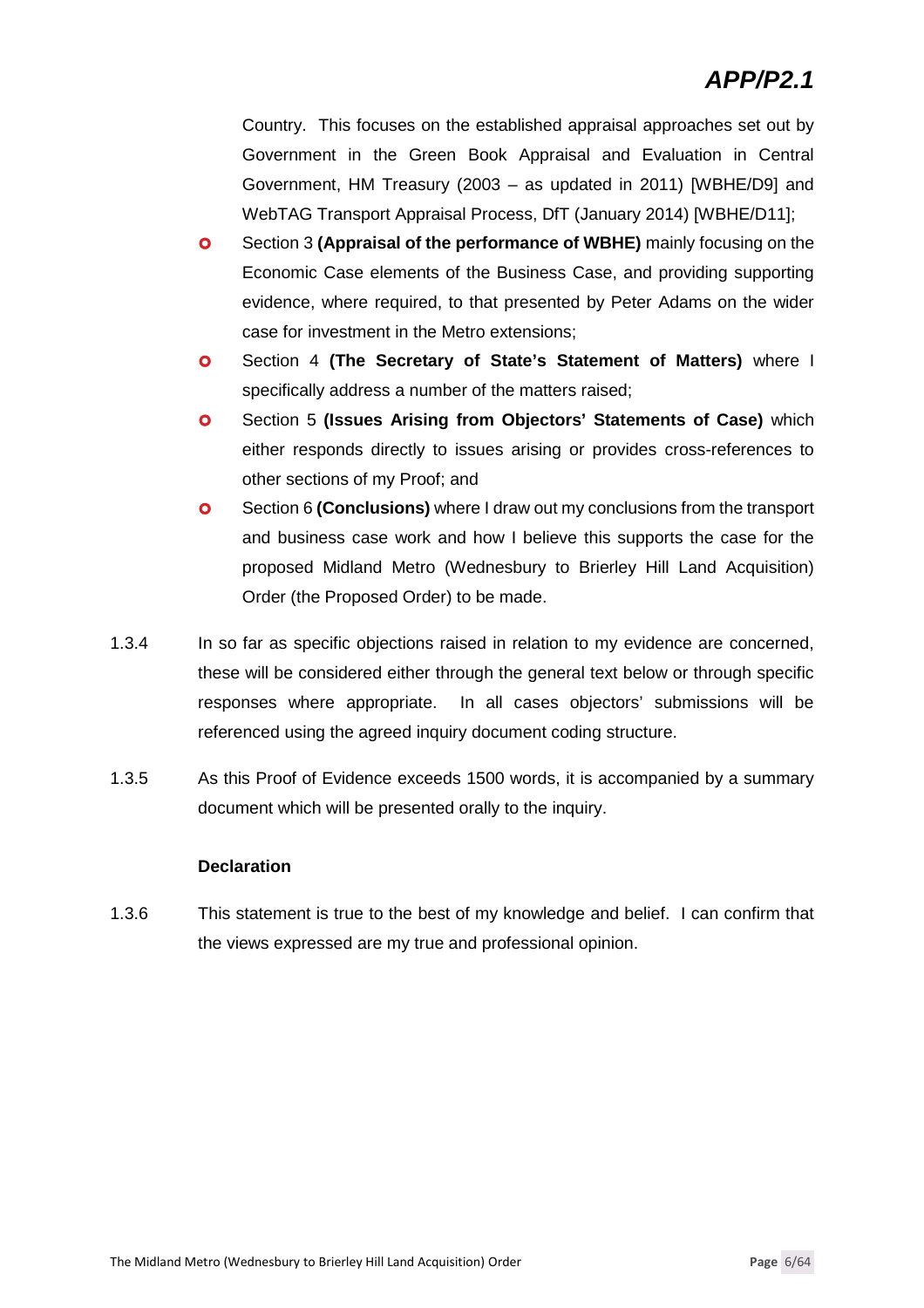Country. This focuses on the established appraisal approaches set out by Government in the Green Book Appraisal and Evaluation in Central Government, HM Treasury (2003 – as updated in 2011) [WBHE/D9] and WebTAG Transport Appraisal Process, DfT (January 2014) [WBHE/D11];

- Section 3 **(Appraisal of the performance of WBHE)** mainly focusing on the Economic Case elements of the Business Case, and providing supporting evidence, where required, to that presented by Peter Adams on the wider case for investment in the Metro extensions;
- Section 4 **(The Secretary of State's Statement of Matters)** where I specifically address a number of the matters raised;
- Section 5 **(Issues Arising from Objectors' Statements of Case)** which either responds directly to issues arising or provides cross-references to other sections of my Proof; and
- Section 6 **(Conclusions)** where I draw out my conclusions from the transport and business case work and how I believe this supports the case for the proposed Midland Metro (Wednesbury to Brierley Hill Land Acquisition) Order (the Proposed Order) to be made.

1.3.4 In so far as specific objections raised in relation to my evidence are concerned, these will be considered either through the general text below or through specific responses where appropriate. In all cases objectors' submissions will be referenced using the agreed inquiry document coding structure.

1.3.5 As this Proof of Evidence exceeds 1500 words, it is accompanied by a summary document which will be presented orally to the inquiry.

**Declaration**

1.3.6 This statement is true to the best of my knowledge and belief. I can confirm that the views expressed are my true and professional opinion.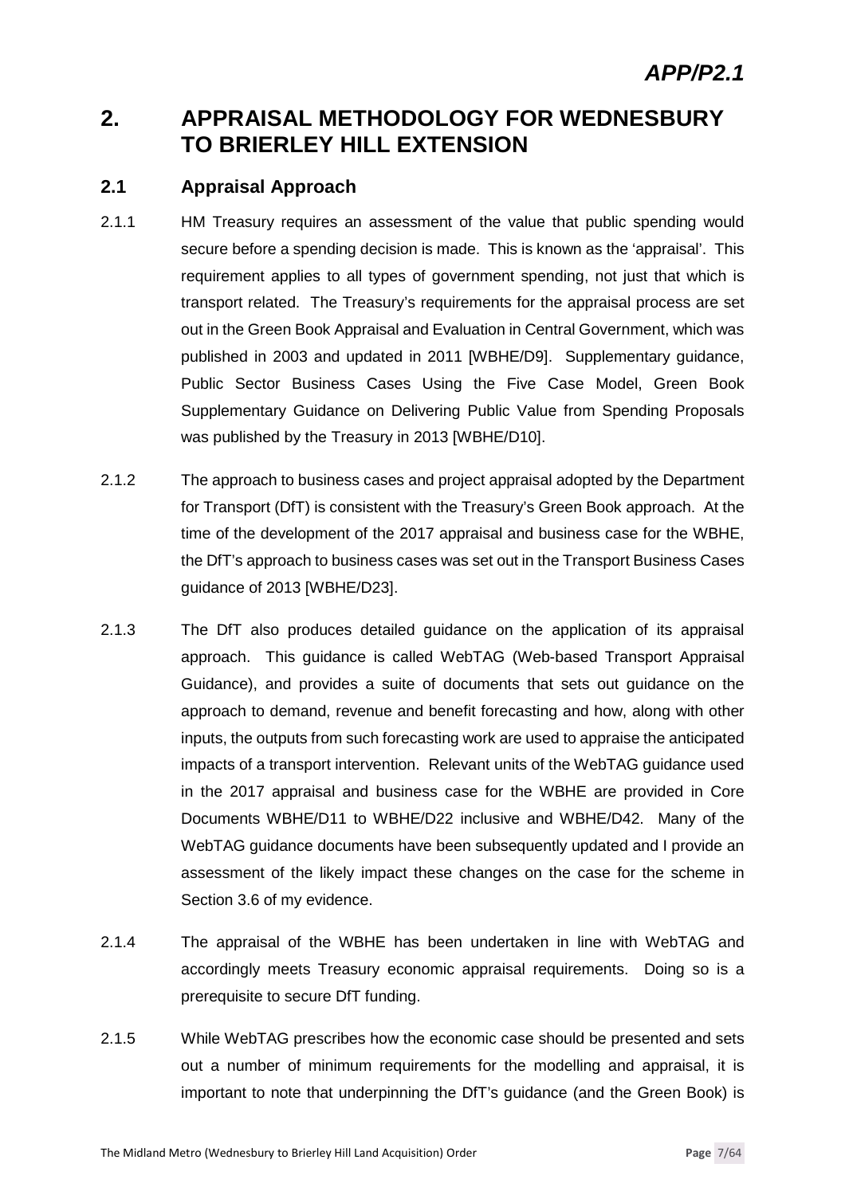# 2. APPRAISAL METHODOLOGY FOR WEDNESBURY TO BRIERLEY HILL EXTENSION

## 2.1 Appraisal Approach

2.1.1 HM Treasury requires an assessment of the value that public spending would secure before a spending decision is made. This is known as the 'appraisal'. This requirement applies to all types of government spending, not just that which is transport related. The Treasury's requirements for the appraisal process are set out in the Green Book Appraisal and Evaluation in Central Government, which was published in 2003 and updated in 2011 [WBHE/D9]. Supplementary guidance, Public Sector Business Cases Using the Five Case Model, Green Book Supplementary Guidance on Delivering Public Value from Spending Proposals was published by the Treasury in 2013 [WBHE/D10].

2.1.2 The approach to business cases and project appraisal adopted by the Department for Transport (DfT) is consistent with the Treasury's Green Book approach. At the time of the development of the 2017 appraisal and business case for the WBHE, the DfT's approach to business cases was set out in the Transport Business Cases guidance of 2013 [WBHE/D23].

2.1.3 The DfT also produces detailed guidance on the application of its appraisal approach. This guidance is called WebTAG (Web-based Transport Appraisal Guidance), and provides a suite of documents that sets out guidance on the approach to demand, revenue and benefit forecasting and how, along with other inputs, the outputs from such forecasting work are used to appraise the anticipated impacts of a transport intervention. Relevant units of the WebTAG guidance used in the 2017 appraisal and business case for the WBHE are provided in Core Documents WBHE/D11 to WBHE/D22 inclusive and WBHE/D42. Many of the WebTAG guidance documents have been subsequently updated and I provide an assessment of the likely impact these changes on the case for the scheme in Section 3.6 of my evidence.

2.1.4 The appraisal of the WBHE has been undertaken in line with WebTAG and accordingly meets Treasury economic appraisal requirements. Doing so is a prerequisite to secure DfT funding.

2.1.5 While WebTAG prescribes how the economic case should be presented and sets out a number of minimum requirements for the modelling and appraisal, it is important to note that underpinning the DfT's guidance (and the Green Book) is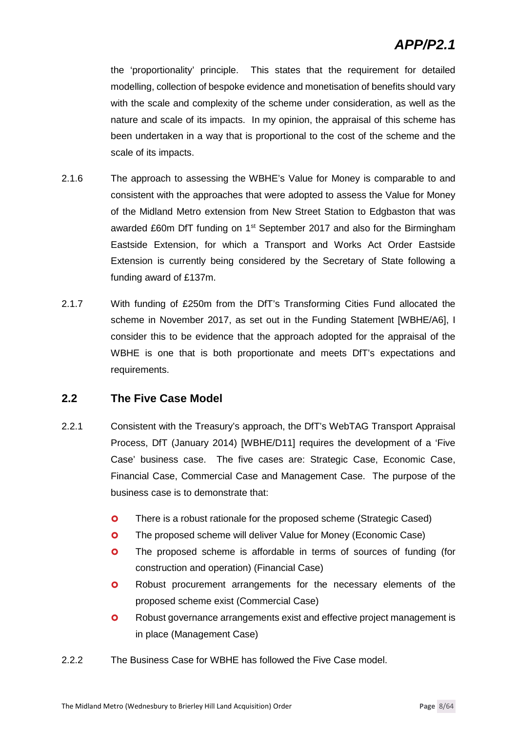the 'proportionality' principle. This states that the requirement for detailed modelling, collection of bespoke evidence and monetisation of benefits should vary with the scale and complexity of the scheme under consideration, as well as the nature and scale of its impacts. In my opinion, the appraisal of this scheme has been undertaken in a way that is proportional to the cost of the scheme and the scale of its impacts.

2.1.6 The approach to assessing the WBHE's Value for Money is comparable to and consistent with the approaches that were adopted to assess the Value for Money of the Midland Metro extension from New Street Station to Edgbaston that was awarded £60m DfT funding on 1st September 2017 and also for the Birmingham Eastside Extension, for which a Transport and Works Act Order Eastside Extension is currently being considered by the Secretary of State following a funding award of £137m.

2.1.7 With funding of £250m from the DfT's Transforming Cities Fund allocated the scheme in November 2017, as set out in the Funding Statement [WBHE/A6], I consider this to be evidence that the approach adopted for the appraisal of the WBHE is one that is both proportionate and meets DfT's expectations and requirements.

## 2.2 The Five Case Model

2.2.1 Consistent with the Treasury's approach, the DfT's WebTAG Transport Appraisal Process, DfT (January 2014) [WBHE/D11] requires the development of a 'Five Case' business case. The five cases are: Strategic Case, Economic Case, Financial Case, Commercial Case and Management Case. The purpose of the business case is to demonstrate that:

- There is a robust rationale for the proposed scheme (Strategic Cased)
- The proposed scheme will deliver Value for Money (Economic Case)
- The proposed scheme is affordable in terms of sources of funding (for construction and operation) (Financial Case)
- Robust procurement arrangements for the necessary elements of the proposed scheme exist (Commercial Case)
- Robust governance arrangements exist and effective project management is in place (Management Case)

2.2.2 The Business Case for WBHE has followed the Five Case model.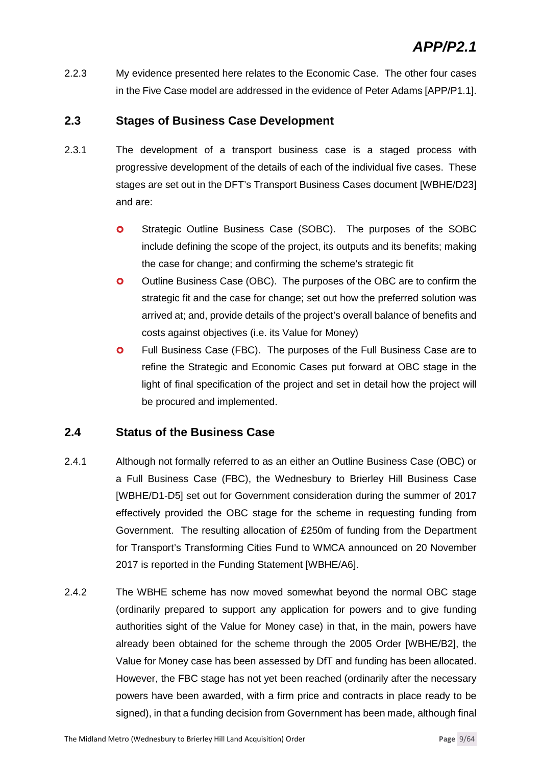2.2.3 My evidence presented here relates to the Economic Case. The other four cases in the Five Case model are addressed in the evidence of Peter Adams [APP/P1.1].

## 2.3 Stages of Business Case Development

2.3.1 The development of a transport business case is a staged process with progressive development of the details of each of the individual five cases. These stages are set out in the DFT's Transport Business Cases document [WBHE/D23] and are:

- Strategic Outline Business Case (SOBC). The purposes of the SOBC include defining the scope of the project, its outputs and its benefits; making the case for change; and confirming the scheme's strategic fit
- Outline Business Case (OBC). The purposes of the OBC are to confirm the strategic fit and the case for change; set out how the preferred solution was arrived at; and, provide details of the project's overall balance of benefits and costs against objectives (i.e. its Value for Money)
- Full Business Case (FBC). The purposes of the Full Business Case are to refine the Strategic and Economic Cases put forward at OBC stage in the light of final specification of the project and set in detail how the project will be procured and implemented.

## 2.4 Status of the Business Case

2.4.1 Although not formally referred to as an either an Outline Business Case (OBC) or a Full Business Case (FBC), the Wednesbury to Brierley Hill Business Case [WBHE/D1-D5] set out for Government consideration during the summer of 2017 effectively provided the OBC stage for the scheme in requesting funding from Government. The resulting allocation of £250m of funding from the Department for Transport's Transforming Cities Fund to WMCA announced on 20 November 2017 is reported in the Funding Statement [WBHE/A6].

2.4.2 The WBHE scheme has now moved somewhat beyond the normal OBC stage (ordinarily prepared to support any application for powers and to give funding authorities sight of the Value for Money case) in that, in the main, powers have already been obtained for the scheme through the 2005 Order [WBHE/B2], the Value for Money case has been assessed by DfT and funding has been allocated. However, the FBC stage has not yet been reached (ordinarily after the necessary powers have been awarded, with a firm price and contracts in place ready to be signed), in that a funding decision from Government has been made, although final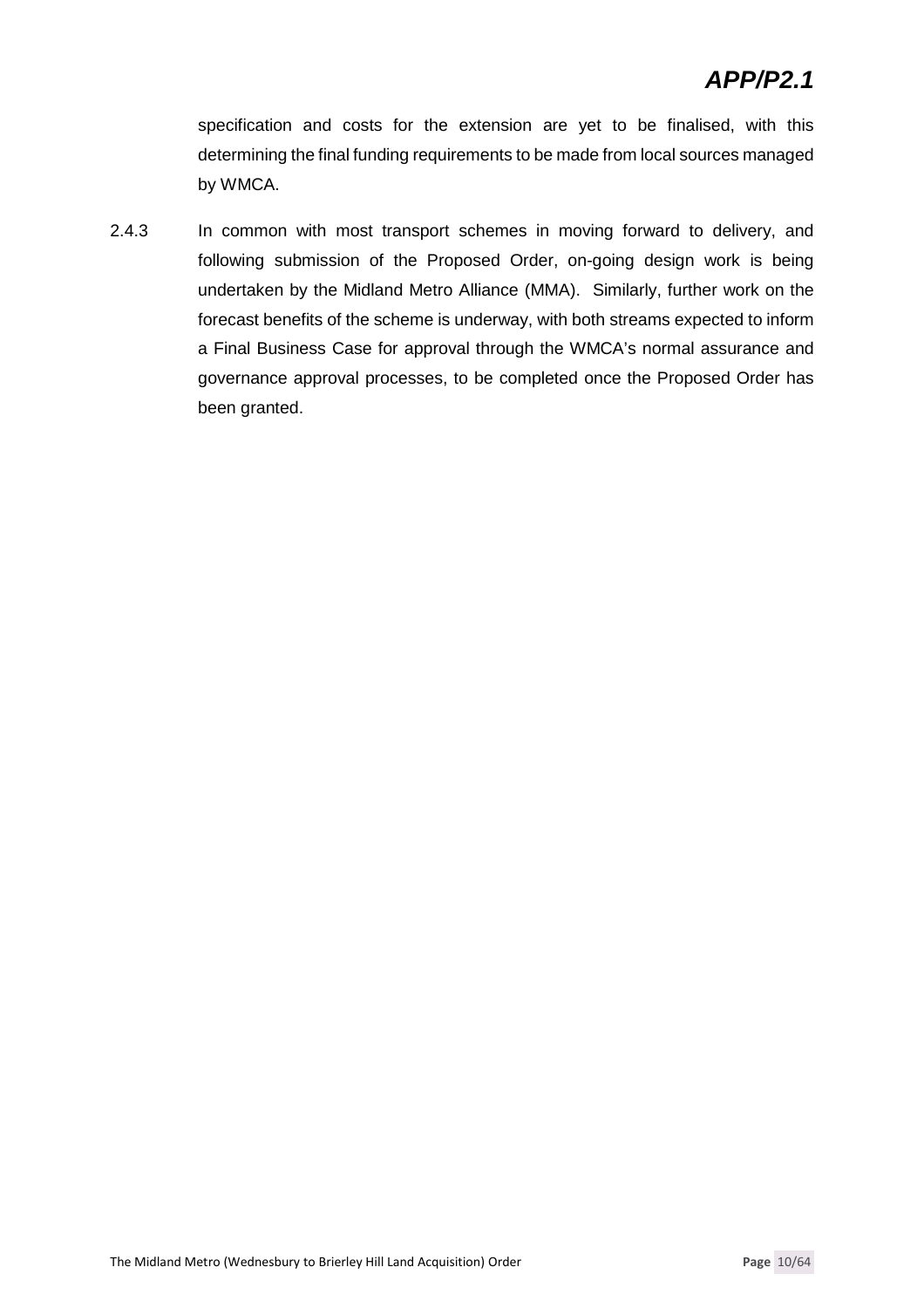specification and costs for the extension are yet to be finalised, with this determining the final funding requirements to be made from local sources managed by WMCA.

2.4.3 In common with most transport schemes in moving forward to delivery, and following submission of the Proposed Order, on-going design work is being undertaken by the Midland Metro Alliance (MMA). Similarly, further work on the forecast benefits of the scheme is underway, with both streams expected to inform a Final Business Case for approval through the WMCA's normal assurance and governance approval processes, to be completed once the Proposed Order has been granted.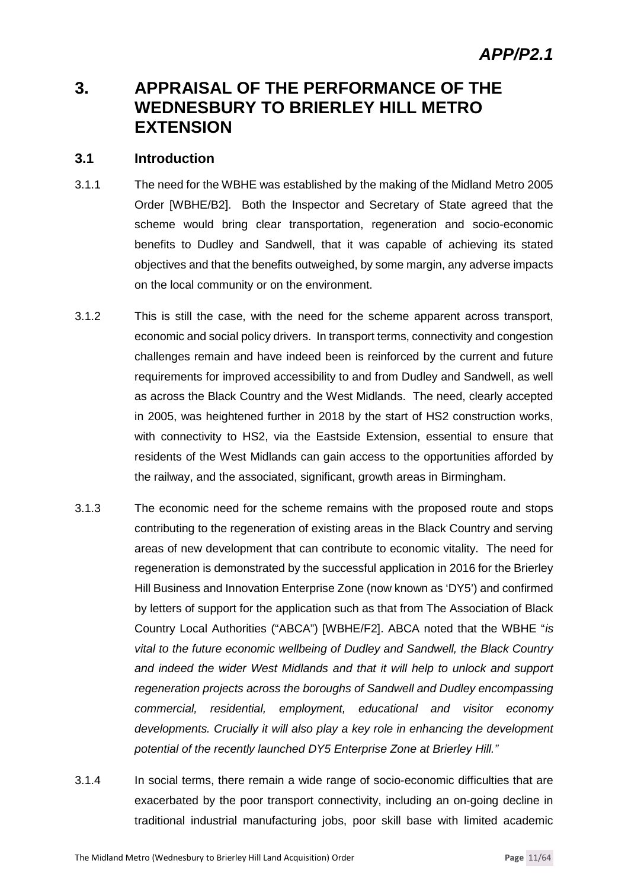# 3. APPRAISAL OF THE PERFORMANCE OF THE WEDNESBURY TO BRIERLEY HILL METRO EXTENSION

## 3.1 Introduction

3.1.1 The need for the WBHE was established by the making of the Midland Metro 2005 Order [WBHE/B2]. Both the Inspector and Secretary of State agreed that the scheme would bring clear transportation, regeneration and socio-economic benefits to Dudley and Sandwell, that it was capable of achieving its stated objectives and that the benefits outweighed, by some margin, any adverse impacts on the local community or on the environment.

3.1.2 This is still the case, with the need for the scheme apparent across transport, economic and social policy drivers. In transport terms, connectivity and congestion challenges remain and have indeed been is reinforced by the current and future requirements for improved accessibility to and from Dudley and Sandwell, as well as across the Black Country and the West Midlands. The need, clearly accepted in 2005, was heightened further in 2018 by the start of HS2 construction works, with connectivity to HS2, via the Eastside Extension, essential to ensure that residents of the West Midlands can gain access to the opportunities afforded by the railway, and the associated, significant, growth areas in Birmingham.

3.1.3 The economic need for the scheme remains with the proposed route and stops contributing to the regeneration of existing areas in the Black Country and serving areas of new development that can contribute to economic vitality. The need for regeneration is demonstrated by the successful application in 2016 for the Brierley Hill Business and Innovation Enterprise Zone (now known as 'DY5') and confirmed by letters of support for the application such as that from The Association of Black Country Local Authorities ("ABCA") [WBHE/F2]. ABCA noted that the WBHE "*is vital to the future economic wellbeing of Dudley and Sandwell, the Black Country and indeed the wider West Midlands and that it will help to unlock and support regeneration projects across the boroughs of Sandwell and Dudley encompassing commercial, residential, employment, educational and visitor economy developments. Crucially it will also play a key role in enhancing the development potential of the recently launched DY5 Enterprise Zone at Brierley Hill.*"

3.1.4 In social terms, there remain a wide range of socio-economic difficulties that are exacerbated by the poor transport connectivity, including an on-going decline in traditional industrial manufacturing jobs, poor skill base with limited academic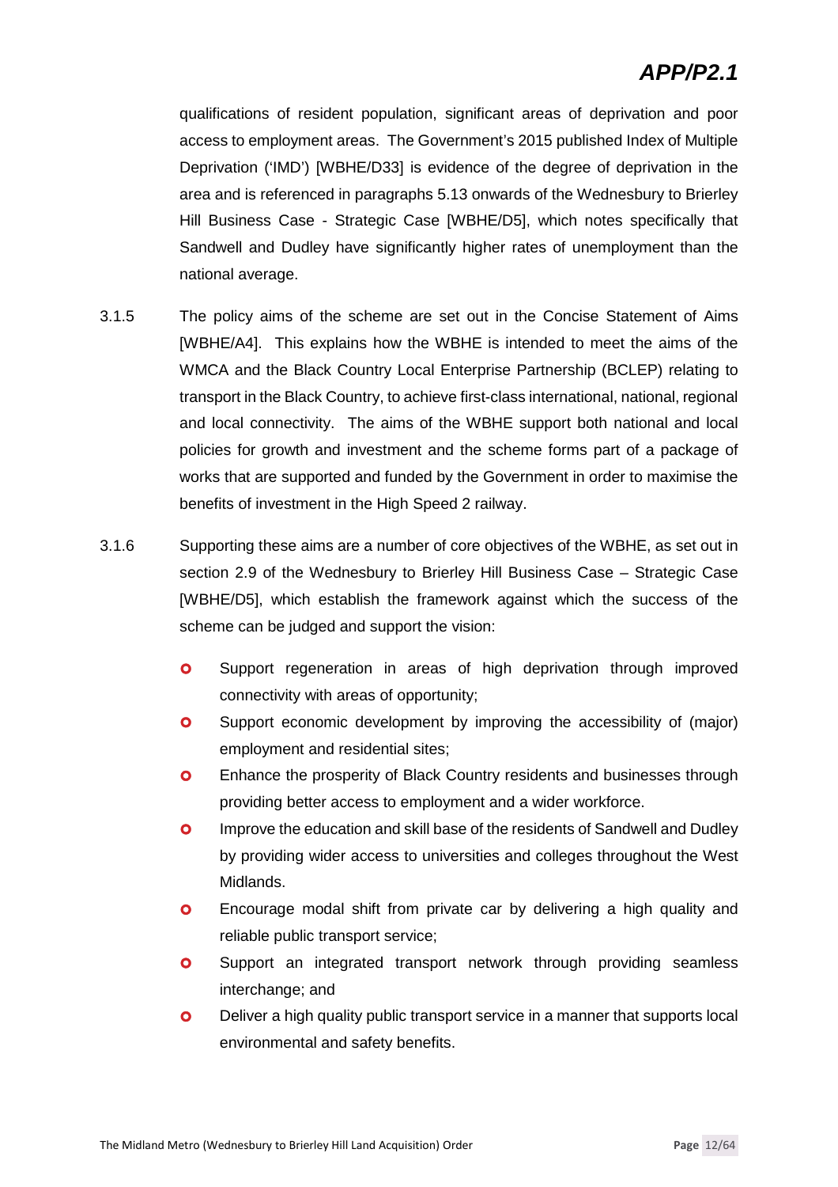qualifications of resident population, significant areas of deprivation and poor access to employment areas. The Government's 2015 published Index of Multiple Deprivation ('IMD') [WBHE/D33] is evidence of the degree of deprivation in the area and is referenced in paragraphs 5.13 onwards of the Wednesbury to Brierley Hill Business Case - Strategic Case [WBHE/D5], which notes specifically that Sandwell and Dudley have significantly higher rates of unemployment than the national average.

3.1.5 The policy aims of the scheme are set out in the Concise Statement of Aims [WBHE/A4]. This explains how the WBHE is intended to meet the aims of the WMCA and the Black Country Local Enterprise Partnership (BCLEP) relating to transport in the Black Country, to achieve first-class international, national, regional and local connectivity. The aims of the WBHE support both national and local policies for growth and investment and the scheme forms part of a package of works that are supported and funded by the Government in order to maximise the benefits of investment in the High Speed 2 railway.

3.1.6 Supporting these aims are a number of core objectives of the WBHE, as set out in section 2.9 of the Wednesbury to Brierley Hill Business Case – Strategic Case [WBHE/D5], which establish the framework against which the success of the scheme can be judged and support the vision:

- Support regeneration in areas of high deprivation through improved connectivity with areas of opportunity;
- Support economic development by improving the accessibility of (major) employment and residential sites;
- Enhance the prosperity of Black Country residents and businesses through providing better access to employment and a wider workforce.
- Improve the education and skill base of the residents of Sandwell and Dudley by providing wider access to universities and colleges throughout the West Midlands.
- Encourage modal shift from private car by delivering a high quality and reliable public transport service;
- Support an integrated transport network through providing seamless interchange; and
- Deliver a high quality public transport service in a manner that supports local environmental and safety benefits.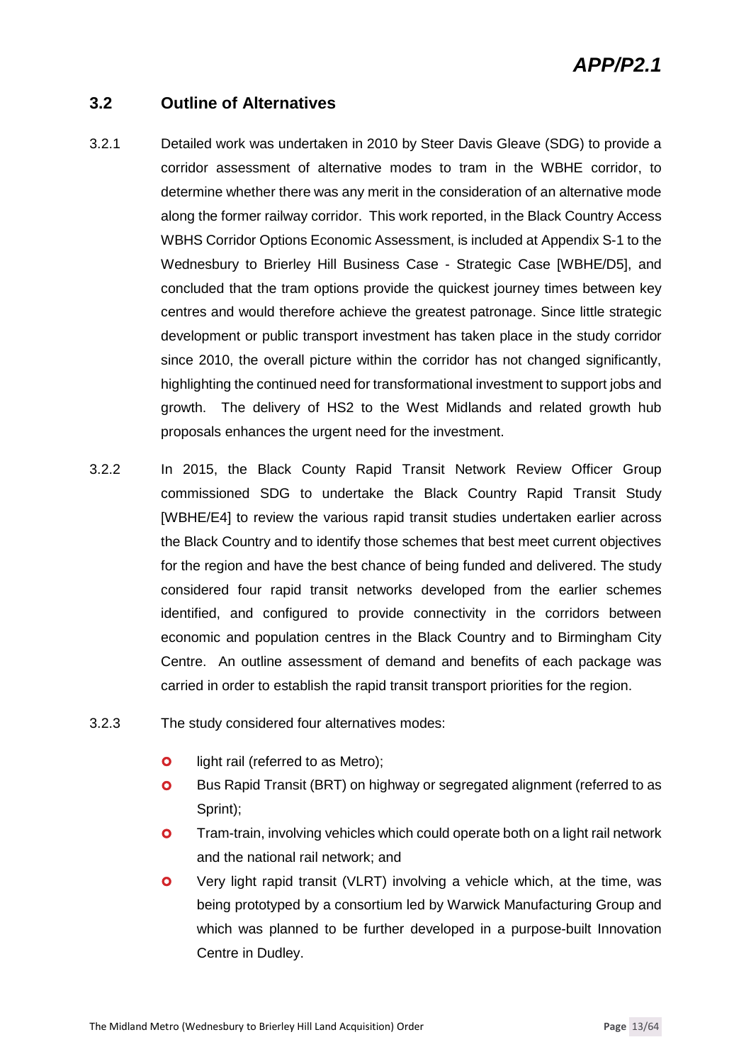### 3.2 Outline of Alternatives

3.2.1 Detailed work was undertaken in 2010 by Steer Davis Gleave (SDG) to provide a corridor assessment of alternative modes to tram in the WBHE corridor, to determine whether there was any merit in the consideration of an alternative mode along the former railway corridor. This work reported, in the Black Country Access WBHS Corridor Options Economic Assessment, is included at Appendix S-1 to the Wednesbury to Brierley Hill Business Case - Strategic Case [WBHE/D5], and concluded that the tram options provide the quickest journey times between key centres and would therefore achieve the greatest patronage. Since little strategic development or public transport investment has taken place in the study corridor since 2010, the overall picture within the corridor has not changed significantly, highlighting the continued need for transformational investment to support jobs and growth. The delivery of HS2 to the West Midlands and related growth hub proposals enhances the urgent need for the investment.

3.2.2 In 2015, the Black County Rapid Transit Network Review Officer Group commissioned SDG to undertake the Black Country Rapid Transit Study [WBHE/E4] to review the various rapid transit studies undertaken earlier across the Black Country and to identify those schemes that best meet current objectives for the region and have the best chance of being funded and delivered. The study considered four rapid transit networks developed from the earlier schemes identified, and configured to provide connectivity in the corridors between economic and population centres in the Black Country and to Birmingham City Centre. An outline assessment of demand and benefits of each package was carried in order to establish the rapid transit transport priorities for the region.

3.2.3 The study considered four alternatives modes:

- light rail (referred to as Metro);
- Bus Rapid Transit (BRT) on highway or segregated alignment (referred to as Sprint);
- Tram-train, involving vehicles which could operate both on a light rail network and the national rail network; and
- Very light rapid transit (VLRT) involving a vehicle which, at the time, was being prototyped by a consortium led by Warwick Manufacturing Group and which was planned to be further developed in a purpose-built Innovation Centre in Dudley.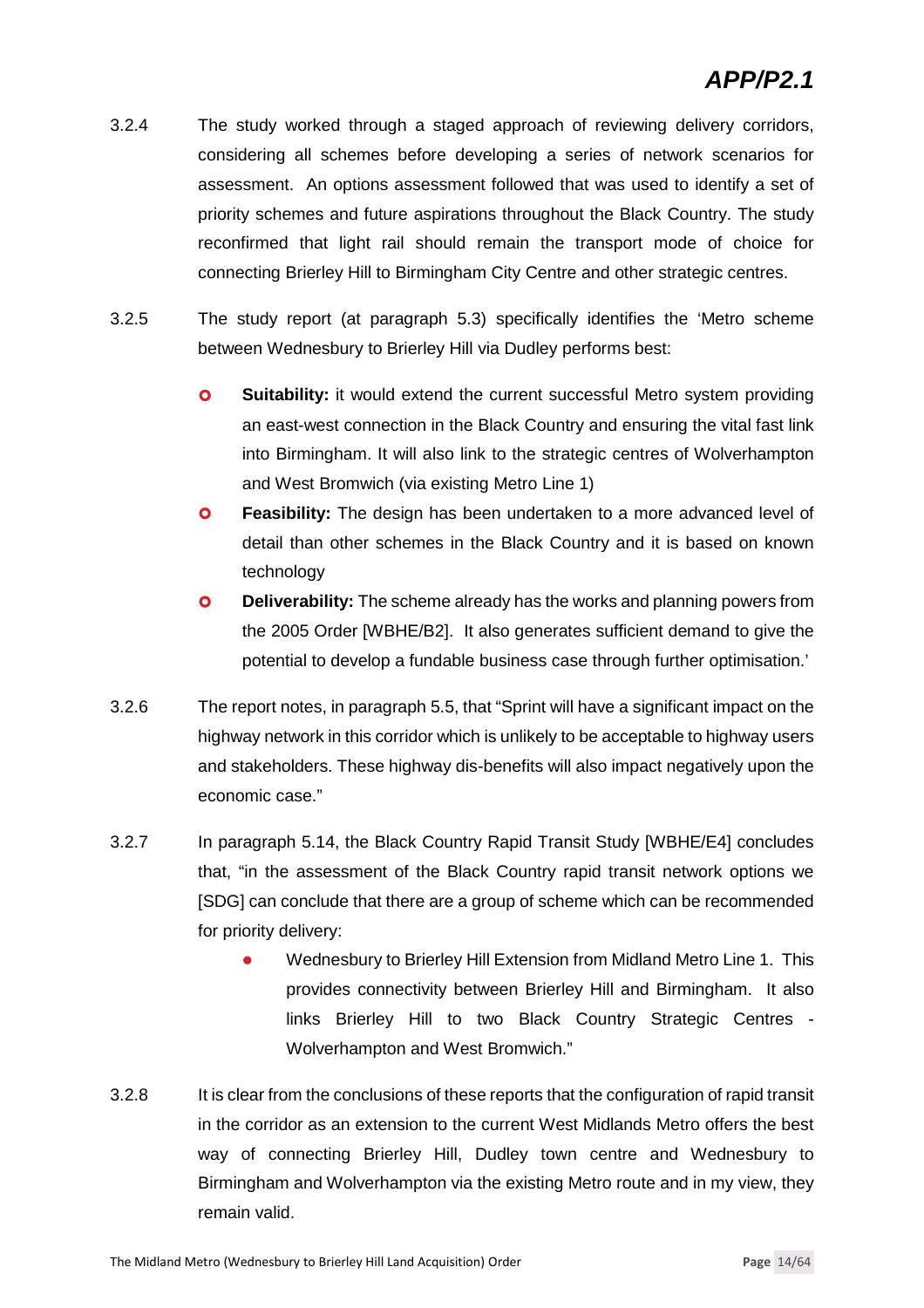3.2.4 The study worked through a staged approach of reviewing delivery corridors, considering all schemes before developing a series of network scenarios for assessment. An options assessment followed that was used to identify a set of priority schemes and future aspirations throughout the Black Country. The study reconfirmed that light rail should remain the transport mode of choice for connecting Brierley Hill to Birmingham City Centre and other strategic centres.

3.2.5 The study report (at paragraph 5.3) specifically identifies the 'Metro scheme between Wednesbury to Brierley Hill via Dudley performs best:

- **Suitability:** it would extend the current successful Metro system providing an east-west connection in the Black Country and ensuring the vital fast link into Birmingham. It will also link to the strategic centres of Wolverhampton and West Bromwich (via existing Metro Line 1)
- **Feasibility:** The design has been undertaken to a more advanced level of detail than other schemes in the Black Country and it is based on known technology
- **Deliverability:** The scheme already has the works and planning powers from the 2005 Order [WBHE/B2]. It also generates sufficient demand to give the potential to develop a fundable business case through further optimisation.'

3.2.6 The report notes, in paragraph 5.5, that "Sprint will have a significant impact on the highway network in this corridor which is unlikely to be acceptable to highway users and stakeholders. These highway dis-benefits will also impact negatively upon the economic case."

3.2.7 In paragraph 5.14, the Black Country Rapid Transit Study [WBHE/E4] concludes that, "in the assessment of the Black Country rapid transit network options we [SDG] can conclude that there are a group of scheme which can be recommended for priority delivery:

- Wednesbury to Brierley Hill Extension from Midland Metro Line 1. This provides connectivity between Brierley Hill and Birmingham. It also links Brierley Hill to two Black Country Strategic Centres - Wolverhampton and West Bromwich."

3.2.8 It is clear from the conclusions of these reports that the configuration of rapid transit in the corridor as an extension to the current West Midlands Metro offers the best way of connecting Brierley Hill, Dudley town centre and Wednesbury to Birmingham and Wolverhampton via the existing Metro route and in my view, they remain valid.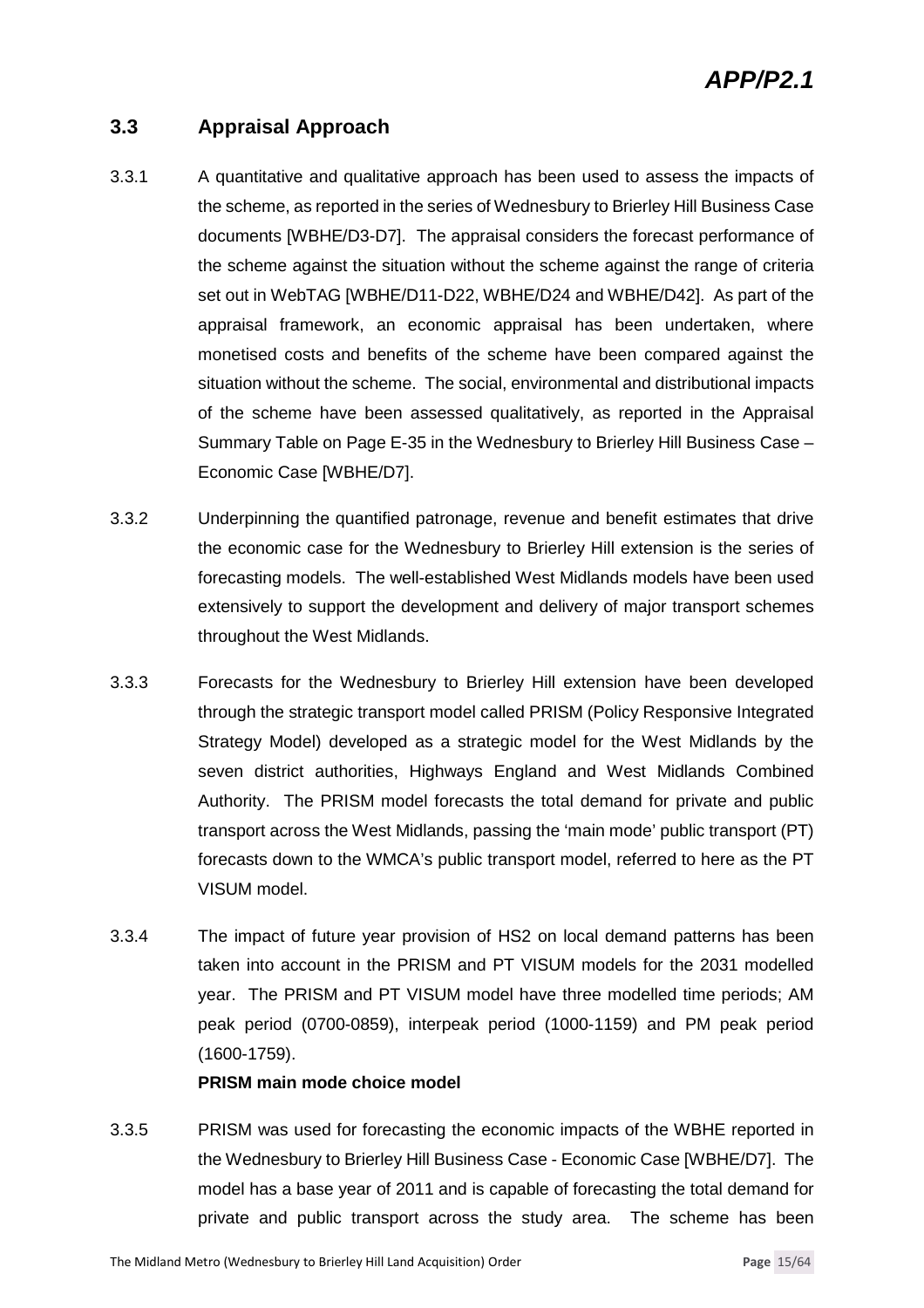## 3.3 Appraisal Approach

3.3.1 A quantitative and qualitative approach has been used to assess the impacts of the scheme, as reported in the series of Wednesbury to Brierley Hill Business Case documents [WBHE/D3-D7]. The appraisal considers the forecast performance of the scheme against the situation without the scheme against the range of criteria set out in WebTAG [WBHE/D11-D22, WBHE/D24 and WBHE/D42]. As part of the appraisal framework, an economic appraisal has been undertaken, where monetised costs and benefits of the scheme have been compared against the situation without the scheme. The social, environmental and distributional impacts of the scheme have been assessed qualitatively, as reported in the Appraisal Summary Table on Page E-35 in the Wednesbury to Brierley Hill Business Case – Economic Case [WBHE/D7].

3.3.2 Underpinning the quantified patronage, revenue and benefit estimates that drive the economic case for the Wednesbury to Brierley Hill extension is the series of forecasting models. The well-established West Midlands models have been used extensively to support the development and delivery of major transport schemes throughout the West Midlands.

3.3.3 Forecasts for the Wednesbury to Brierley Hill extension have been developed through the strategic transport model called PRISM (Policy Responsive Integrated Strategy Model) developed as a strategic model for the West Midlands by the seven district authorities, Highways England and West Midlands Combined Authority. The PRISM model forecasts the total demand for private and public transport across the West Midlands, passing the 'main mode' public transport (PT) forecasts down to the WMCA's public transport model, referred to here as the PT VISUM model.

3.3.4 The impact of future year provision of HS2 on local demand patterns has been taken into account in the PRISM and PT VISUM models for the 2031 modelled year. The PRISM and PT VISUM model have three modelled time periods; AM peak period (0700-0859), interpeak period (1000-1159) and PM peak period (1600-1759).

**PRISM main mode choice model**

3.3.5 PRISM was used for forecasting the economic impacts of the WBHE reported in the Wednesbury to Brierley Hill Business Case - Economic Case [WBHE/D7]. The model has a base year of 2011 and is capable of forecasting the total demand for private and public transport across the study area. The scheme has been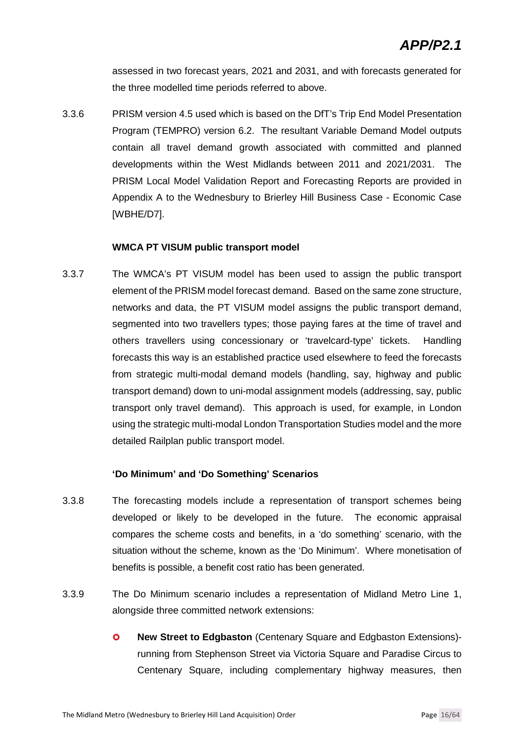assessed in two forecast years, 2021 and 2031, and with forecasts generated for the three modelled time periods referred to above.

3.3.6 PRISM version 4.5 used which is based on the DfT's Trip End Model Presentation Program (TEMPRO) version 6.2. The resultant Variable Demand Model outputs contain all travel demand growth associated with committed and planned developments within the West Midlands between 2011 and 2021/2031. The PRISM Local Model Validation Report and Forecasting Reports are provided in Appendix A to the Wednesbury to Brierley Hill Business Case - Economic Case [WBHE/D7].

**WMCA PT VISUM public transport model**

3.3.7 The WMCA's PT VISUM model has been used to assign the public transport element of the PRISM model forecast demand. Based on the same zone structure, networks and data, the PT VISUM model assigns the public transport demand, segmented into two travellers types; those paying fares at the time of travel and others travellers using concessionary or 'travelcard-type' tickets. Handling forecasts this way is an established practice used elsewhere to feed the forecasts from strategic multi-modal demand models (handling, say, highway and public transport demand) down to uni-modal assignment models (addressing, say, public transport only travel demand). This approach is used, for example, in London using the strategic multi-modal London Transportation Studies model and the more detailed Railplan public transport model.

**'Do Minimum' and 'Do Something' Scenarios**

3.3.8 The forecasting models include a representation of transport schemes being developed or likely to be developed in the future. The economic appraisal compares the scheme costs and benefits, in a 'do something' scenario, with the situation without the scheme, known as the 'Do Minimum'. Where monetisation of benefits is possible, a benefit cost ratio has been generated.

3.3.9 The Do Minimum scenario includes a representation of Midland Metro Line 1, alongside three committed network extensions:

- **New Street to Edgbaston** (Centenary Square and Edgbaston Extensions)- running from Stephenson Street via Victoria Square and Paradise Circus to Centenary Square, including complementary highway measures, then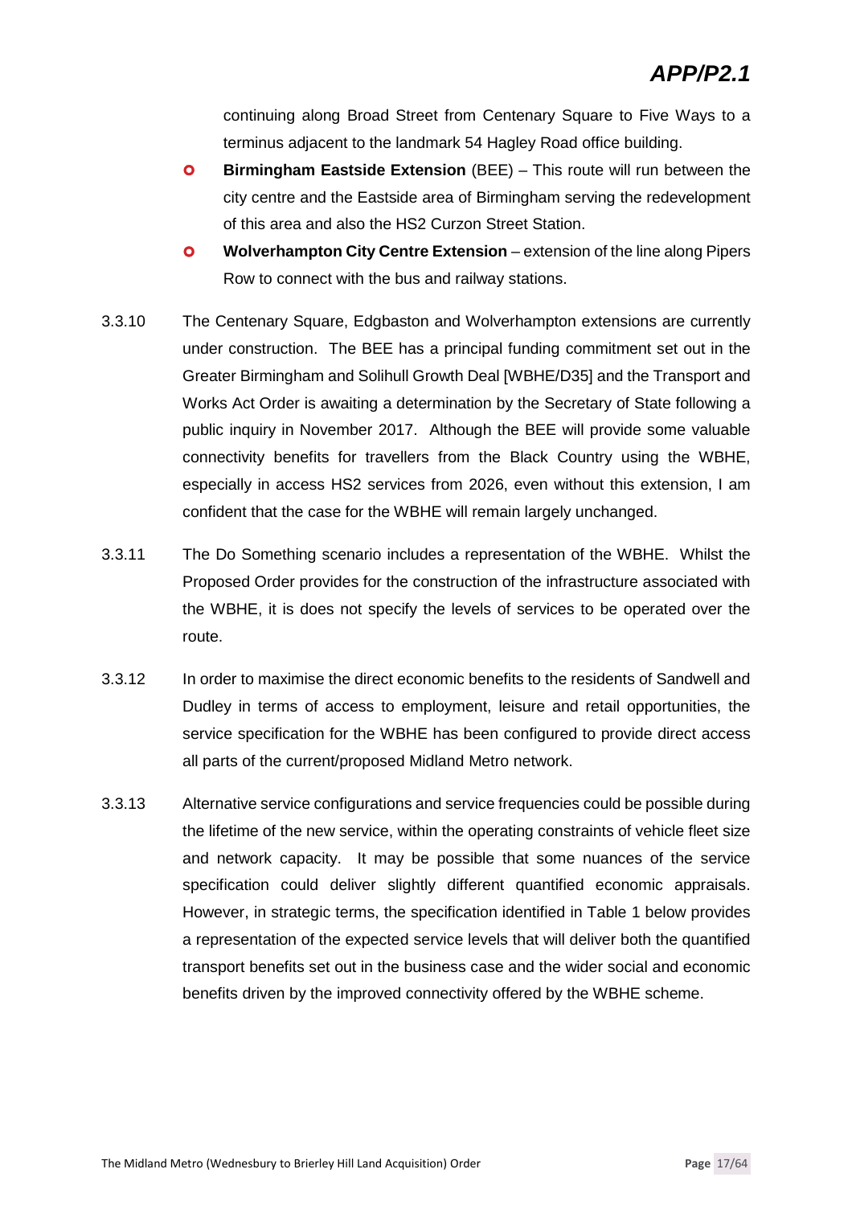continuing along Broad Street from Centenary Square to Five Ways to a terminus adjacent to the landmark 54 Hagley Road office building.

- **Birmingham Eastside Extension** (BEE) – This route will run between the city centre and the Eastside area of Birmingham serving the redevelopment of this area and also the HS2 Curzon Street Station.
- **Wolverhampton City Centre Extension** – extension of the line along Pipers Row to connect with the bus and railway stations.

3.3.10 The Centenary Square, Edgbaston and Wolverhampton extensions are currently under construction. The BEE has a principal funding commitment set out in the Greater Birmingham and Solihull Growth Deal [WBHE/D35] and the Transport and Works Act Order is awaiting a determination by the Secretary of State following a public inquiry in November 2017. Although the BEE will provide some valuable connectivity benefits for travellers from the Black Country using the WBHE, especially in access HS2 services from 2026, even without this extension, I am confident that the case for the WBHE will remain largely unchanged.

3.3.11 The Do Something scenario includes a representation of the WBHE. Whilst the Proposed Order provides for the construction of the infrastructure associated with the WBHE, it is does not specify the levels of services to be operated over the route.

3.3.12 In order to maximise the direct economic benefits to the residents of Sandwell and Dudley in terms of access to employment, leisure and retail opportunities, the service specification for the WBHE has been configured to provide direct access all parts of the current/proposed Midland Metro network.

3.3.13 Alternative service configurations and service frequencies could be possible during the lifetime of the new service, within the operating constraints of vehicle fleet size and network capacity. It may be possible that some nuances of the service specification could deliver slightly different quantified economic appraisals. However, in strategic terms, the specification identified in Table 1 below provides a representation of the expected service levels that will deliver both the quantified transport benefits set out in the business case and the wider social and economic benefits driven by the improved connectivity offered by the WBHE scheme.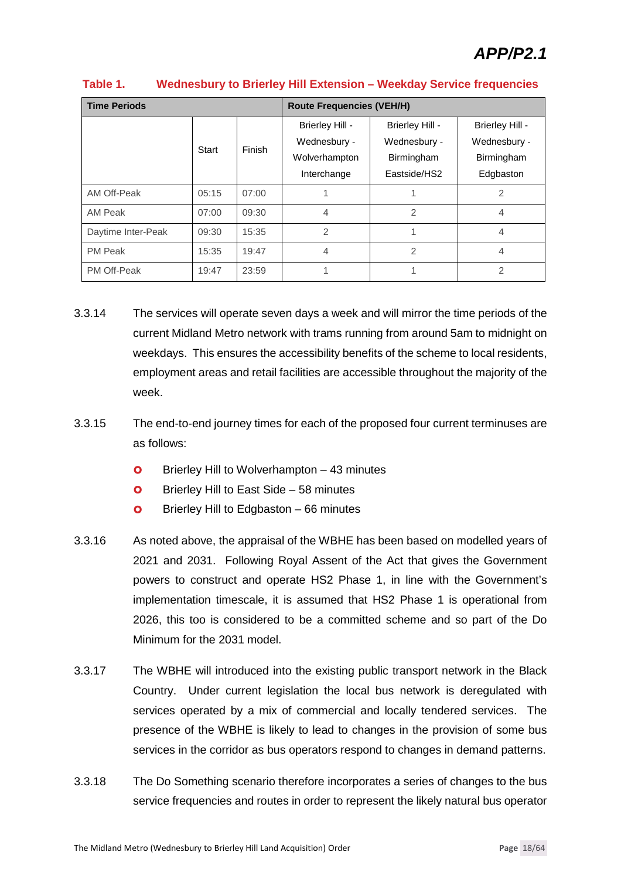APP/P2.1

**Table 1. Wednesbury to Brierley Hill Extension – Weekday Service frequencies**

| Time Periods | | | Route Frequencies (VEH/H) | | |
|---|---|---|---|---|---|
| | Start | Finish | Brierley Hill - Wednesbury - Wolverhampton Interchange | Brierley Hill - Wednesbury - Birmingham Eastside/HS2 | Brierley Hill - Wednesbury - Birmingham Edgbaston |
| AM Off-Peak | 05:15 | 07:00 | 1 | 1 | 2 |
| AM Peak | 07:00 | 09:30 | 4 | 2 | 4 |
| Daytime Inter-Peak | 09:30 | 15:35 | 2 | 1 | 4 |
| PM Peak | 15:35 | 19:47 | 4 | 2 | 4 |
| PM Off-Peak | 19:47 | 23:59 | 1 | 1 | 2 |

3.3.14 The services will operate seven days a week and will mirror the time periods of the current Midland Metro network with trams running from around 5am to midnight on weekdays. This ensures the accessibility benefits of the scheme to local residents, employment areas and retail facilities are accessible throughout the majority of the week.

3.3.15 The end-to-end journey times for each of the proposed four current terminuses are as follows:

- Brierley Hill to Wolverhampton – 43 minutes
- Brierley Hill to East Side – 58 minutes
- Brierley Hill to Edgbaston – 66 minutes

3.3.16 As noted above, the appraisal of the WBHE has been based on modelled years of 2021 and 2031. Following Royal Assent of the Act that gives the Government powers to construct and operate HS2 Phase 1, in line with the Government's implementation timescale, it is assumed that HS2 Phase 1 is operational from 2026, this too is considered to be a committed scheme and so part of the Do Minimum for the 2031 model.

3.3.17 The WBHE will introduced into the existing public transport network in the Black Country. Under current legislation the local bus network is deregulated with services operated by a mix of commercial and locally tendered services. The presence of the WBHE is likely to lead to changes in the provision of some bus services in the corridor as bus operators respond to changes in demand patterns.

3.3.18 The Do Something scenario therefore incorporates a series of changes to the bus service frequencies and routes in order to represent the likely natural bus operator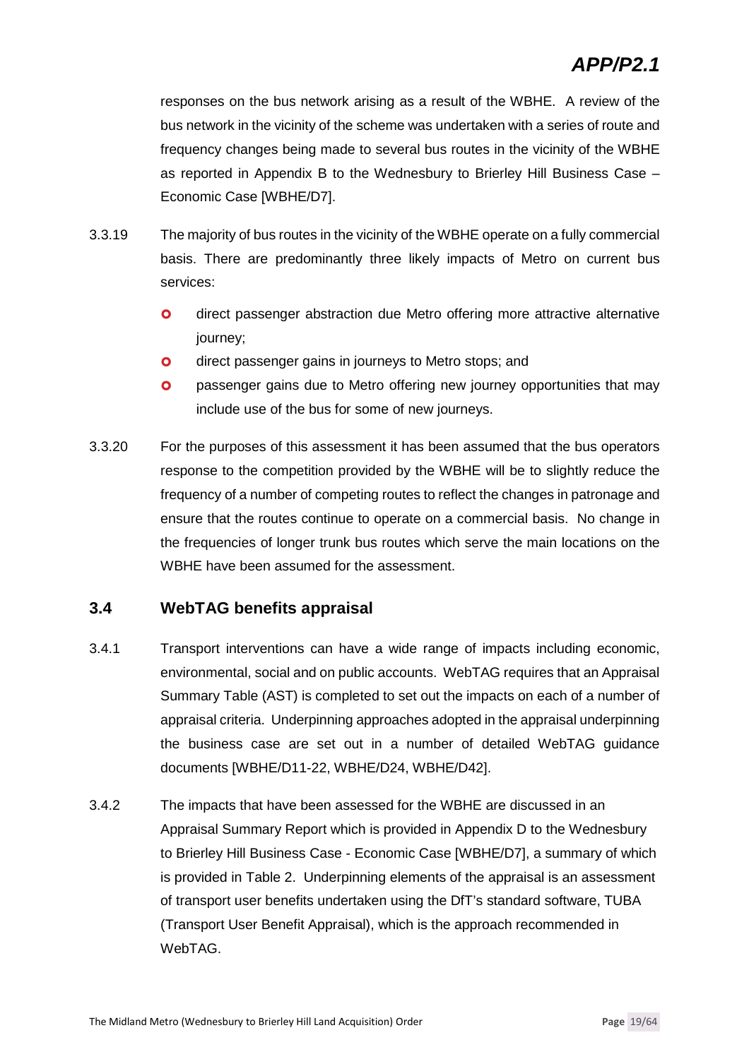responses on the bus network arising as a result of the WBHE. A review of the bus network in the vicinity of the scheme was undertaken with a series of route and frequency changes being made to several bus routes in the vicinity of the WBHE as reported in Appendix B to the Wednesbury to Brierley Hill Business Case – Economic Case [WBHE/D7].

3.3.19 The majority of bus routes in the vicinity of the WBHE operate on a fully commercial basis. There are predominantly three likely impacts of Metro on current bus services:

- direct passenger abstraction due Metro offering more attractive alternative journey;
- direct passenger gains in journeys to Metro stops; and
- passenger gains due to Metro offering new journey opportunities that may include use of the bus for some of new journeys.

3.3.20 For the purposes of this assessment it has been assumed that the bus operators response to the competition provided by the WBHE will be to slightly reduce the frequency of a number of competing routes to reflect the changes in patronage and ensure that the routes continue to operate on a commercial basis. No change in the frequencies of longer trunk bus routes which serve the main locations on the WBHE have been assumed for the assessment.

## 3.4 WebTAG benefits appraisal

3.4.1 Transport interventions can have a wide range of impacts including economic, environmental, social and on public accounts. WebTAG requires that an Appraisal Summary Table (AST) is completed to set out the impacts on each of a number of appraisal criteria. Underpinning approaches adopted in the appraisal underpinning the business case are set out in a number of detailed WebTAG guidance documents [WBHE/D11-22, WBHE/D24, WBHE/D42].

3.4.2 The impacts that have been assessed for the WBHE are discussed in an Appraisal Summary Report which is provided in Appendix D to the Wednesbury to Brierley Hill Business Case - Economic Case [WBHE/D7], a summary of which is provided in Table 2. Underpinning elements of the appraisal is an assessment of transport user benefits undertaken using the DfT's standard software, TUBA (Transport User Benefit Appraisal), which is the approach recommended in WebTAG.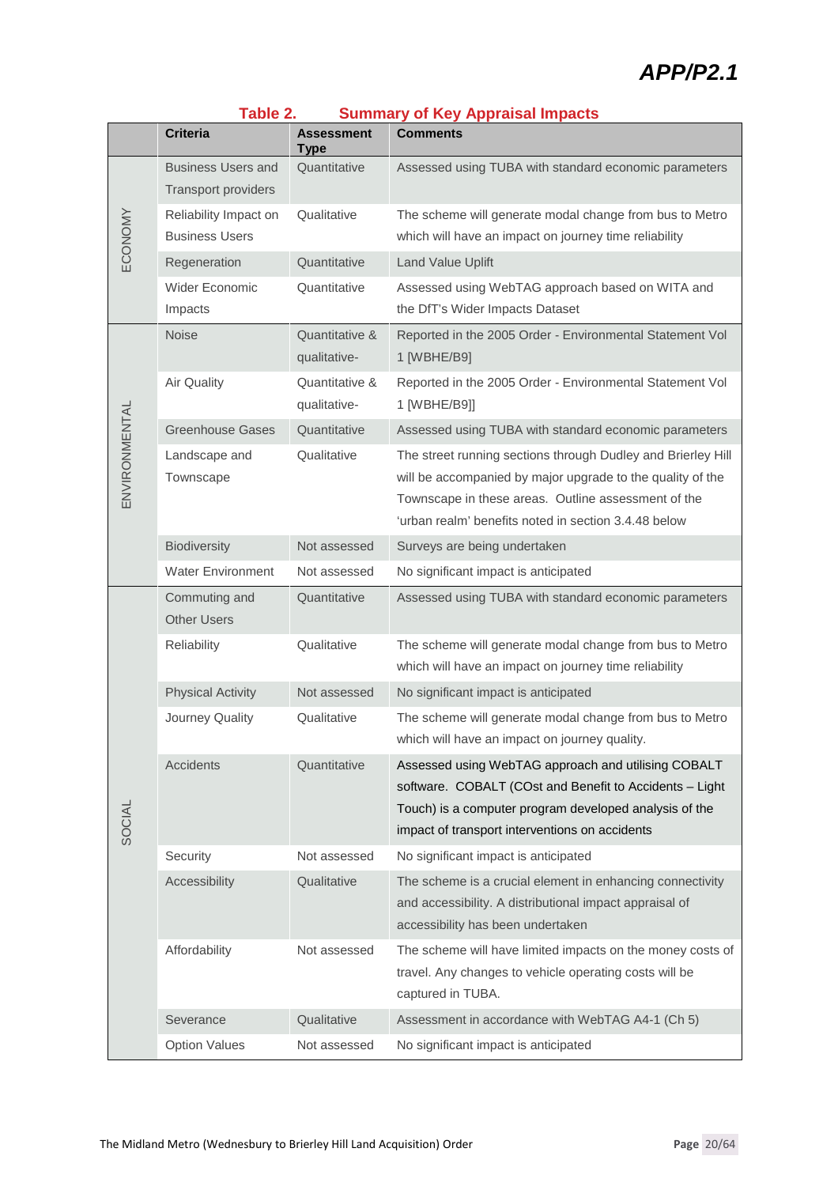**APP/P2.1**

## Table 2. Summary of Key Appraisal Impacts

| | Criteria | Assessment Type | Comments |
|---|---|---|---|
| ECONOMY | Business Users and Transport providers | Quantitative | Assessed using TUBA with standard economic parameters |
| | Reliability Impact on Business Users | Qualitative | The scheme will generate modal change from bus to Metro which will have an impact on journey time reliability |
| | Regeneration | Quantitative | Land Value Uplift |
| | Wider Economic Impacts | Quantitative | Assessed using WebTAG approach based on WITA and the DfT's Wider Impacts Dataset |
| ENVIRONMENTAL | Noise | Quantitative & qualitative- | Reported in the 2005 Order - Environmental Statement Vol 1 [WBHE/B9] |
| | Air Quality | Quantitative & qualitative- | Reported in the 2005 Order - Environmental Statement Vol 1 [WBHE/B9]] |
| | Greenhouse Gases | Quantitative | Assessed using TUBA with standard economic parameters |
| | Landscape and Townscape | Qualitative | The street running sections through Dudley and Brierley Hill will be accompanied by major upgrade to the quality of the Townscape in these areas. Outline assessment of the 'urban realm' benefits noted in section 3.4.48 below |
| | Biodiversity | Not assessed | Surveys are being undertaken |
| | Water Environment | Not assessed | No significant impact is anticipated |
| SOCIAL | Commuting and Other Users | Quantitative | Assessed using TUBA with standard economic parameters |
| | Reliability | Qualitative | The scheme will generate modal change from bus to Metro which will have an impact on journey time reliability |
| | Physical Activity | Not assessed | No significant impact is anticipated |
| | Journey Quality | Qualitative | The scheme will generate modal change from bus to Metro which will have an impact on journey quality. |
| | Accidents | Quantitative | Assessed using WebTAG approach and utilising COBALT software. COBALT (COst and Benefit to Accidents – Light Touch) is a computer program developed analysis of the impact of transport interventions on accidents |
| | Security | Not assessed | No significant impact is anticipated |
| | Accessibility | Qualitative | The scheme is a crucial element in enhancing connectivity and accessibility. A distributional impact appraisal of accessibility has been undertaken |
| | Affordability | Not assessed | The scheme will have limited impacts on the money costs of travel. Any changes to vehicle operating costs will be captured in TUBA. |
| | Severance | Qualitative | Assessment in accordance with WebTAG A4-1 (Ch 5) |
| | Option Values | Not assessed | No significant impact is anticipated |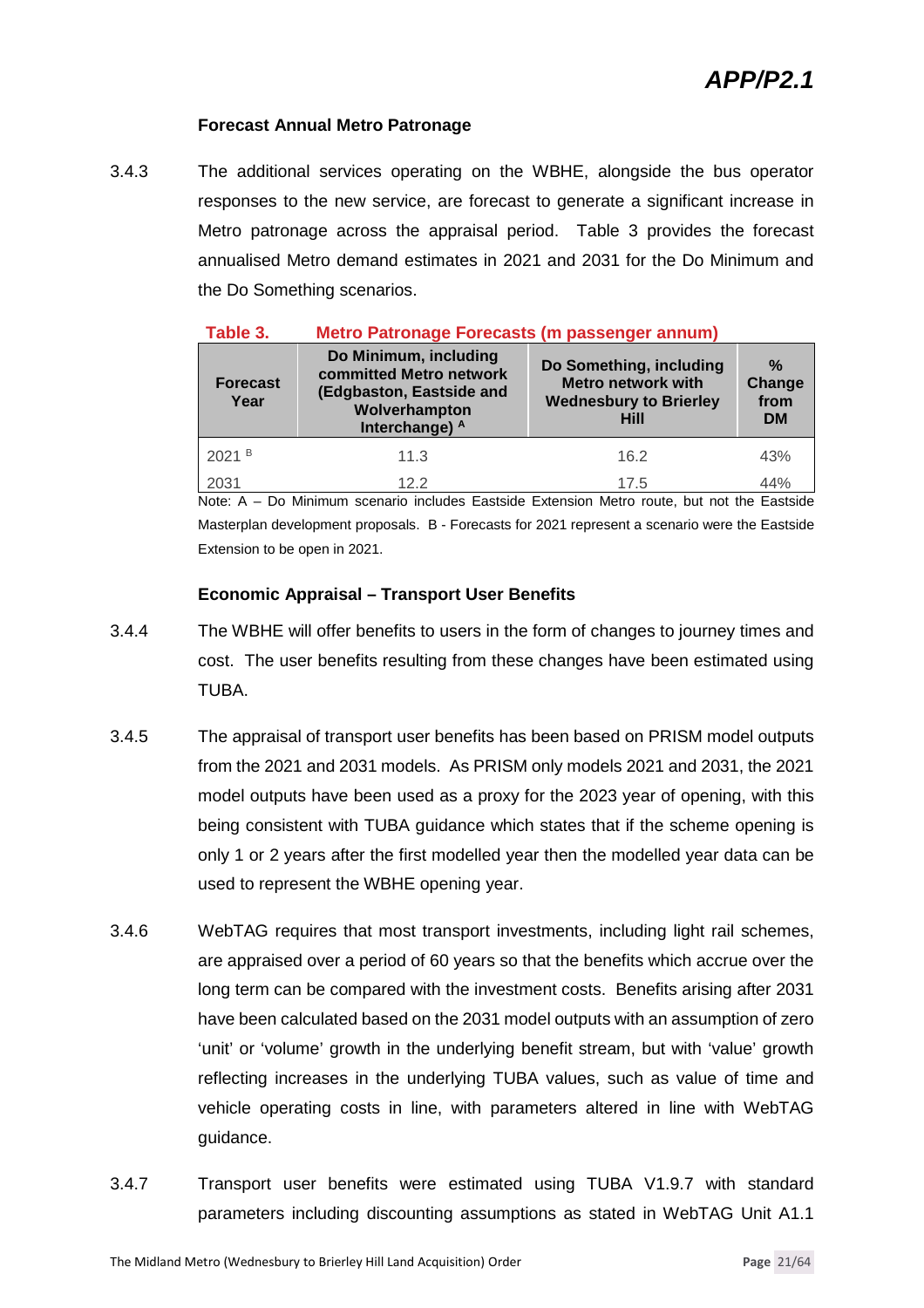#### Forecast Annual Metro Patronage

3.4.3 The additional services operating on the WBHE, alongside the bus operator responses to the new service, are forecast to generate a significant increase in Metro patronage across the appraisal period. Table 3 provides the forecast annualised Metro demand estimates in 2021 and 2031 for the Do Minimum and the Do Something scenarios.

**Table 3. Metro Patronage Forecasts (m passenger annum)**

| Forecast Year | Do Minimum, including committed Metro network (Edgbaston, Eastside and Wolverhampton Interchange) [A] | Do Something, including Metro network with Wednesbury to Brierley Hill | % Change from DM |
|---|---|---|---|
| 2021 [B] | 11.3 | 16.2 | 43% |
| 2031 | 12.2 | 17.5 | 44% |

Note: A – Do Minimum scenario includes Eastside Extension Metro route, but not the Eastside Masterplan development proposals. B - Forecasts for 2021 represent a scenario were the Eastside Extension to be open in 2021.

#### Economic Appraisal – Transport User Benefits

3.4.4 The WBHE will offer benefits to users in the form of changes to journey times and cost. The user benefits resulting from these changes have been estimated using TUBA.

3.4.5 The appraisal of transport user benefits has been based on PRISM model outputs from the 2021 and 2031 models. As PRISM only models 2021 and 2031, the 2021 model outputs have been used as a proxy for the 2023 year of opening, with this being consistent with TUBA guidance which states that if the scheme opening is only 1 or 2 years after the first modelled year then the modelled year data can be used to represent the WBHE opening year.

3.4.6 WebTAG requires that most transport investments, including light rail schemes, are appraised over a period of 60 years so that the benefits which accrue over the long term can be compared with the investment costs. Benefits arising after 2031 have been calculated based on the 2031 model outputs with an assumption of zero 'unit' or 'volume' growth in the underlying benefit stream, but with 'value' growth reflecting increases in the underlying TUBA values, such as value of time and vehicle operating costs in line, with parameters altered in line with WebTAG guidance.

3.4.7 Transport user benefits were estimated using TUBA V1.9.7 with standard parameters including discounting assumptions as stated in WebTAG Unit A1.1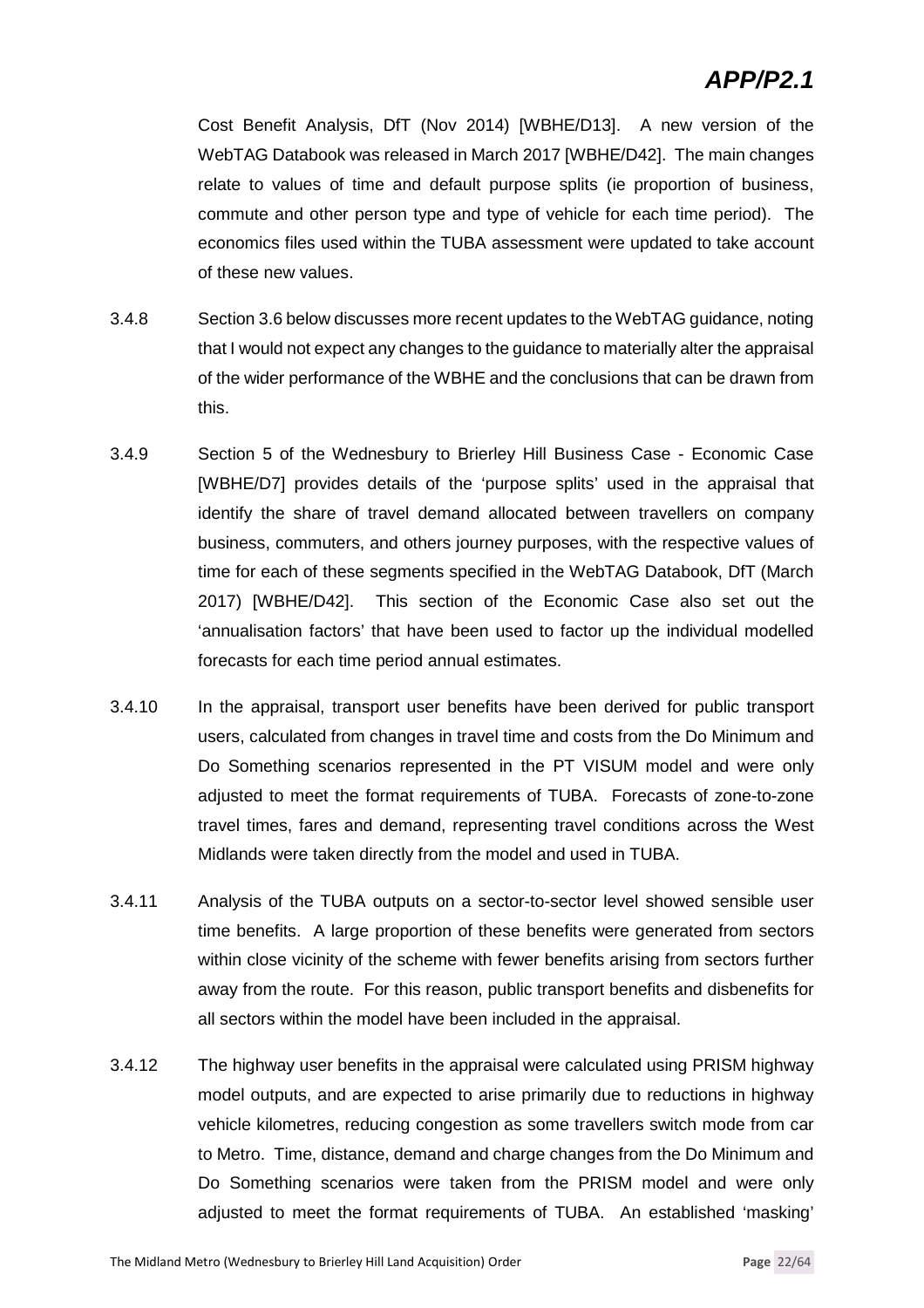Cost Benefit Analysis, DfT (Nov 2014) [WBHE/D13]. A new version of the WebTAG Databook was released in March 2017 [WBHE/D42]. The main changes relate to values of time and default purpose splits (ie proportion of business, commute and other person type and type of vehicle for each time period). The economics files used within the TUBA assessment were updated to take account of these new values.

3.4.8 Section 3.6 below discusses more recent updates to the WebTAG guidance, noting that I would not expect any changes to the guidance to materially alter the appraisal of the wider performance of the WBHE and the conclusions that can be drawn from this.

3.4.9 Section 5 of the Wednesbury to Brierley Hill Business Case - Economic Case [WBHE/D7] provides details of the 'purpose splits' used in the appraisal that identify the share of travel demand allocated between travellers on company business, commuters, and others journey purposes, with the respective values of time for each of these segments specified in the WebTAG Databook, DfT (March 2017) [WBHE/D42]. This section of the Economic Case also set out the 'annualisation factors' that have been used to factor up the individual modelled forecasts for each time period annual estimates.

3.4.10 In the appraisal, transport user benefits have been derived for public transport users, calculated from changes in travel time and costs from the Do Minimum and Do Something scenarios represented in the PT VISUM model and were only adjusted to meet the format requirements of TUBA. Forecasts of zone-to-zone travel times, fares and demand, representing travel conditions across the West Midlands were taken directly from the model and used in TUBA.

3.4.11 Analysis of the TUBA outputs on a sector-to-sector level showed sensible user time benefits. A large proportion of these benefits were generated from sectors within close vicinity of the scheme with fewer benefits arising from sectors further away from the route. For this reason, public transport benefits and disbenefits for all sectors within the model have been included in the appraisal.

3.4.12 The highway user benefits in the appraisal were calculated using PRISM highway model outputs, and are expected to arise primarily due to reductions in highway vehicle kilometres, reducing congestion as some travellers switch mode from car to Metro. Time, distance, demand and charge changes from the Do Minimum and Do Something scenarios were taken from the PRISM model and were only adjusted to meet the format requirements of TUBA. An established 'masking'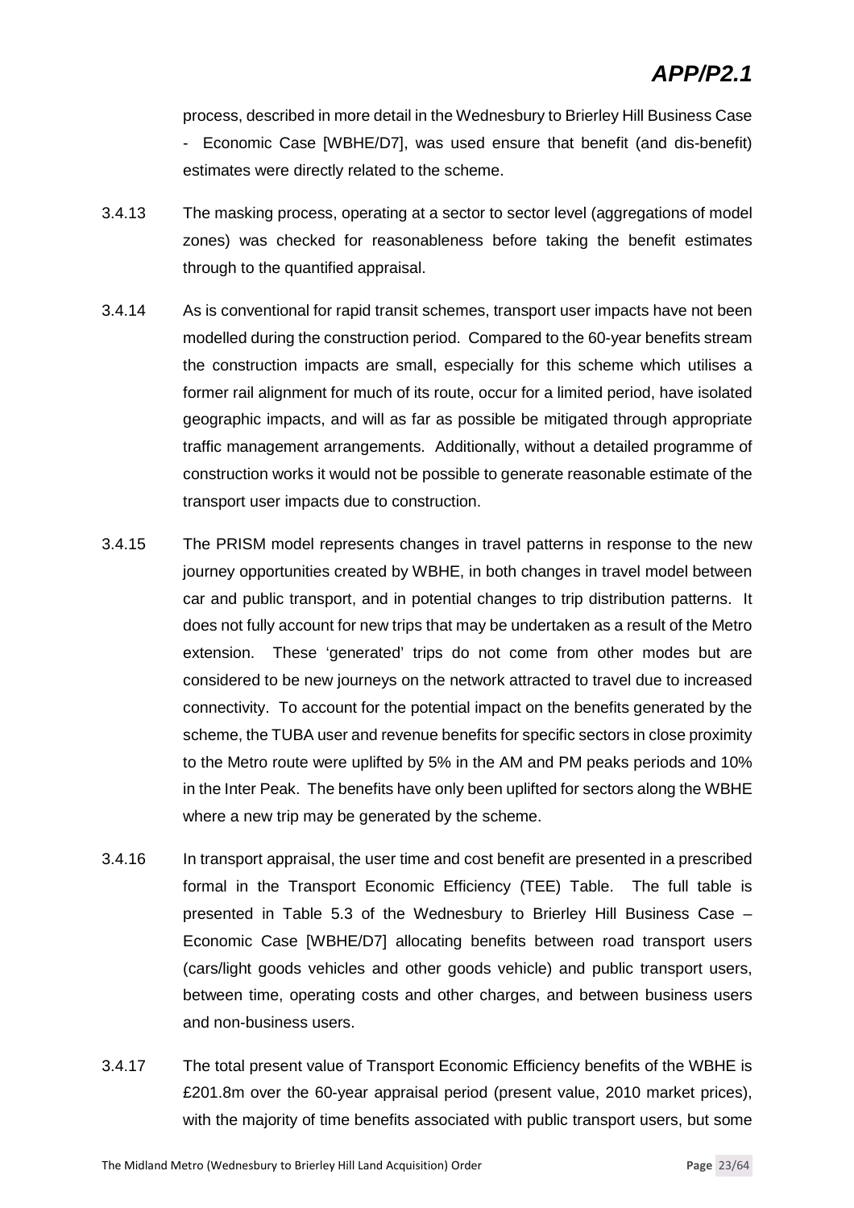process, described in more detail in the Wednesbury to Brierley Hill Business Case - Economic Case [WBHE/D7], was used ensure that benefit (and dis-benefit) estimates were directly related to the scheme.

3.4.13 The masking process, operating at a sector to sector level (aggregations of model zones) was checked for reasonableness before taking the benefit estimates through to the quantified appraisal.

3.4.14 As is conventional for rapid transit schemes, transport user impacts have not been modelled during the construction period. Compared to the 60-year benefits stream the construction impacts are small, especially for this scheme which utilises a former rail alignment for much of its route, occur for a limited period, have isolated geographic impacts, and will as far as possible be mitigated through appropriate traffic management arrangements. Additionally, without a detailed programme of construction works it would not be possible to generate reasonable estimate of the transport user impacts due to construction.

3.4.15 The PRISM model represents changes in travel patterns in response to the new journey opportunities created by WBHE, in both changes in travel model between car and public transport, and in potential changes to trip distribution patterns. It does not fully account for new trips that may be undertaken as a result of the Metro extension. These 'generated' trips do not come from other modes but are considered to be new journeys on the network attracted to travel due to increased connectivity. To account for the potential impact on the benefits generated by the scheme, the TUBA user and revenue benefits for specific sectors in close proximity to the Metro route were uplifted by 5% in the AM and PM peaks periods and 10% in the Inter Peak. The benefits have only been uplifted for sectors along the WBHE where a new trip may be generated by the scheme.

3.4.16 In transport appraisal, the user time and cost benefit are presented in a prescribed formal in the Transport Economic Efficiency (TEE) Table. The full table is presented in Table 5.3 of the Wednesbury to Brierley Hill Business Case – Economic Case [WBHE/D7] allocating benefits between road transport users (cars/light goods vehicles and other goods vehicle) and public transport users, between time, operating costs and other charges, and between business users and non-business users.

3.4.17 The total present value of Transport Economic Efficiency benefits of the WBHE is £201.8m over the 60-year appraisal period (present value, 2010 market prices), with the majority of time benefits associated with public transport users, but some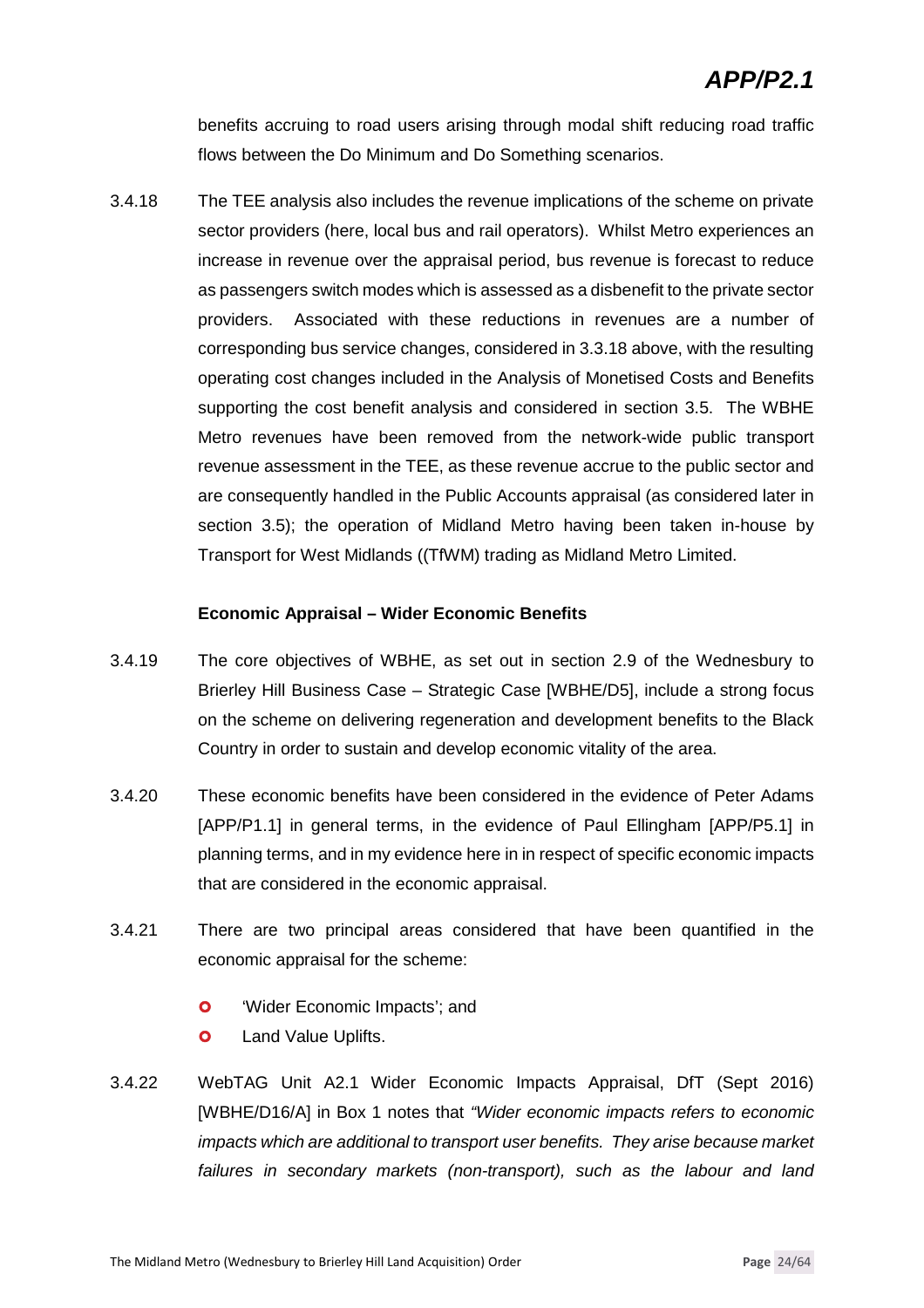benefits accruing to road users arising through modal shift reducing road traffic flows between the Do Minimum and Do Something scenarios.

3.4.18 The TEE analysis also includes the revenue implications of the scheme on private sector providers (here, local bus and rail operators). Whilst Metro experiences an increase in revenue over the appraisal period, bus revenue is forecast to reduce as passengers switch modes which is assessed as a disbenefit to the private sector providers. Associated with these reductions in revenues are a number of corresponding bus service changes, considered in 3.3.18 above, with the resulting operating cost changes included in the Analysis of Monetised Costs and Benefits supporting the cost benefit analysis and considered in section 3.5. The WBHE Metro revenues have been removed from the network-wide public transport revenue assessment in the TEE, as these revenue accrue to the public sector and are consequently handled in the Public Accounts appraisal (as considered later in section 3.5); the operation of Midland Metro having been taken in-house by Transport for West Midlands ((TfWM) trading as Midland Metro Limited.

**Economic Appraisal – Wider Economic Benefits**

3.4.19 The core objectives of WBHE, as set out in section 2.9 of the Wednesbury to Brierley Hill Business Case – Strategic Case [WBHE/D5], include a strong focus on the scheme on delivering regeneration and development benefits to the Black Country in order to sustain and develop economic vitality of the area.

3.4.20 These economic benefits have been considered in the evidence of Peter Adams [APP/P1.1] in general terms, in the evidence of Paul Ellingham [APP/P5.1] in planning terms, and in my evidence here in in respect of specific economic impacts that are considered in the economic appraisal.

3.4.21 There are two principal areas considered that have been quantified in the economic appraisal for the scheme:

- 'Wider Economic Impacts'; and
- Land Value Uplifts.

3.4.22 WebTAG Unit A2.1 Wider Economic Impacts Appraisal, DfT (Sept 2016) [WBHE/D16/A] in Box 1 notes that *"Wider economic impacts refers to economic impacts which are additional to transport user benefits. They arise because market failures in secondary markets (non-transport), such as the labour and land*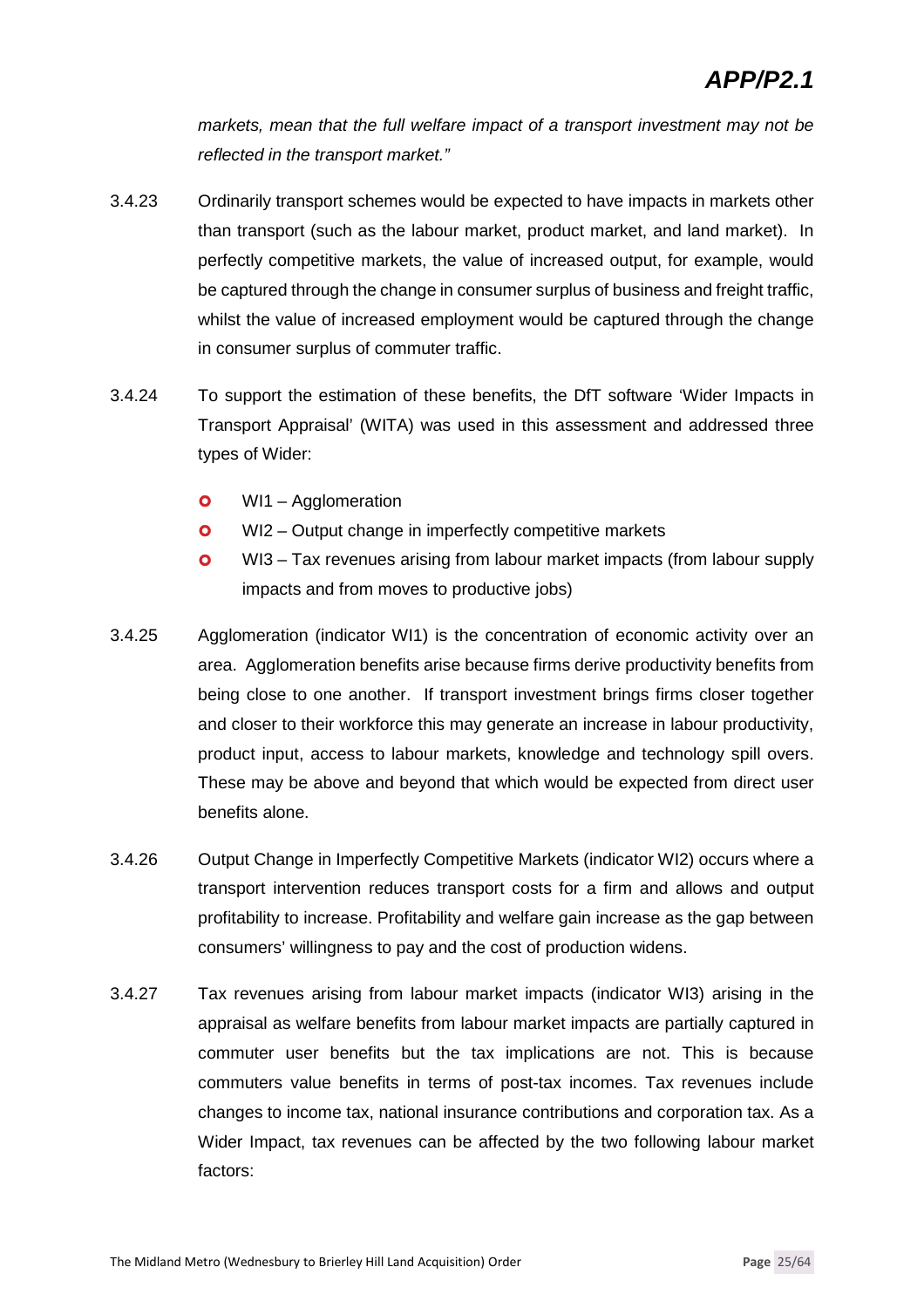*markets, mean that the full welfare impact of a transport investment may not be reflected in the transport market."*

3.4.23 Ordinarily transport schemes would be expected to have impacts in markets other than transport (such as the labour market, product market, and land market). In perfectly competitive markets, the value of increased output, for example, would be captured through the change in consumer surplus of business and freight traffic, whilst the value of increased employment would be captured through the change in consumer surplus of commuter traffic.

3.4.24 To support the estimation of these benefits, the DfT software 'Wider Impacts in Transport Appraisal' (WITA) was used in this assessment and addressed three types of Wider:

- WI1 – Agglomeration
- WI2 – Output change in imperfectly competitive markets
- WI3 – Tax revenues arising from labour market impacts (from labour supply impacts and from moves to productive jobs)

3.4.25 Agglomeration (indicator WI1) is the concentration of economic activity over an area. Agglomeration benefits arise because firms derive productivity benefits from being close to one another. If transport investment brings firms closer together and closer to their workforce this may generate an increase in labour productivity, product input, access to labour markets, knowledge and technology spill overs. These may be above and beyond that which would be expected from direct user benefits alone.

3.4.26 Output Change in Imperfectly Competitive Markets (indicator WI2) occurs where a transport intervention reduces transport costs for a firm and allows and output profitability to increase. Profitability and welfare gain increase as the gap between consumers' willingness to pay and the cost of production widens.

3.4.27 Tax revenues arising from labour market impacts (indicator WI3) arising in the appraisal as welfare benefits from labour market impacts are partially captured in commuter user benefits but the tax implications are not. This is because commuters value benefits in terms of post-tax incomes. Tax revenues include changes to income tax, national insurance contributions and corporation tax. As a Wider Impact, tax revenues can be affected by the two following labour market factors: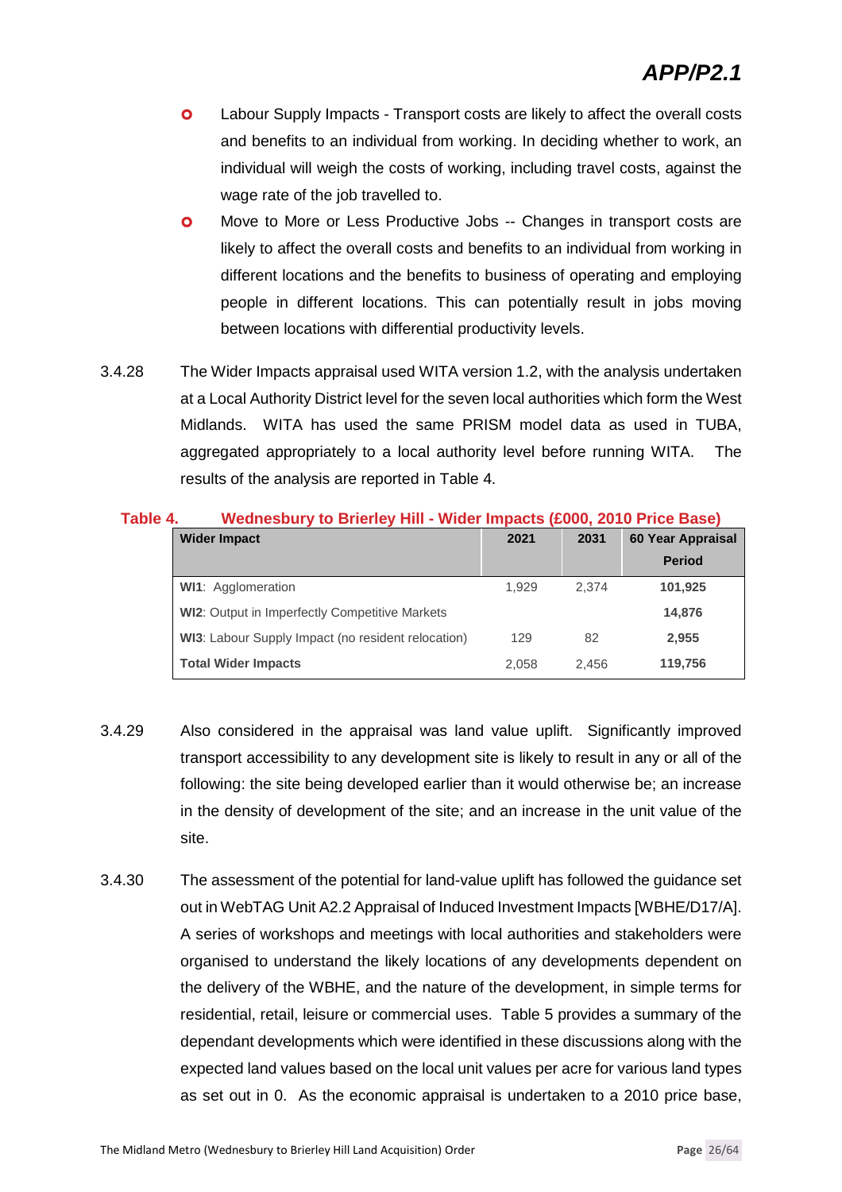- Labour Supply Impacts - Transport costs are likely to affect the overall costs and benefits to an individual from working. In deciding whether to work, an individual will weigh the costs of working, including travel costs, against the wage rate of the job travelled to.
- Move to More or Less Productive Jobs -- Changes in transport costs are likely to affect the overall costs and benefits to an individual from working in different locations and the benefits to business of operating and employing people in different locations. This can potentially result in jobs moving between locations with differential productivity levels.

3.4.28 The Wider Impacts appraisal used WITA version 1.2, with the analysis undertaken at a Local Authority District level for the seven local authorities which form the West Midlands. WITA has used the same PRISM model data as used in TUBA, aggregated appropriately to a local authority level before running WITA. The results of the analysis are reported in Table 4.

**Table 4. Wednesbury to Brierley Hill - Wider Impacts (£000, 2010 Price Base)**

| Wider Impact | 2021 | 2031 | 60 Year Appraisal Period |
|---|---|---|---|
| **WI1**: Agglomeration | 1,929 | 2,374 | **101,925** |
| **WI2**: Output in Imperfectly Competitive Markets | | | **14,876** |
| **WI3**: Labour Supply Impact (no resident relocation) | 129 | 82 | **2,955** |
| **Total Wider Impacts** | 2,058 | 2,456 | **119,756** |

3.4.29 Also considered in the appraisal was land value uplift. Significantly improved transport accessibility to any development site is likely to result in any or all of the following: the site being developed earlier than it would otherwise be; an increase in the density of development of the site; and an increase in the unit value of the site.

3.4.30 The assessment of the potential for land-value uplift has followed the guidance set out in WebTAG Unit A2.2 Appraisal of Induced Investment Impacts [WBHE/D17/A]. A series of workshops and meetings with local authorities and stakeholders were organised to understand the likely locations of any developments dependent on the delivery of the WBHE, and the nature of the development, in simple terms for residential, retail, leisure or commercial uses. Table 5 provides a summary of the dependant developments which were identified in these discussions along with the expected land values based on the local unit values per acre for various land types as set out in 0. As the economic appraisal is undertaken to a 2010 price base,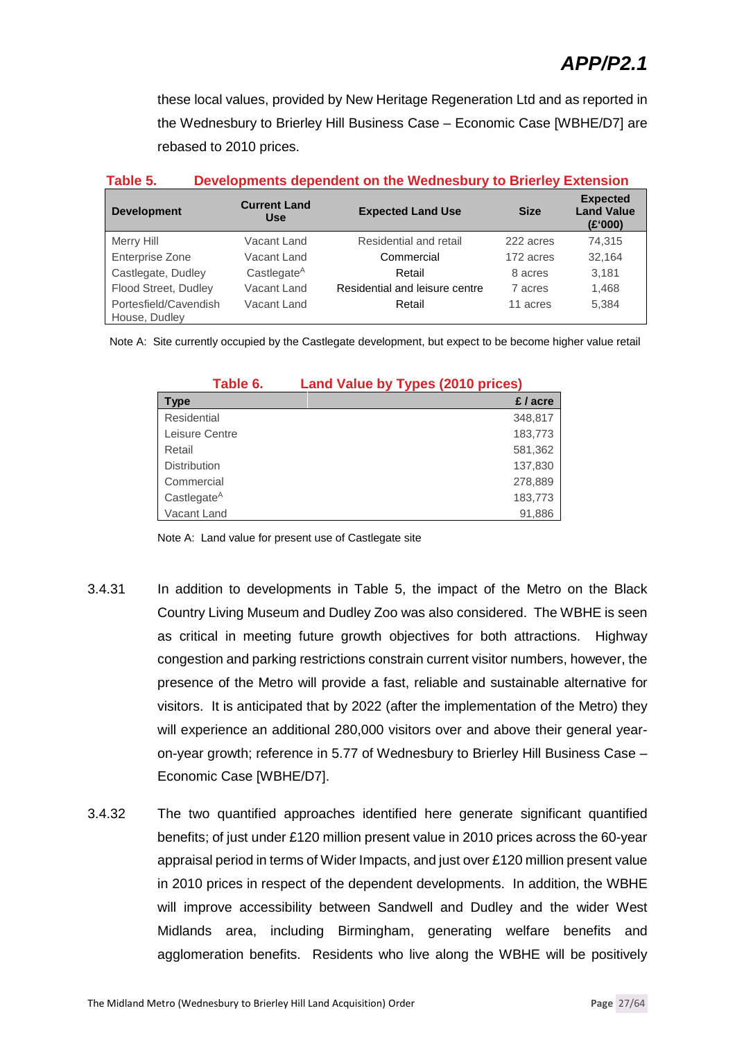these local values, provided by New Heritage Regeneration Ltd and as reported in the Wednesbury to Brierley Hill Business Case – Economic Case [WBHE/D7] are rebased to 2010 prices.

**Table 5. Developments dependent on the Wednesbury to Brierley Extension**

| Development | Current Land Use | Expected Land Use | Size | Expected Land Value (£'000) |
|---|---|---|---|---|
| Merry Hill | Vacant Land | Residential and retail | 222 acres | 74,315 |
| Enterprise Zone | Vacant Land | Commercial | 172 acres | 32,164 |
| Castlegate, Dudley | Castlegate[A] | Retail | 8 acres | 3,181 |
| Flood Street, Dudley | Vacant Land | Residential and leisure centre | 7 acres | 1,468 |
| Portesfield/Cavendish House, Dudley | Vacant Land | Retail | 11 acres | 5,384 |

Note A: Site currently occupied by the Castlegate development, but expect to be become higher value retail

**Table 6. Land Value by Types (2010 prices)**

| Type | £ / acre |
|---|---|
| Residential | 348,817 |
| Leisure Centre | 183,773 |
| Retail | 581,362 |
| Distribution | 137,830 |
| Commercial | 278,889 |
| Castlegate[A] | 183,773 |
| Vacant Land | 91,886 |

Note A: Land value for present use of Castlegate site

3.4.31 In addition to developments in Table 5, the impact of the Metro on the Black Country Living Museum and Dudley Zoo was also considered. The WBHE is seen as critical in meeting future growth objectives for both attractions. Highway congestion and parking restrictions constrain current visitor numbers, however, the presence of the Metro will provide a fast, reliable and sustainable alternative for visitors. It is anticipated that by 2022 (after the implementation of the Metro) they will experience an additional 280,000 visitors over and above their general year-on-year growth; reference in 5.77 of Wednesbury to Brierley Hill Business Case – Economic Case [WBHE/D7].

3.4.32 The two quantified approaches identified here generate significant quantified benefits; of just under £120 million present value in 2010 prices across the 60-year appraisal period in terms of Wider Impacts, and just over £120 million present value in 2010 prices in respect of the dependent developments. In addition, the WBHE will improve accessibility between Sandwell and Dudley and the wider West Midlands area, including Birmingham, generating welfare benefits and agglomeration benefits. Residents who live along the WBHE will be positively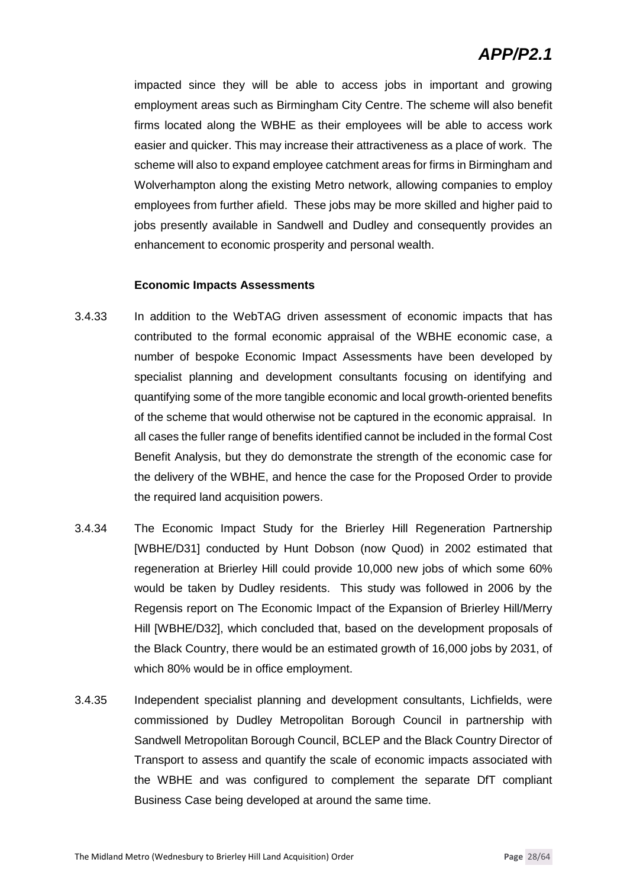impacted since they will be able to access jobs in important and growing employment areas such as Birmingham City Centre. The scheme will also benefit firms located along the WBHE as their employees will be able to access work easier and quicker. This may increase their attractiveness as a place of work. The scheme will also to expand employee catchment areas for firms in Birmingham and Wolverhampton along the existing Metro network, allowing companies to employ employees from further afield. These jobs may be more skilled and higher paid to jobs presently available in Sandwell and Dudley and consequently provides an enhancement to economic prosperity and personal wealth.

**Economic Impacts Assessments**

3.4.33 In addition to the WebTAG driven assessment of economic impacts that has contributed to the formal economic appraisal of the WBHE economic case, a number of bespoke Economic Impact Assessments have been developed by specialist planning and development consultants focusing on identifying and quantifying some of the more tangible economic and local growth-oriented benefits of the scheme that would otherwise not be captured in the economic appraisal. In all cases the fuller range of benefits identified cannot be included in the formal Cost Benefit Analysis, but they do demonstrate the strength of the economic case for the delivery of the WBHE, and hence the case for the Proposed Order to provide the required land acquisition powers.

3.4.34 The Economic Impact Study for the Brierley Hill Regeneration Partnership [WBHE/D31] conducted by Hunt Dobson (now Quod) in 2002 estimated that regeneration at Brierley Hill could provide 10,000 new jobs of which some 60% would be taken by Dudley residents. This study was followed in 2006 by the Regensis report on The Economic Impact of the Expansion of Brierley Hill/Merry Hill [WBHE/D32], which concluded that, based on the development proposals of the Black Country, there would be an estimated growth of 16,000 jobs by 2031, of which 80% would be in office employment.

3.4.35 Independent specialist planning and development consultants, Lichfields, were commissioned by Dudley Metropolitan Borough Council in partnership with Sandwell Metropolitan Borough Council, BCLEP and the Black Country Director of Transport to assess and quantify the scale of economic impacts associated with the WBHE and was configured to complement the separate DfT compliant Business Case being developed at around the same time.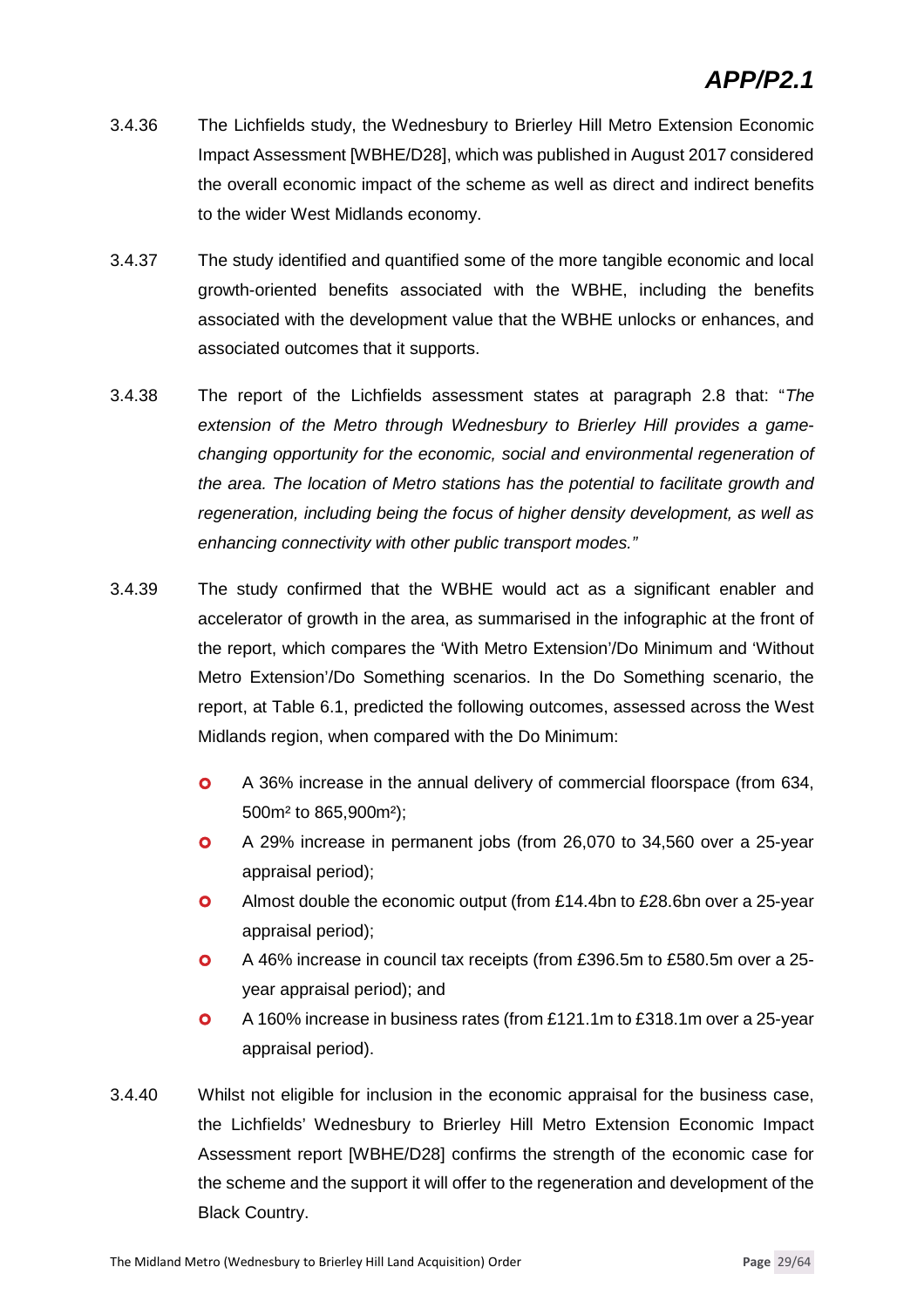3.4.36 The Lichfields study, the Wednesbury to Brierley Hill Metro Extension Economic Impact Assessment [WBHE/D28], which was published in August 2017 considered the overall economic impact of the scheme as well as direct and indirect benefits to the wider West Midlands economy.

3.4.37 The study identified and quantified some of the more tangible economic and local growth-oriented benefits associated with the WBHE, including the benefits associated with the development value that the WBHE unlocks or enhances, and associated outcomes that it supports.

3.4.38 The report of the Lichfields assessment states at paragraph 2.8 that: "*The extension of the Metro through Wednesbury to Brierley Hill provides a game-changing opportunity for the economic, social and environmental regeneration of the area. The location of Metro stations has the potential to facilitate growth and regeneration, including being the focus of higher density development, as well as enhancing connectivity with other public transport modes.*"

3.4.39 The study confirmed that the WBHE would act as a significant enabler and accelerator of growth in the area, as summarised in the infographic at the front of the report, which compares the 'With Metro Extension'/Do Minimum and 'Without Metro Extension'/Do Something scenarios. In the Do Something scenario, the report, at Table 6.1, predicted the following outcomes, assessed across the West Midlands region, when compared with the Do Minimum:

- A 36% increase in the annual delivery of commercial floorspace (from 634, 500m² to 865,900m²);
- A 29% increase in permanent jobs (from 26,070 to 34,560 over a 25-year appraisal period);
- Almost double the economic output (from £14.4bn to £28.6bn over a 25-year appraisal period);
- A 46% increase in council tax receipts (from £396.5m to £580.5m over a 25-year appraisal period); and
- A 160% increase in business rates (from £121.1m to £318.1m over a 25-year appraisal period).

3.4.40 Whilst not eligible for inclusion in the economic appraisal for the business case, the Lichfields' Wednesbury to Brierley Hill Metro Extension Economic Impact Assessment report [WBHE/D28] confirms the strength of the economic case for the scheme and the support it will offer to the regeneration and development of the Black Country.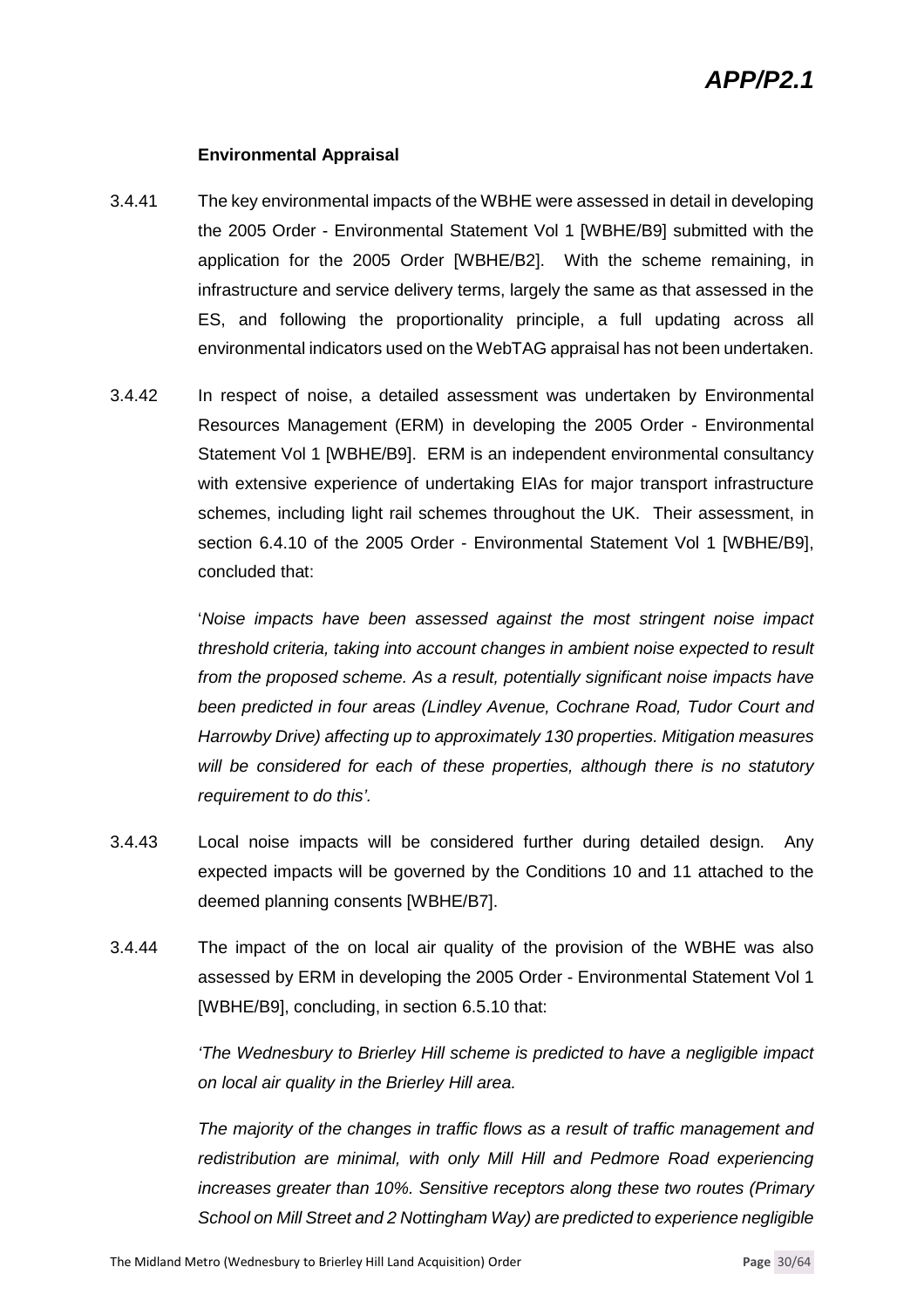**Environmental Appraisal**

3.4.41 The key environmental impacts of the WBHE were assessed in detail in developing the 2005 Order - Environmental Statement Vol 1 [WBHE/B9] submitted with the application for the 2005 Order [WBHE/B2]. With the scheme remaining, in infrastructure and service delivery terms, largely the same as that assessed in the ES, and following the proportionality principle, a full updating across all environmental indicators used on the WebTAG appraisal has not been undertaken.

3.4.42 In respect of noise, a detailed assessment was undertaken by Environmental Resources Management (ERM) in developing the 2005 Order - Environmental Statement Vol 1 [WBHE/B9]. ERM is an independent environmental consultancy with extensive experience of undertaking EIAs for major transport infrastructure schemes, including light rail schemes throughout the UK. Their assessment, in section 6.4.10 of the 2005 Order - Environmental Statement Vol 1 [WBHE/B9], concluded that:

> '*Noise impacts have been assessed against the most stringent noise impact threshold criteria, taking into account changes in ambient noise expected to result from the proposed scheme. As a result, potentially significant noise impacts have been predicted in four areas (Lindley Avenue, Cochrane Road, Tudor Court and Harrowby Drive) affecting up to approximately 130 properties. Mitigation measures will be considered for each of these properties, although there is no statutory requirement to do this'.*

3.4.43 Local noise impacts will be considered further during detailed design. Any expected impacts will be governed by the Conditions 10 and 11 attached to the deemed planning consents [WBHE/B7].

3.4.44 The impact of the on local air quality of the provision of the WBHE was also assessed by ERM in developing the 2005 Order - Environmental Statement Vol 1 [WBHE/B9], concluding, in section 6.5.10 that:

> *'The Wednesbury to Brierley Hill scheme is predicted to have a negligible impact on local air quality in the Brierley Hill area.*
>
> *The majority of the changes in traffic flows as a result of traffic management and redistribution are minimal, with only Mill Hill and Pedmore Road experiencing increases greater than 10%. Sensitive receptors along these two routes (Primary School on Mill Street and 2 Nottingham Way) are predicted to experience negligible*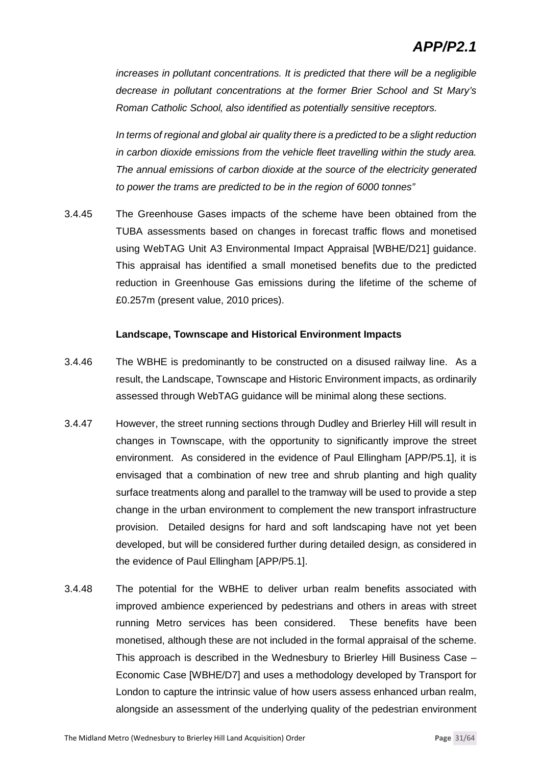*increases in pollutant concentrations. It is predicted that there will be a negligible decrease in pollutant concentrations at the former Brier School and St Mary's Roman Catholic School, also identified as potentially sensitive receptors.*

*In terms of regional and global air quality there is a predicted to be a slight reduction in carbon dioxide emissions from the vehicle fleet travelling within the study area. The annual emissions of carbon dioxide at the source of the electricity generated to power the trams are predicted to be in the region of 6000 tonnes"*

3.4.45 The Greenhouse Gases impacts of the scheme have been obtained from the TUBA assessments based on changes in forecast traffic flows and monetised using WebTAG Unit A3 Environmental Impact Appraisal [WBHE/D21] guidance. This appraisal has identified a small monetised benefits due to the predicted reduction in Greenhouse Gas emissions during the lifetime of the scheme of £0.257m (present value, 2010 prices).

**Landscape, Townscape and Historical Environment Impacts**

3.4.46 The WBHE is predominantly to be constructed on a disused railway line. As a result, the Landscape, Townscape and Historic Environment impacts, as ordinarily assessed through WebTAG guidance will be minimal along these sections.

3.4.47 However, the street running sections through Dudley and Brierley Hill will result in changes in Townscape, with the opportunity to significantly improve the street environment. As considered in the evidence of Paul Ellingham [APP/P5.1], it is envisaged that a combination of new tree and shrub planting and high quality surface treatments along and parallel to the tramway will be used to provide a step change in the urban environment to complement the new transport infrastructure provision. Detailed designs for hard and soft landscaping have not yet been developed, but will be considered further during detailed design, as considered in the evidence of Paul Ellingham [APP/P5.1].

3.4.48 The potential for the WBHE to deliver urban realm benefits associated with improved ambience experienced by pedestrians and others in areas with street running Metro services has been considered. These benefits have been monetised, although these are not included in the formal appraisal of the scheme. This approach is described in the Wednesbury to Brierley Hill Business Case – Economic Case [WBHE/D7] and uses a methodology developed by Transport for London to capture the intrinsic value of how users assess enhanced urban realm, alongside an assessment of the underlying quality of the pedestrian environment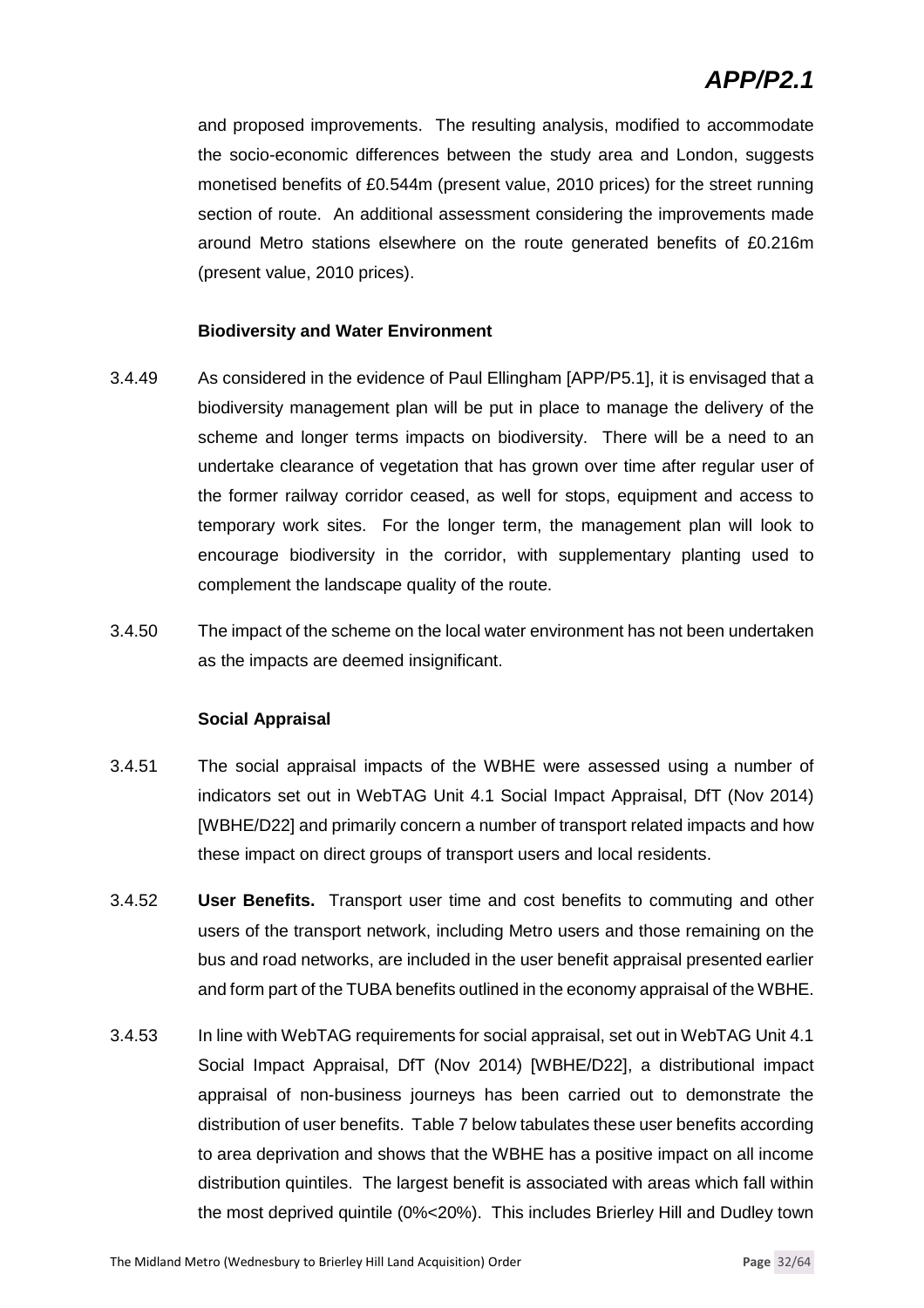and proposed improvements. The resulting analysis, modified to accommodate the socio-economic differences between the study area and London, suggests monetised benefits of £0.544m (present value, 2010 prices) for the street running section of route. An additional assessment considering the improvements made around Metro stations elsewhere on the route generated benefits of £0.216m (present value, 2010 prices).

**Biodiversity and Water Environment**

3.4.49 As considered in the evidence of Paul Ellingham [APP/P5.1], it is envisaged that a biodiversity management plan will be put in place to manage the delivery of the scheme and longer terms impacts on biodiversity. There will be a need to an undertake clearance of vegetation that has grown over time after regular user of the former railway corridor ceased, as well for stops, equipment and access to temporary work sites. For the longer term, the management plan will look to encourage biodiversity in the corridor, with supplementary planting used to complement the landscape quality of the route.

3.4.50 The impact of the scheme on the local water environment has not been undertaken as the impacts are deemed insignificant.

**Social Appraisal**

3.4.51 The social appraisal impacts of the WBHE were assessed using a number of indicators set out in WebTAG Unit 4.1 Social Impact Appraisal, DfT (Nov 2014) [WBHE/D22] and primarily concern a number of transport related impacts and how these impact on direct groups of transport users and local residents.

3.4.52 **User Benefits.** Transport user time and cost benefits to commuting and other users of the transport network, including Metro users and those remaining on the bus and road networks, are included in the user benefit appraisal presented earlier and form part of the TUBA benefits outlined in the economy appraisal of the WBHE.

3.4.53 In line with WebTAG requirements for social appraisal, set out in WebTAG Unit 4.1 Social Impact Appraisal, DfT (Nov 2014) [WBHE/D22], a distributional impact appraisal of non-business journeys has been carried out to demonstrate the distribution of user benefits. Table 7 below tabulates these user benefits according to area deprivation and shows that the WBHE has a positive impact on all income distribution quintiles. The largest benefit is associated with areas which fall within the most deprived quintile (0%<20%). This includes Brierley Hill and Dudley town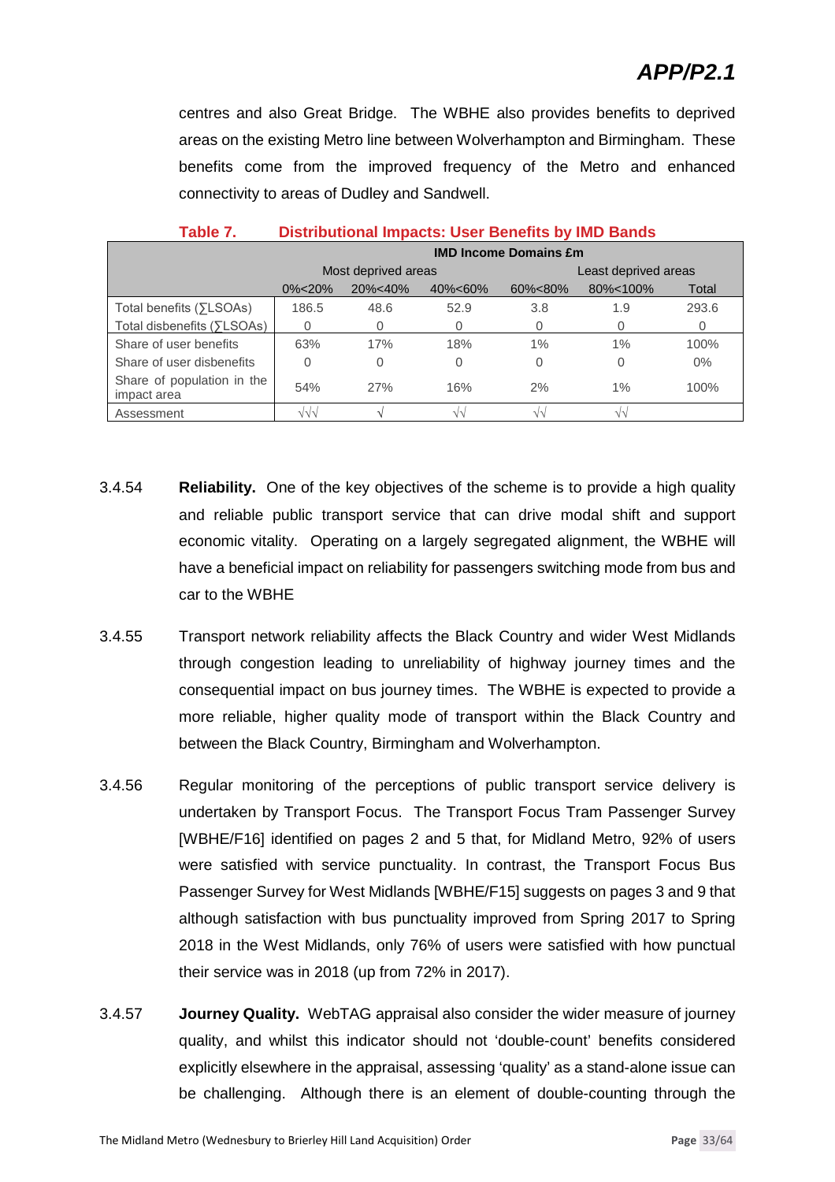centres and also Great Bridge. The WBHE also provides benefits to deprived areas on the existing Metro line between Wolverhampton and Birmingham. These benefits come from the improved frequency of the Metro and enhanced connectivity to areas of Dudley and Sandwell.

**Table 7. Distributional Impacts: User Benefits by IMD Bands**

| | IMD Income Domains £m | | | | | |
|---|---|---|---|---|---|---|
| | Most deprived areas | | | | Least deprived areas | |
| | 0%<20% | 20%<40% | 40%<60% | 60%<80% | 80%<100% | Total |
| Total benefits (∑LSOAs) | 186.5 | 48.6 | 52.9 | 3.8 | 1.9 | 293.6 |
| Total disbenefits (∑LSOAs) | 0 | 0 | 0 | 0 | 0 | 0 |
| Share of user benefits | 63% | 17% | 18% | 1% | 1% | 100% |
| Share of user disbenefits | 0 | 0 | 0 | 0 | 0 | 0% |
| Share of population in the impact area | 54% | 27% | 16% | 2% | 1% | 100% |
| Assessment | √√√ | √ | √√ | √√ | √√ | |

3.4.54 **Reliability.** One of the key objectives of the scheme is to provide a high quality and reliable public transport service that can drive modal shift and support economic vitality. Operating on a largely segregated alignment, the WBHE will have a beneficial impact on reliability for passengers switching mode from bus and car to the WBHE

3.4.55 Transport network reliability affects the Black Country and wider West Midlands through congestion leading to unreliability of highway journey times and the consequential impact on bus journey times. The WBHE is expected to provide a more reliable, higher quality mode of transport within the Black Country and between the Black Country, Birmingham and Wolverhampton.

3.4.56 Regular monitoring of the perceptions of public transport service delivery is undertaken by Transport Focus. The Transport Focus Tram Passenger Survey [WBHE/F16] identified on pages 2 and 5 that, for Midland Metro, 92% of users were satisfied with service punctuality. In contrast, the Transport Focus Bus Passenger Survey for West Midlands [WBHE/F15] suggests on pages 3 and 9 that although satisfaction with bus punctuality improved from Spring 2017 to Spring 2018 in the West Midlands, only 76% of users were satisfied with how punctual their service was in 2018 (up from 72% in 2017).

3.4.57 **Journey Quality.** WebTAG appraisal also consider the wider measure of journey quality, and whilst this indicator should not 'double-count' benefits considered explicitly elsewhere in the appraisal, assessing 'quality' as a stand-alone issue can be challenging. Although there is an element of double-counting through the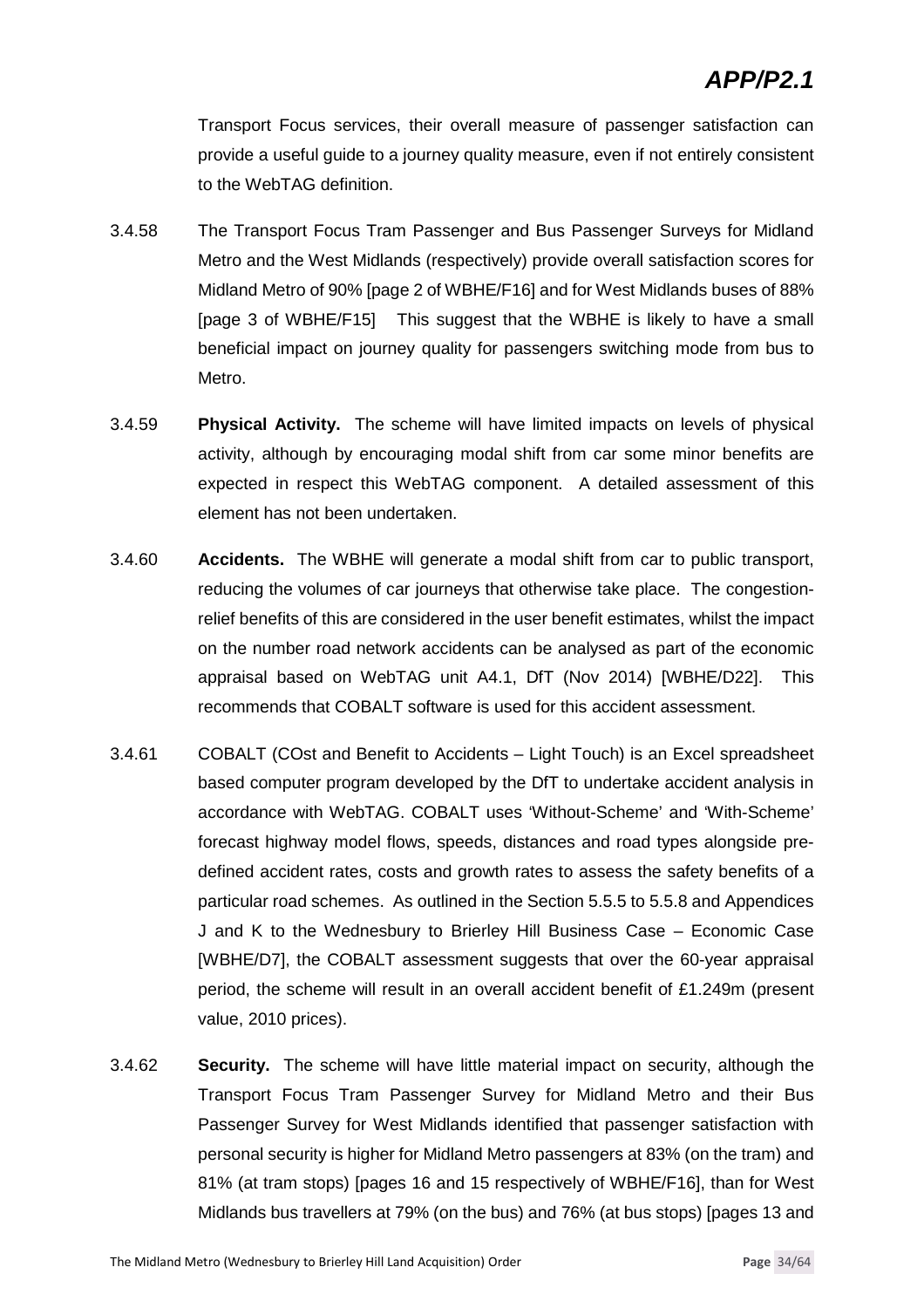Transport Focus services, their overall measure of passenger satisfaction can provide a useful guide to a journey quality measure, even if not entirely consistent to the WebTAG definition.

3.4.58 The Transport Focus Tram Passenger and Bus Passenger Surveys for Midland Metro and the West Midlands (respectively) provide overall satisfaction scores for Midland Metro of 90% [page 2 of WBHE/F16] and for West Midlands buses of 88% [page 3 of WBHE/F15] This suggest that the WBHE is likely to have a small beneficial impact on journey quality for passengers switching mode from bus to Metro.

3.4.59 **Physical Activity.** The scheme will have limited impacts on levels of physical activity, although by encouraging modal shift from car some minor benefits are expected in respect this WebTAG component. A detailed assessment of this element has not been undertaken.

3.4.60 **Accidents.** The WBHE will generate a modal shift from car to public transport, reducing the volumes of car journeys that otherwise take place. The congestion-relief benefits of this are considered in the user benefit estimates, whilst the impact on the number road network accidents can be analysed as part of the economic appraisal based on WebTAG unit A4.1, DfT (Nov 2014) [WBHE/D22]. This recommends that COBALT software is used for this accident assessment.

3.4.61 COBALT (COst and Benefit to Accidents – Light Touch) is an Excel spreadsheet based computer program developed by the DfT to undertake accident analysis in accordance with WebTAG. COBALT uses 'Without-Scheme' and 'With-Scheme' forecast highway model flows, speeds, distances and road types alongside pre-defined accident rates, costs and growth rates to assess the safety benefits of a particular road schemes. As outlined in the Section 5.5.5 to 5.5.8 and Appendices J and K to the Wednesbury to Brierley Hill Business Case – Economic Case [WBHE/D7], the COBALT assessment suggests that over the 60-year appraisal period, the scheme will result in an overall accident benefit of £1.249m (present value, 2010 prices).

3.4.62 **Security.** The scheme will have little material impact on security, although the Transport Focus Tram Passenger Survey for Midland Metro and their Bus Passenger Survey for West Midlands identified that passenger satisfaction with personal security is higher for Midland Metro passengers at 83% (on the tram) and 81% (at tram stops) [pages 16 and 15 respectively of WBHE/F16], than for West Midlands bus travellers at 79% (on the bus) and 76% (at bus stops) [pages 13 and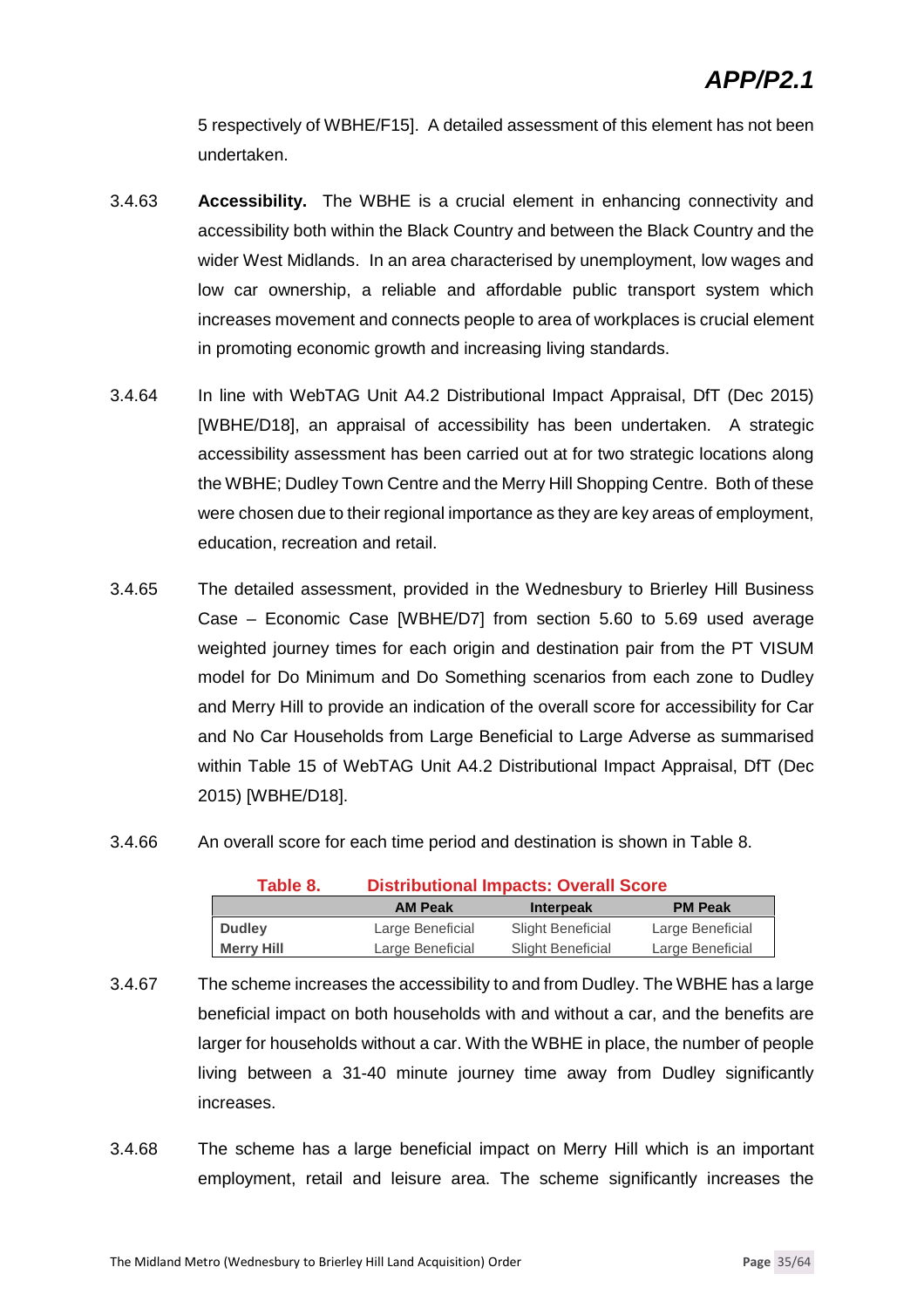5 respectively of WBHE/F15]. A detailed assessment of this element has not been undertaken.

3.4.63 **Accessibility.** The WBHE is a crucial element in enhancing connectivity and accessibility both within the Black Country and between the Black Country and the wider West Midlands. In an area characterised by unemployment, low wages and low car ownership, a reliable and affordable public transport system which increases movement and connects people to area of workplaces is crucial element in promoting economic growth and increasing living standards.

3.4.64 In line with WebTAG Unit A4.2 Distributional Impact Appraisal, DfT (Dec 2015) [WBHE/D18], an appraisal of accessibility has been undertaken. A strategic accessibility assessment has been carried out at for two strategic locations along the WBHE; Dudley Town Centre and the Merry Hill Shopping Centre. Both of these were chosen due to their regional importance as they are key areas of employment, education, recreation and retail.

3.4.65 The detailed assessment, provided in the Wednesbury to Brierley Hill Business Case – Economic Case [WBHE/D7] from section 5.60 to 5.69 used average weighted journey times for each origin and destination pair from the PT VISUM model for Do Minimum and Do Something scenarios from each zone to Dudley and Merry Hill to provide an indication of the overall score for accessibility for Car and No Car Households from Large Beneficial to Large Adverse as summarised within Table 15 of WebTAG Unit A4.2 Distributional Impact Appraisal, DfT (Dec 2015) [WBHE/D18].

3.4.66 An overall score for each time period and destination is shown in Table 8.

**Table 8. Distributional Impacts: Overall Score**

| | AM Peak | Interpeak | PM Peak |
|---|---|---|---|
| **Dudley** | Large Beneficial | Slight Beneficial | Large Beneficial |
| **Merry Hill** | Large Beneficial | Slight Beneficial | Large Beneficial |

3.4.67 The scheme increases the accessibility to and from Dudley. The WBHE has a large beneficial impact on both households with and without a car, and the benefits are larger for households without a car. With the WBHE in place, the number of people living between a 31-40 minute journey time away from Dudley significantly increases.

3.4.68 The scheme has a large beneficial impact on Merry Hill which is an important employment, retail and leisure area. The scheme significantly increases the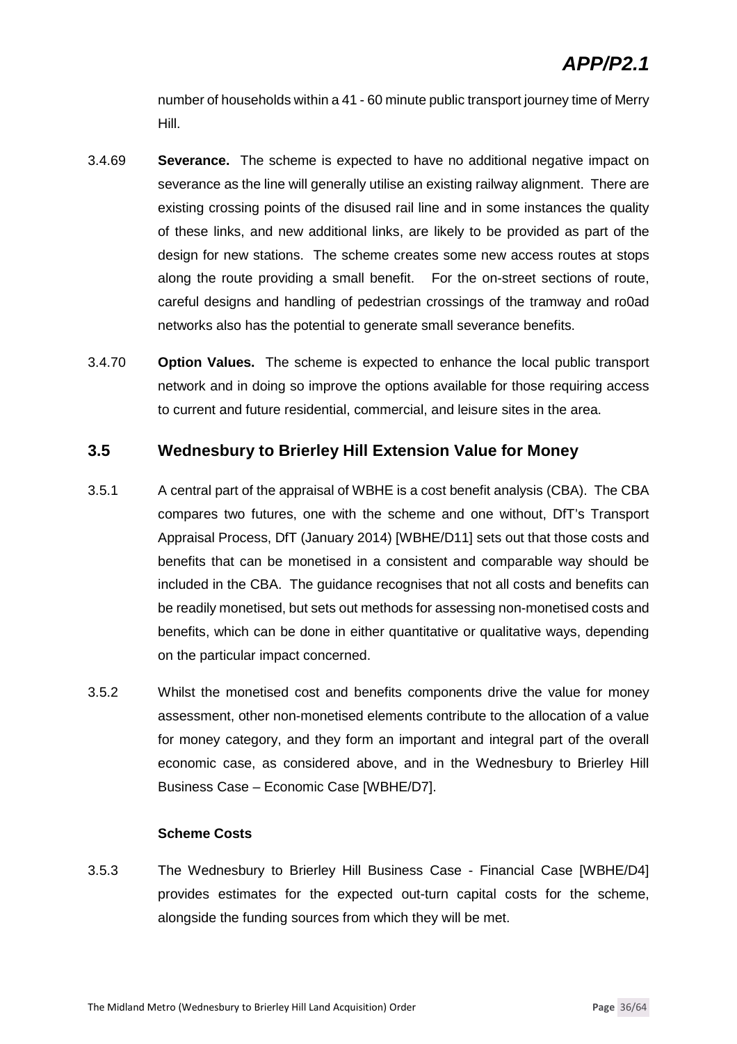number of households within a 41 - 60 minute public transport journey time of Merry Hill.

3.4.69 **Severance.** The scheme is expected to have no additional negative impact on severance as the line will generally utilise an existing railway alignment. There are existing crossing points of the disused rail line and in some instances the quality of these links, and new additional links, are likely to be provided as part of the design for new stations. The scheme creates some new access routes at stops along the route providing a small benefit. For the on-street sections of route, careful designs and handling of pedestrian crossings of the tramway and ro0ad networks also has the potential to generate small severance benefits.

3.4.70 **Option Values.** The scheme is expected to enhance the local public transport network and in doing so improve the options available for those requiring access to current and future residential, commercial, and leisure sites in the area.

## 3.5 Wednesbury to Brierley Hill Extension Value for Money

3.5.1 A central part of the appraisal of WBHE is a cost benefit analysis (CBA). The CBA compares two futures, one with the scheme and one without, DfT's Transport Appraisal Process, DfT (January 2014) [WBHE/D11] sets out that those costs and benefits that can be monetised in a consistent and comparable way should be included in the CBA. The guidance recognises that not all costs and benefits can be readily monetised, but sets out methods for assessing non-monetised costs and benefits, which can be done in either quantitative or qualitative ways, depending on the particular impact concerned.

3.5.2 Whilst the monetised cost and benefits components drive the value for money assessment, other non-monetised elements contribute to the allocation of a value for money category, and they form an important and integral part of the overall economic case, as considered above, and in the Wednesbury to Brierley Hill Business Case – Economic Case [WBHE/D7].

#### Scheme Costs

3.5.3 The Wednesbury to Brierley Hill Business Case - Financial Case [WBHE/D4] provides estimates for the expected out-turn capital costs for the scheme, alongside the funding sources from which they will be met.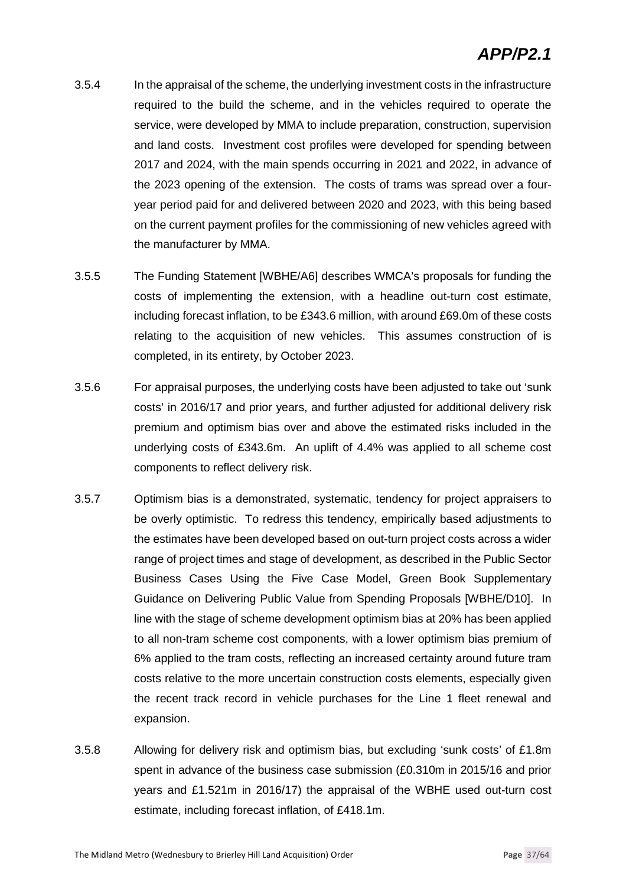3.5.4 In the appraisal of the scheme, the underlying investment costs in the infrastructure required to the build the scheme, and in the vehicles required to operate the service, were developed by MMA to include preparation, construction, supervision and land costs. Investment cost profiles were developed for spending between 2017 and 2024, with the main spends occurring in 2021 and 2022, in advance of the 2023 opening of the extension. The costs of trams was spread over a four-year period paid for and delivered between 2020 and 2023, with this being based on the current payment profiles for the commissioning of new vehicles agreed with the manufacturer by MMA.

3.5.5 The Funding Statement [WBHE/A6] describes WMCA's proposals for funding the costs of implementing the extension, with a headline out-turn cost estimate, including forecast inflation, to be £343.6 million, with around £69.0m of these costs relating to the acquisition of new vehicles. This assumes construction of is completed, in its entirety, by October 2023.

3.5.6 For appraisal purposes, the underlying costs have been adjusted to take out 'sunk costs' in 2016/17 and prior years, and further adjusted for additional delivery risk premium and optimism bias over and above the estimated risks included in the underlying costs of £343.6m. An uplift of 4.4% was applied to all scheme cost components to reflect delivery risk.

3.5.7 Optimism bias is a demonstrated, systematic, tendency for project appraisers to be overly optimistic. To redress this tendency, empirically based adjustments to the estimates have been developed based on out-turn project costs across a wider range of project times and stage of development, as described in the Public Sector Business Cases Using the Five Case Model, Green Book Supplementary Guidance on Delivering Public Value from Spending Proposals [WBHE/D10]. In line with the stage of scheme development optimism bias at 20% has been applied to all non-tram scheme cost components, with a lower optimism bias premium of 6% applied to the tram costs, reflecting an increased certainty around future tram costs relative to the more uncertain construction costs elements, especially given the recent track record in vehicle purchases for the Line 1 fleet renewal and expansion.

3.5.8 Allowing for delivery risk and optimism bias, but excluding 'sunk costs' of £1.8m spent in advance of the business case submission (£0.310m in 2015/16 and prior years and £1.521m in 2016/17) the appraisal of the WBHE used out-turn cost estimate, including forecast inflation, of £418.1m.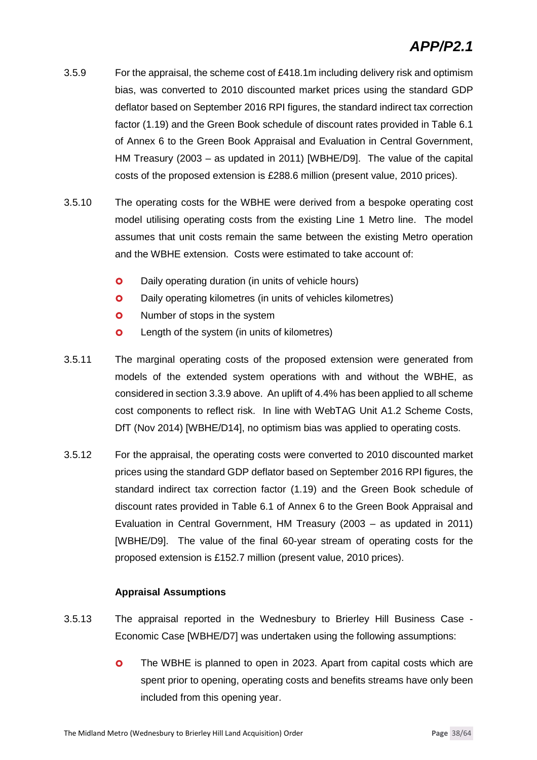3.5.9 For the appraisal, the scheme cost of £418.1m including delivery risk and optimism bias, was converted to 2010 discounted market prices using the standard GDP deflator based on September 2016 RPI figures, the standard indirect tax correction factor (1.19) and the Green Book schedule of discount rates provided in Table 6.1 of Annex 6 to the Green Book Appraisal and Evaluation in Central Government, HM Treasury (2003 – as updated in 2011) [WBHE/D9]. The value of the capital costs of the proposed extension is £288.6 million (present value, 2010 prices).

3.5.10 The operating costs for the WBHE were derived from a bespoke operating cost model utilising operating costs from the existing Line 1 Metro line. The model assumes that unit costs remain the same between the existing Metro operation and the WBHE extension. Costs were estimated to take account of:

- Daily operating duration (in units of vehicle hours)
- Daily operating kilometres (in units of vehicles kilometres)
- Number of stops in the system
- Length of the system (in units of kilometres)

3.5.11 The marginal operating costs of the proposed extension were generated from models of the extended system operations with and without the WBHE, as considered in section 3.3.9 above. An uplift of 4.4% has been applied to all scheme cost components to reflect risk. In line with WebTAG Unit A1.2 Scheme Costs, DfT (Nov 2014) [WBHE/D14], no optimism bias was applied to operating costs.

3.5.12 For the appraisal, the operating costs were converted to 2010 discounted market prices using the standard GDP deflator based on September 2016 RPI figures, the standard indirect tax correction factor (1.19) and the Green Book schedule of discount rates provided in Table 6.1 of Annex 6 to the Green Book Appraisal and Evaluation in Central Government, HM Treasury (2003 – as updated in 2011) [WBHE/D9]. The value of the final 60-year stream of operating costs for the proposed extension is £152.7 million (present value, 2010 prices).

**Appraisal Assumptions**

3.5.13 The appraisal reported in the Wednesbury to Brierley Hill Business Case - Economic Case [WBHE/D7] was undertaken using the following assumptions:

- The WBHE is planned to open in 2023. Apart from capital costs which are spent prior to opening, operating costs and benefits streams have only been included from this opening year.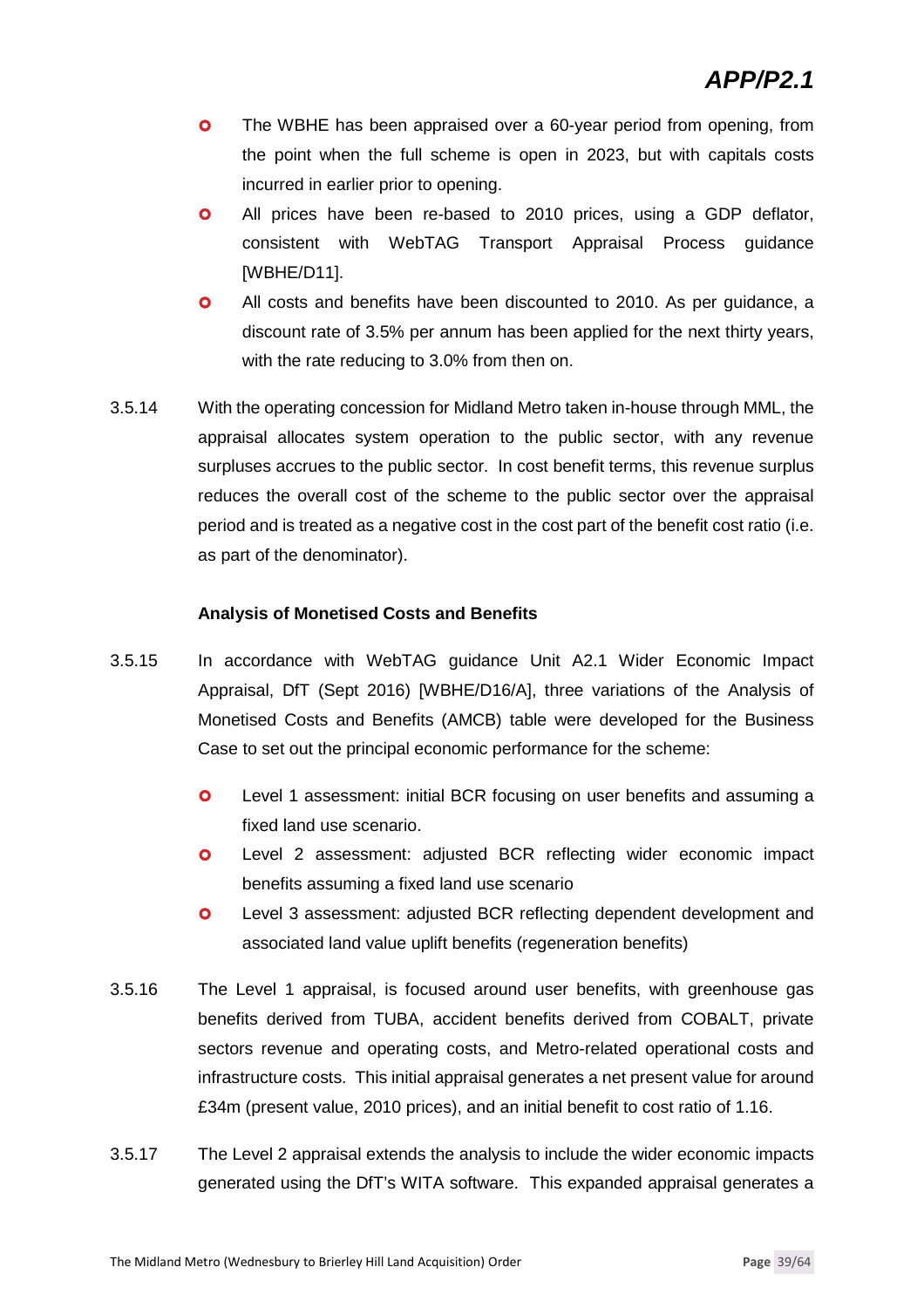- The WBHE has been appraised over a 60-year period from opening, from the point when the full scheme is open in 2023, but with capitals costs incurred in earlier prior to opening.
- All prices have been re-based to 2010 prices, using a GDP deflator, consistent with WebTAG Transport Appraisal Process guidance [WBHE/D11].
- All costs and benefits have been discounted to 2010. As per guidance, a discount rate of 3.5% per annum has been applied for the next thirty years, with the rate reducing to 3.0% from then on.

3.5.14 With the operating concession for Midland Metro taken in-house through MML, the appraisal allocates system operation to the public sector, with any revenue surpluses accrues to the public sector. In cost benefit terms, this revenue surplus reduces the overall cost of the scheme to the public sector over the appraisal period and is treated as a negative cost in the cost part of the benefit cost ratio (i.e. as part of the denominator).

**Analysis of Monetised Costs and Benefits**

3.5.15 In accordance with WebTAG guidance Unit A2.1 Wider Economic Impact Appraisal, DfT (Sept 2016) [WBHE/D16/A], three variations of the Analysis of Monetised Costs and Benefits (AMCB) table were developed for the Business Case to set out the principal economic performance for the scheme:

- Level 1 assessment: initial BCR focusing on user benefits and assuming a fixed land use scenario.
- Level 2 assessment: adjusted BCR reflecting wider economic impact benefits assuming a fixed land use scenario
- Level 3 assessment: adjusted BCR reflecting dependent development and associated land value uplift benefits (regeneration benefits)

3.5.16 The Level 1 appraisal, is focused around user benefits, with greenhouse gas benefits derived from TUBA, accident benefits derived from COBALT, private sectors revenue and operating costs, and Metro-related operational costs and infrastructure costs. This initial appraisal generates a net present value for around £34m (present value, 2010 prices), and an initial benefit to cost ratio of 1.16.

3.5.17 The Level 2 appraisal extends the analysis to include the wider economic impacts generated using the DfT's WITA software. This expanded appraisal generates a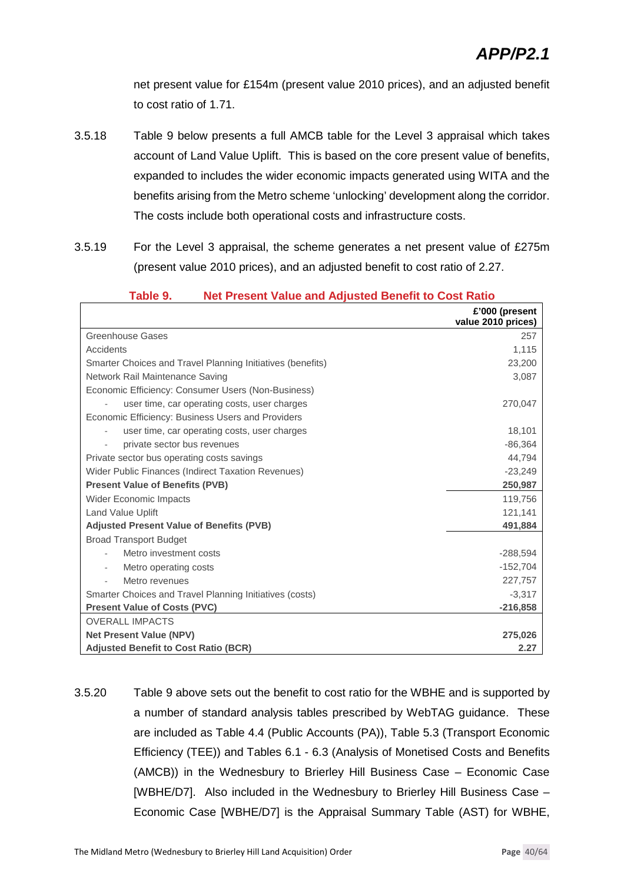net present value for £154m (present value 2010 prices), and an adjusted benefit to cost ratio of 1.71.

3.5.18 Table 9 below presents a full AMCB table for the Level 3 appraisal which takes account of Land Value Uplift. This is based on the core present value of benefits, expanded to includes the wider economic impacts generated using WITA and the benefits arising from the Metro scheme 'unlocking' development along the corridor. The costs include both operational costs and infrastructure costs.

3.5.19 For the Level 3 appraisal, the scheme generates a net present value of £275m (present value 2010 prices), and an adjusted benefit to cost ratio of 2.27.

**Table 9. Net Present Value and Adjusted Benefit to Cost Ratio**

| | **£'000 (present value 2010 prices)** |
|---|---:|
| Greenhouse Gases | 257 |
| Accidents | 1,115 |
| Smarter Choices and Travel Planning Initiatives (benefits) | 23,200 |
| Network Rail Maintenance Saving | 3,087 |
| Economic Efficiency: Consumer Users (Non-Business) | |
| - user time, car operating costs, user charges | 270,047 |
| Economic Efficiency: Business Users and Providers | |
| - user time, car operating costs, user charges | 18,101 |
| - private sector bus revenues | -86,364 |
| Private sector bus operating costs savings | 44,794 |
| Wider Public Finances (Indirect Taxation Revenues) | -23,249 |
| **Present Value of Benefits (PVB)** | **250,987** |
| Wider Economic Impacts | 119,756 |
| Land Value Uplift | 121,141 |
| **Adjusted Present Value of Benefits (PVB)** | **491,884** |
| Broad Transport Budget | |
| - Metro investment costs | -288,594 |
| - Metro operating costs | -152,704 |
| - Metro revenues | 227,757 |
| Smarter Choices and Travel Planning Initiatives (costs) | -3,317 |
| **Present Value of Costs (PVC)** | **-216,858** |
| OVERALL IMPACTS | |
| **Net Present Value (NPV)** | **275,026** |
| **Adjusted Benefit to Cost Ratio (BCR)** | **2.27** |

3.5.20 Table 9 above sets out the benefit to cost ratio for the WBHE and is supported by a number of standard analysis tables prescribed by WebTAG guidance. These are included as Table 4.4 (Public Accounts (PA)), Table 5.3 (Transport Economic Efficiency (TEE)) and Tables 6.1 - 6.3 (Analysis of Monetised Costs and Benefits (AMCB)) in the Wednesbury to Brierley Hill Business Case – Economic Case [WBHE/D7]. Also included in the Wednesbury to Brierley Hill Business Case – Economic Case [WBHE/D7] is the Appraisal Summary Table (AST) for WBHE,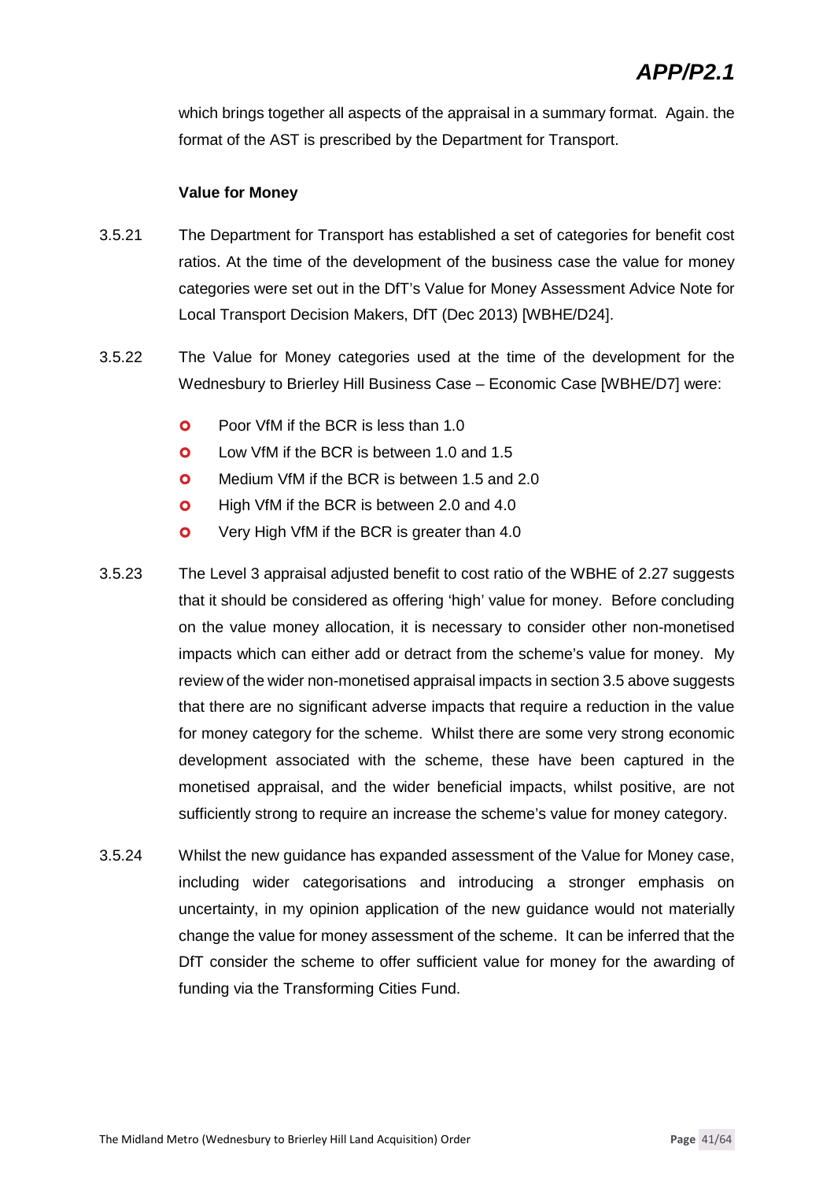which brings together all aspects of the appraisal in a summary format. Again. the format of the AST is prescribed by the Department for Transport.

**Value for Money**

3.5.21 The Department for Transport has established a set of categories for benefit cost ratios. At the time of the development of the business case the value for money categories were set out in the DfT's Value for Money Assessment Advice Note for Local Transport Decision Makers, DfT (Dec 2013) [WBHE/D24].

3.5.22 The Value for Money categories used at the time of the development for the Wednesbury to Brierley Hill Business Case – Economic Case [WBHE/D7] were:

- Poor VfM if the BCR is less than 1.0
- Low VfM if the BCR is between 1.0 and 1.5
- Medium VfM if the BCR is between 1.5 and 2.0
- High VfM if the BCR is between 2.0 and 4.0
- Very High VfM if the BCR is greater than 4.0

3.5.23 The Level 3 appraisal adjusted benefit to cost ratio of the WBHE of 2.27 suggests that it should be considered as offering 'high' value for money. Before concluding on the value money allocation, it is necessary to consider other non-monetised impacts which can either add or detract from the scheme's value for money. My review of the wider non-monetised appraisal impacts in section 3.5 above suggests that there are no significant adverse impacts that require a reduction in the value for money category for the scheme. Whilst there are some very strong economic development associated with the scheme, these have been captured in the monetised appraisal, and the wider beneficial impacts, whilst positive, are not sufficiently strong to require an increase the scheme's value for money category.

3.5.24 Whilst the new guidance has expanded assessment of the Value for Money case, including wider categorisations and introducing a stronger emphasis on uncertainty, in my opinion application of the new guidance would not materially change the value for money assessment of the scheme. It can be inferred that the DfT consider the scheme to offer sufficient value for money for the awarding of funding via the Transforming Cities Fund.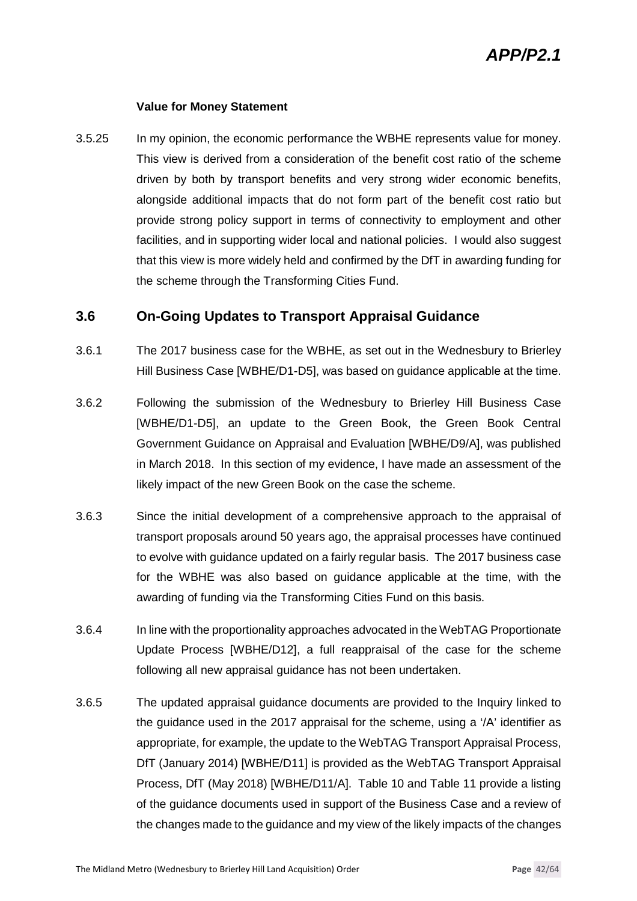**Value for Money Statement**

3.5.25 In my opinion, the economic performance the WBHE represents value for money. This view is derived from a consideration of the benefit cost ratio of the scheme driven by both by transport benefits and very strong wider economic benefits, alongside additional impacts that do not form part of the benefit cost ratio but provide strong policy support in terms of connectivity to employment and other facilities, and in supporting wider local and national policies. I would also suggest that this view is more widely held and confirmed by the DfT in awarding funding for the scheme through the Transforming Cities Fund.

## 3.6 On-Going Updates to Transport Appraisal Guidance

3.6.1 The 2017 business case for the WBHE, as set out in the Wednesbury to Brierley Hill Business Case [WBHE/D1-D5], was based on guidance applicable at the time.

3.6.2 Following the submission of the Wednesbury to Brierley Hill Business Case [WBHE/D1-D5], an update to the Green Book, the Green Book Central Government Guidance on Appraisal and Evaluation [WBHE/D9/A], was published in March 2018. In this section of my evidence, I have made an assessment of the likely impact of the new Green Book on the case the scheme.

3.6.3 Since the initial development of a comprehensive approach to the appraisal of transport proposals around 50 years ago, the appraisal processes have continued to evolve with guidance updated on a fairly regular basis. The 2017 business case for the WBHE was also based on guidance applicable at the time, with the awarding of funding via the Transforming Cities Fund on this basis.

3.6.4 In line with the proportionality approaches advocated in the WebTAG Proportionate Update Process [WBHE/D12], a full reappraisal of the case for the scheme following all new appraisal guidance has not been undertaken.

3.6.5 The updated appraisal guidance documents are provided to the Inquiry linked to the guidance used in the 2017 appraisal for the scheme, using a '/A' identifier as appropriate, for example, the update to the WebTAG Transport Appraisal Process, DfT (January 2014) [WBHE/D11] is provided as the WebTAG Transport Appraisal Process, DfT (May 2018) [WBHE/D11/A]. Table 10 and Table 11 provide a listing of the guidance documents used in support of the Business Case and a review of the changes made to the guidance and my view of the likely impacts of the changes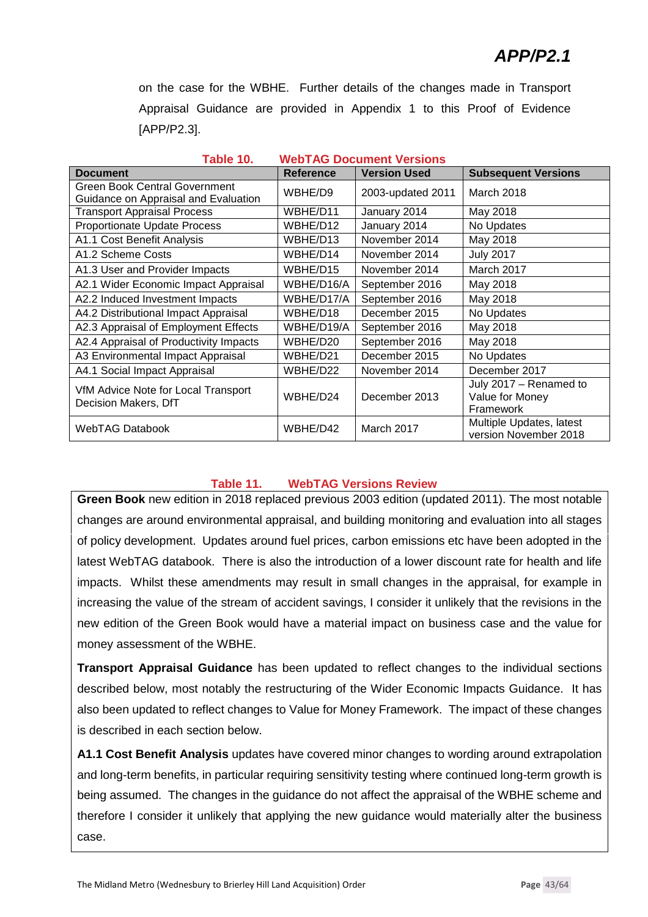on the case for the WBHE. Further details of the changes made in Transport Appraisal Guidance are provided in Appendix 1 to this Proof of Evidence [APP/P2.3].

**Table 10. WebTAG Document Versions**

| Document | Reference | Version Used | Subsequent Versions |
|---|---|---|---|
| Green Book Central Government Guidance on Appraisal and Evaluation | WBHE/D9 | 2003-updated 2011 | March 2018 |
| Transport Appraisal Process | WBHE/D11 | January 2014 | May 2018 |
| Proportionate Update Process | WBHE/D12 | January 2014 | No Updates |
| A1.1 Cost Benefit Analysis | WBHE/D13 | November 2014 | May 2018 |
| A1.2 Scheme Costs | WBHE/D14 | November 2014 | July 2017 |
| A1.3 User and Provider Impacts | WBHE/D15 | November 2014 | March 2017 |
| A2.1 Wider Economic Impact Appraisal | WBHE/D16/A | September 2016 | May 2018 |
| A2.2 Induced Investment Impacts | WBHE/D17/A | September 2016 | May 2018 |
| A4.2 Distributional Impact Appraisal | WBHE/D18 | December 2015 | No Updates |
| A2.3 Appraisal of Employment Effects | WBHE/D19/A | September 2016 | May 2018 |
| A2.4 Appraisal of Productivity Impacts | WBHE/D20 | September 2016 | May 2018 |
| A3 Environmental Impact Appraisal | WBHE/D21 | December 2015 | No Updates |
| A4.1 Social Impact Appraisal | WBHE/D22 | November 2014 | December 2017 |
| VfM Advice Note for Local Transport Decision Makers, DfT | WBHE/D24 | December 2013 | July 2017 – Renamed to Value for Money Framework |
| WebTAG Databook | WBHE/D42 | March 2017 | Multiple Updates, latest version November 2018 |

**Table 11. WebTAG Versions Review**

**Green Book** new edition in 2018 replaced previous 2003 edition (updated 2011). The most notable changes are around environmental appraisal, and building monitoring and evaluation into all stages of policy development. Updates around fuel prices, carbon emissions etc have been adopted in the latest WebTAG databook. There is also the introduction of a lower discount rate for health and life impacts. Whilst these amendments may result in small changes in the appraisal, for example in increasing the value of the stream of accident savings, I consider it unlikely that the revisions in the new edition of the Green Book would have a material impact on business case and the value for money assessment of the WBHE.

**Transport Appraisal Guidance** has been updated to reflect changes to the individual sections described below, most notably the restructuring of the Wider Economic Impacts Guidance. It has also been updated to reflect changes to Value for Money Framework. The impact of these changes is described in each section below.

**A1.1 Cost Benefit Analysis** updates have covered minor changes to wording around extrapolation and long-term benefits, in particular requiring sensitivity testing where continued long-term growth is being assumed. The changes in the guidance do not affect the appraisal of the WBHE scheme and therefore I consider it unlikely that applying the new guidance would materially alter the business case.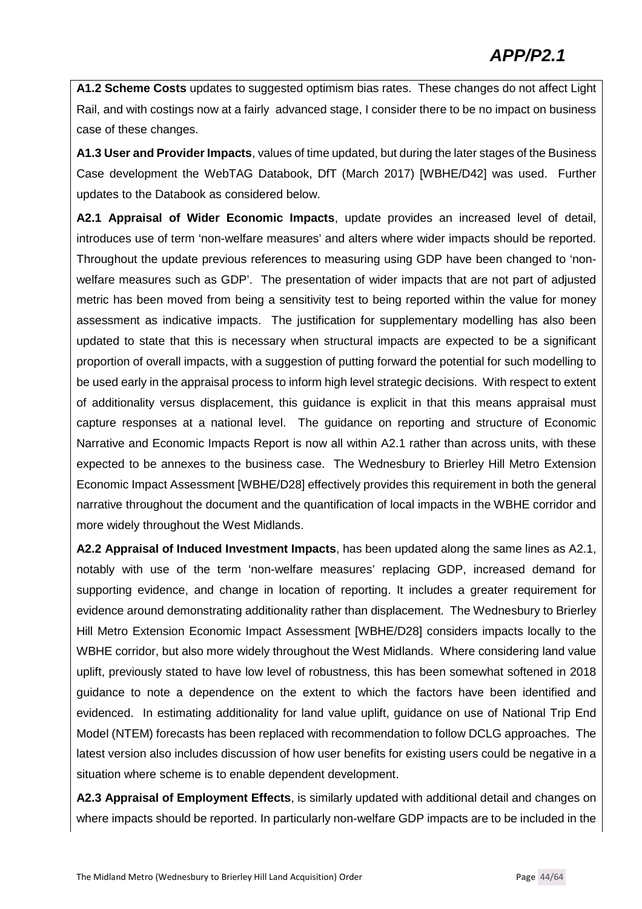**A1.2 Scheme Costs** updates to suggested optimism bias rates. These changes do not affect Light Rail, and with costings now at a fairly advanced stage, I consider there to be no impact on business case of these changes.

**A1.3 User and Provider Impacts**, values of time updated, but during the later stages of the Business Case development the WebTAG Databook, DfT (March 2017) [WBHE/D42] was used. Further updates to the Databook as considered below.

**A2.1 Appraisal of Wider Economic Impacts**, update provides an increased level of detail, introduces use of term 'non-welfare measures' and alters where wider impacts should be reported. Throughout the update previous references to measuring using GDP have been changed to 'non-welfare measures such as GDP'. The presentation of wider impacts that are not part of adjusted metric has been moved from being a sensitivity test to being reported within the value for money assessment as indicative impacts. The justification for supplementary modelling has also been updated to state that this is necessary when structural impacts are expected to be a significant proportion of overall impacts, with a suggestion of putting forward the potential for such modelling to be used early in the appraisal process to inform high level strategic decisions. With respect to extent of additionality versus displacement, this guidance is explicit in that this means appraisal must capture responses at a national level. The guidance on reporting and structure of Economic Narrative and Economic Impacts Report is now all within A2.1 rather than across units, with these expected to be annexes to the business case. The Wednesbury to Brierley Hill Metro Extension Economic Impact Assessment [WBHE/D28] effectively provides this requirement in both the general narrative throughout the document and the quantification of local impacts in the WBHE corridor and more widely throughout the West Midlands.

**A2.2 Appraisal of Induced Investment Impacts**, has been updated along the same lines as A2.1, notably with use of the term 'non-welfare measures' replacing GDP, increased demand for supporting evidence, and change in location of reporting. It includes a greater requirement for evidence around demonstrating additionality rather than displacement. The Wednesbury to Brierley Hill Metro Extension Economic Impact Assessment [WBHE/D28] considers impacts locally to the WBHE corridor, but also more widely throughout the West Midlands. Where considering land value uplift, previously stated to have low level of robustness, this has been somewhat softened in 2018 guidance to note a dependence on the extent to which the factors have been identified and evidenced. In estimating additionality for land value uplift, guidance on use of National Trip End Model (NTEM) forecasts has been replaced with recommendation to follow DCLG approaches. The latest version also includes discussion of how user benefits for existing users could be negative in a situation where scheme is to enable dependent development.

**A2.3 Appraisal of Employment Effects**, is similarly updated with additional detail and changes on where impacts should be reported. In particularly non-welfare GDP impacts are to be included in the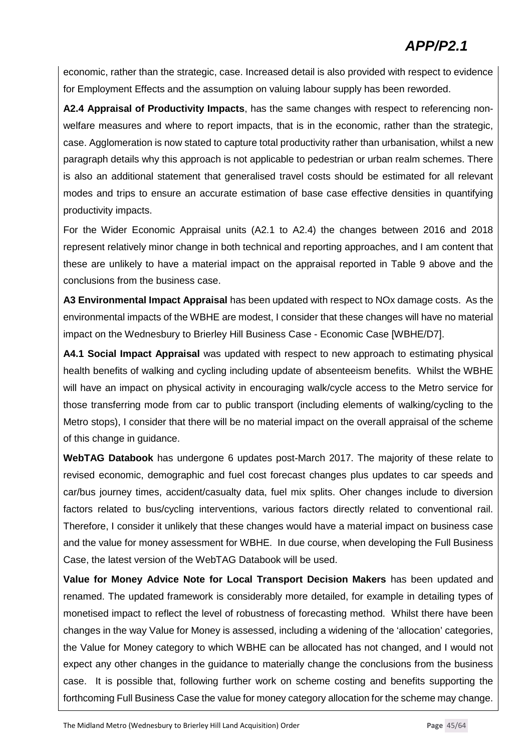economic, rather than the strategic, case. Increased detail is also provided with respect to evidence for Employment Effects and the assumption on valuing labour supply has been reworded.

**A2.4 Appraisal of Productivity Impacts**, has the same changes with respect to referencing non-welfare measures and where to report impacts, that is in the economic, rather than the strategic, case. Agglomeration is now stated to capture total productivity rather than urbanisation, whilst a new paragraph details why this approach is not applicable to pedestrian or urban realm schemes. There is also an additional statement that generalised travel costs should be estimated for all relevant modes and trips to ensure an accurate estimation of base case effective densities in quantifying productivity impacts.

For the Wider Economic Appraisal units (A2.1 to A2.4) the changes between 2016 and 2018 represent relatively minor change in both technical and reporting approaches, and I am content that these are unlikely to have a material impact on the appraisal reported in Table 9 above and the conclusions from the business case.

**A3 Environmental Impact Appraisal** has been updated with respect to NOx damage costs. As the environmental impacts of the WBHE are modest, I consider that these changes will have no material impact on the Wednesbury to Brierley Hill Business Case - Economic Case [WBHE/D7].

**A4.1 Social Impact Appraisal** was updated with respect to new approach to estimating physical health benefits of walking and cycling including update of absenteeism benefits. Whilst the WBHE will have an impact on physical activity in encouraging walk/cycle access to the Metro service for those transferring mode from car to public transport (including elements of walking/cycling to the Metro stops), I consider that there will be no material impact on the overall appraisal of the scheme of this change in guidance.

**WebTAG Databook** has undergone 6 updates post-March 2017. The majority of these relate to revised economic, demographic and fuel cost forecast changes plus updates to car speeds and car/bus journey times, accident/casualty data, fuel mix splits. Oher changes include to diversion factors related to bus/cycling interventions, various factors directly related to conventional rail. Therefore, I consider it unlikely that these changes would have a material impact on business case and the value for money assessment for WBHE. In due course, when developing the Full Business Case, the latest version of the WebTAG Databook will be used.

**Value for Money Advice Note for Local Transport Decision Makers** has been updated and renamed. The updated framework is considerably more detailed, for example in detailing types of monetised impact to reflect the level of robustness of forecasting method. Whilst there have been changes in the way Value for Money is assessed, including a widening of the 'allocation' categories, the Value for Money category to which WBHE can be allocated has not changed, and I would not expect any other changes in the guidance to materially change the conclusions from the business case. It is possible that, following further work on scheme costing and benefits supporting the forthcoming Full Business Case the value for money category allocation for the scheme may change.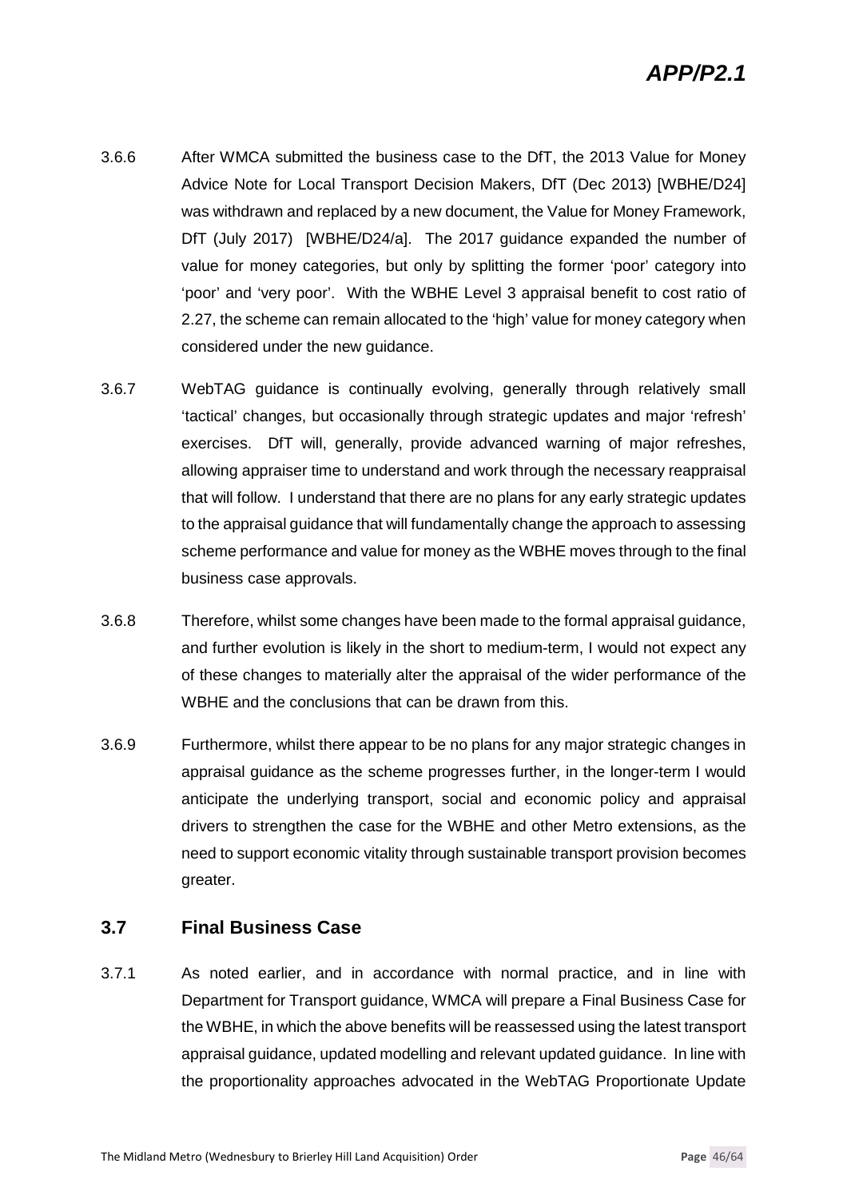3.6.6 After WMCA submitted the business case to the DfT, the 2013 Value for Money Advice Note for Local Transport Decision Makers, DfT (Dec 2013) [WBHE/D24] was withdrawn and replaced by a new document, the Value for Money Framework, DfT (July 2017) [WBHE/D24/a]. The 2017 guidance expanded the number of value for money categories, but only by splitting the former 'poor' category into 'poor' and 'very poor'. With the WBHE Level 3 appraisal benefit to cost ratio of 2.27, the scheme can remain allocated to the 'high' value for money category when considered under the new guidance.

3.6.7 WebTAG guidance is continually evolving, generally through relatively small 'tactical' changes, but occasionally through strategic updates and major 'refresh' exercises. DfT will, generally, provide advanced warning of major refreshes, allowing appraiser time to understand and work through the necessary reappraisal that will follow. I understand that there are no plans for any early strategic updates to the appraisal guidance that will fundamentally change the approach to assessing scheme performance and value for money as the WBHE moves through to the final business case approvals.

3.6.8 Therefore, whilst some changes have been made to the formal appraisal guidance, and further evolution is likely in the short to medium-term, I would not expect any of these changes to materially alter the appraisal of the wider performance of the WBHE and the conclusions that can be drawn from this.

3.6.9 Furthermore, whilst there appear to be no plans for any major strategic changes in appraisal guidance as the scheme progresses further, in the longer-term I would anticipate the underlying transport, social and economic policy and appraisal drivers to strengthen the case for the WBHE and other Metro extensions, as the need to support economic vitality through sustainable transport provision becomes greater.

## 3.7 Final Business Case

3.7.1 As noted earlier, and in accordance with normal practice, and in line with Department for Transport guidance, WMCA will prepare a Final Business Case for the WBHE, in which the above benefits will be reassessed using the latest transport appraisal guidance, updated modelling and relevant updated guidance. In line with the proportionality approaches advocated in the WebTAG Proportionate Update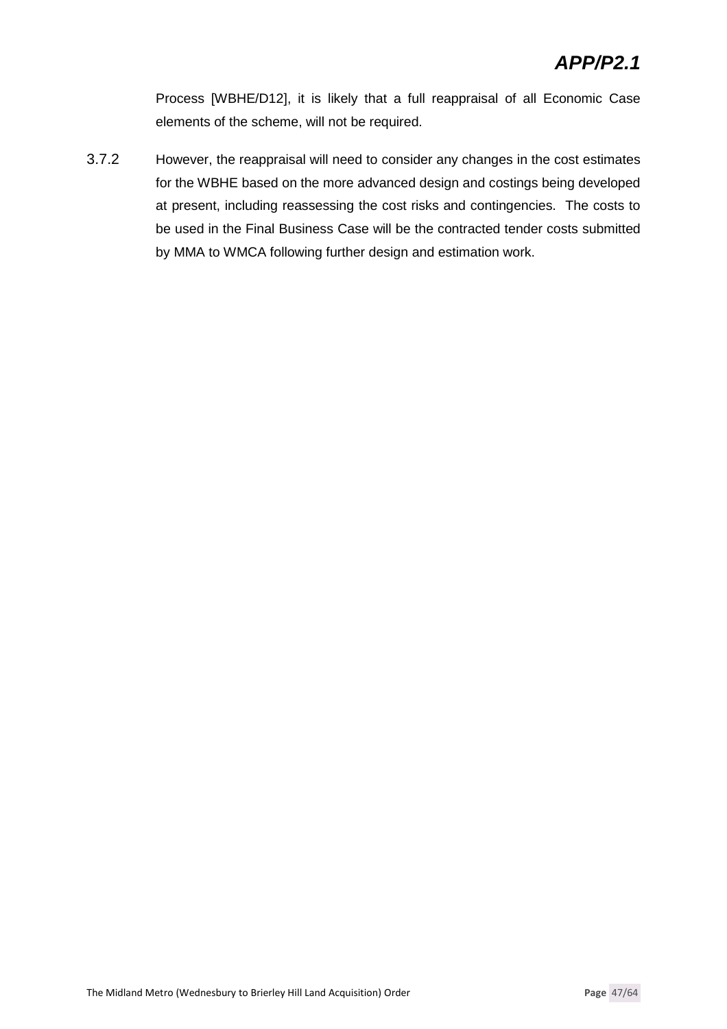Process [WBHE/D12], it is likely that a full reappraisal of all Economic Case elements of the scheme, will not be required.

3.7.2 However, the reappraisal will need to consider any changes in the cost estimates for the WBHE based on the more advanced design and costings being developed at present, including reassessing the cost risks and contingencies. The costs to be used in the Final Business Case will be the contracted tender costs submitted by MMA to WMCA following further design and estimation work.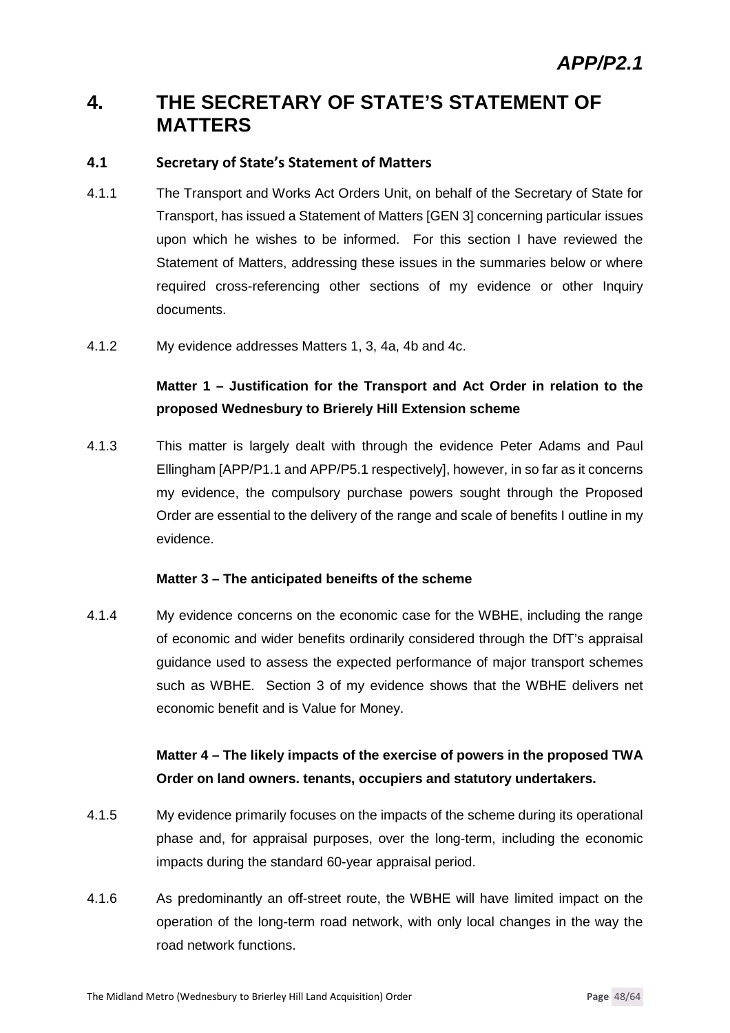APP/P2.1

# 4. THE SECRETARY OF STATE'S STATEMENT OF MATTERS

## 4.1 Secretary of State's Statement of Matters

4.1.1 The Transport and Works Act Orders Unit, on behalf of the Secretary of State for Transport, has issued a Statement of Matters [GEN 3] concerning particular issues upon which he wishes to be informed. For this section I have reviewed the Statement of Matters, addressing these issues in the summaries below or where required cross-referencing other sections of my evidence or other Inquiry documents.

4.1.2 My evidence addresses Matters 1, 3, 4a, 4b and 4c.

**Matter 1 – Justification for the Transport and Act Order in relation to the proposed Wednesbury to Brierely Hill Extension scheme**

4.1.3 This matter is largely dealt with through the evidence Peter Adams and Paul Ellingham [APP/P1.1 and APP/P5.1 respectively], however, in so far as it concerns my evidence, the compulsory purchase powers sought through the Proposed Order are essential to the delivery of the range and scale of benefits I outline in my evidence.

**Matter 3 – The anticipated beneifts of the scheme**

4.1.4 My evidence concerns on the economic case for the WBHE, including the range of economic and wider benefits ordinarily considered through the DfT's appraisal guidance used to assess the expected performance of major transport schemes such as WBHE. Section 3 of my evidence shows that the WBHE delivers net economic benefit and is Value for Money.

**Matter 4 – The likely impacts of the exercise of powers in the proposed TWA Order on land owners. tenants, occupiers and statutory undertakers.**

4.1.5 My evidence primarily focuses on the impacts of the scheme during its operational phase and, for appraisal purposes, over the long-term, including the economic impacts during the standard 60-year appraisal period.

4.1.6 As predominantly an off-street route, the WBHE will have limited impact on the operation of the long-term road network, with only local changes in the way the road network functions.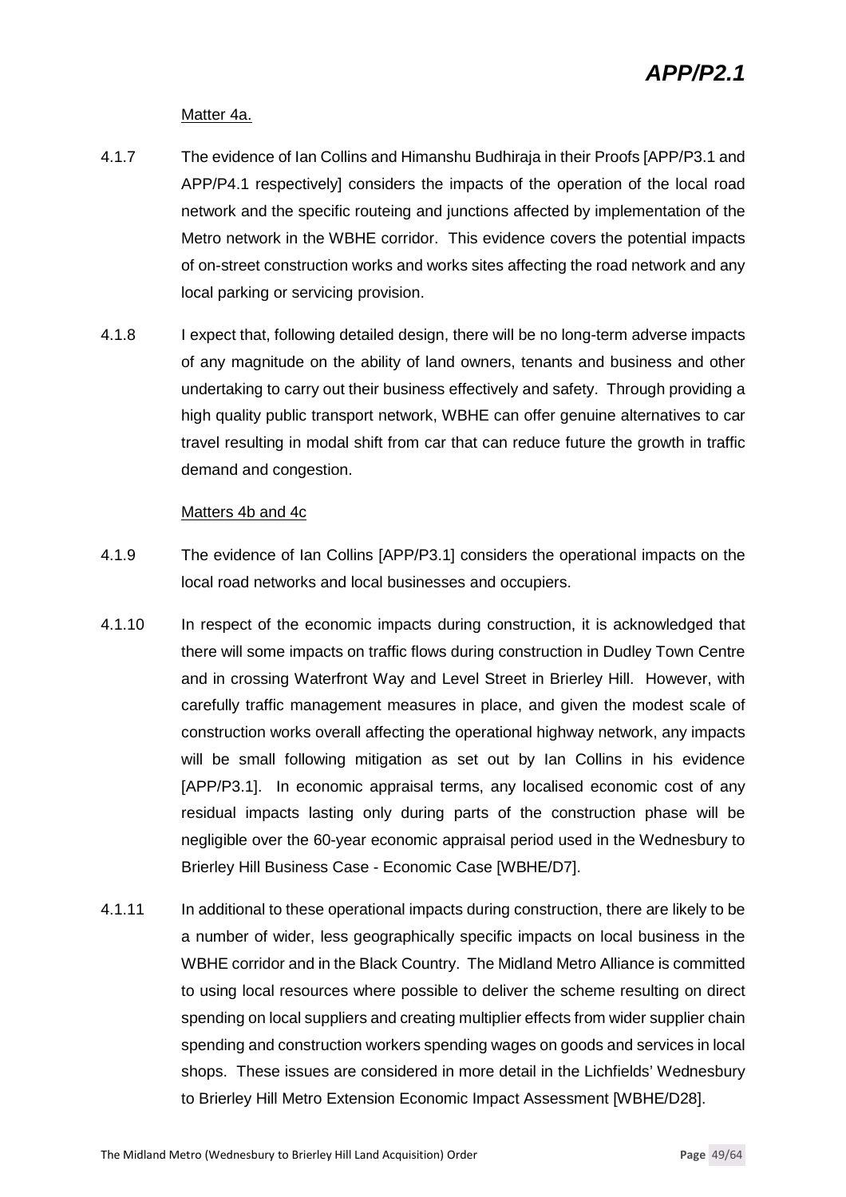Matter 4a.

4.1.7 The evidence of Ian Collins and Himanshu Budhiraja in their Proofs [APP/P3.1 and APP/P4.1 respectively] considers the impacts of the operation of the local road network and the specific routeing and junctions affected by implementation of the Metro network in the WBHE corridor. This evidence covers the potential impacts of on-street construction works and works sites affecting the road network and any local parking or servicing provision.

4.1.8 I expect that, following detailed design, there will be no long-term adverse impacts of any magnitude on the ability of land owners, tenants and business and other undertaking to carry out their business effectively and safety. Through providing a high quality public transport network, WBHE can offer genuine alternatives to car travel resulting in modal shift from car that can reduce future the growth in traffic demand and congestion.

Matters 4b and 4c

4.1.9 The evidence of Ian Collins [APP/P3.1] considers the operational impacts on the local road networks and local businesses and occupiers.

4.1.10 In respect of the economic impacts during construction, it is acknowledged that there will some impacts on traffic flows during construction in Dudley Town Centre and in crossing Waterfront Way and Level Street in Brierley Hill. However, with carefully traffic management measures in place, and given the modest scale of construction works overall affecting the operational highway network, any impacts will be small following mitigation as set out by Ian Collins in his evidence [APP/P3.1]. In economic appraisal terms, any localised economic cost of any residual impacts lasting only during parts of the construction phase will be negligible over the 60-year economic appraisal period used in the Wednesbury to Brierley Hill Business Case - Economic Case [WBHE/D7].

4.1.11 In additional to these operational impacts during construction, there are likely to be a number of wider, less geographically specific impacts on local business in the WBHE corridor and in the Black Country. The Midland Metro Alliance is committed to using local resources where possible to deliver the scheme resulting on direct spending on local suppliers and creating multiplier effects from wider supplier chain spending and construction workers spending wages on goods and services in local shops. These issues are considered in more detail in the Lichfields' Wednesbury to Brierley Hill Metro Extension Economic Impact Assessment [WBHE/D28].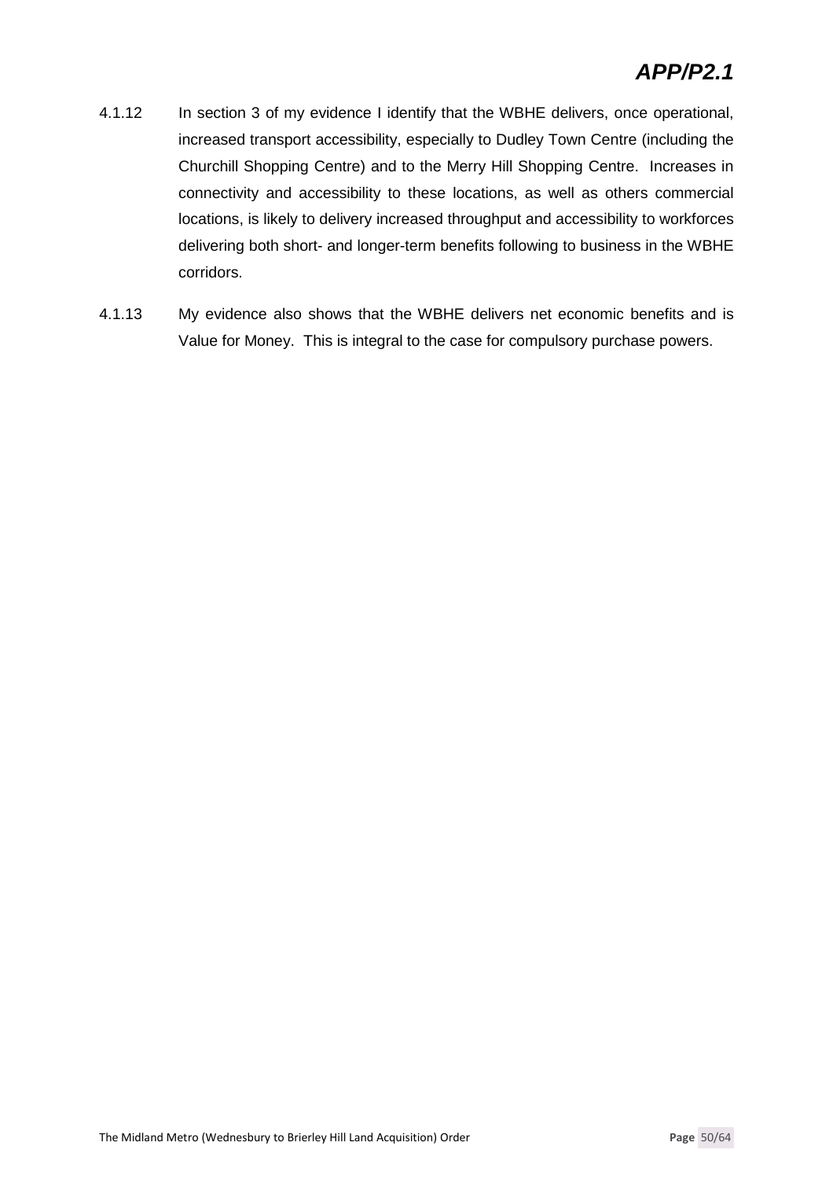4.1.12 In section 3 of my evidence I identify that the WBHE delivers, once operational, increased transport accessibility, especially to Dudley Town Centre (including the Churchill Shopping Centre) and to the Merry Hill Shopping Centre. Increases in connectivity and accessibility to these locations, as well as others commercial locations, is likely to delivery increased throughput and accessibility to workforces delivering both short- and longer-term benefits following to business in the WBHE corridors.

4.1.13 My evidence also shows that the WBHE delivers net economic benefits and is Value for Money. This is integral to the case for compulsory purchase powers.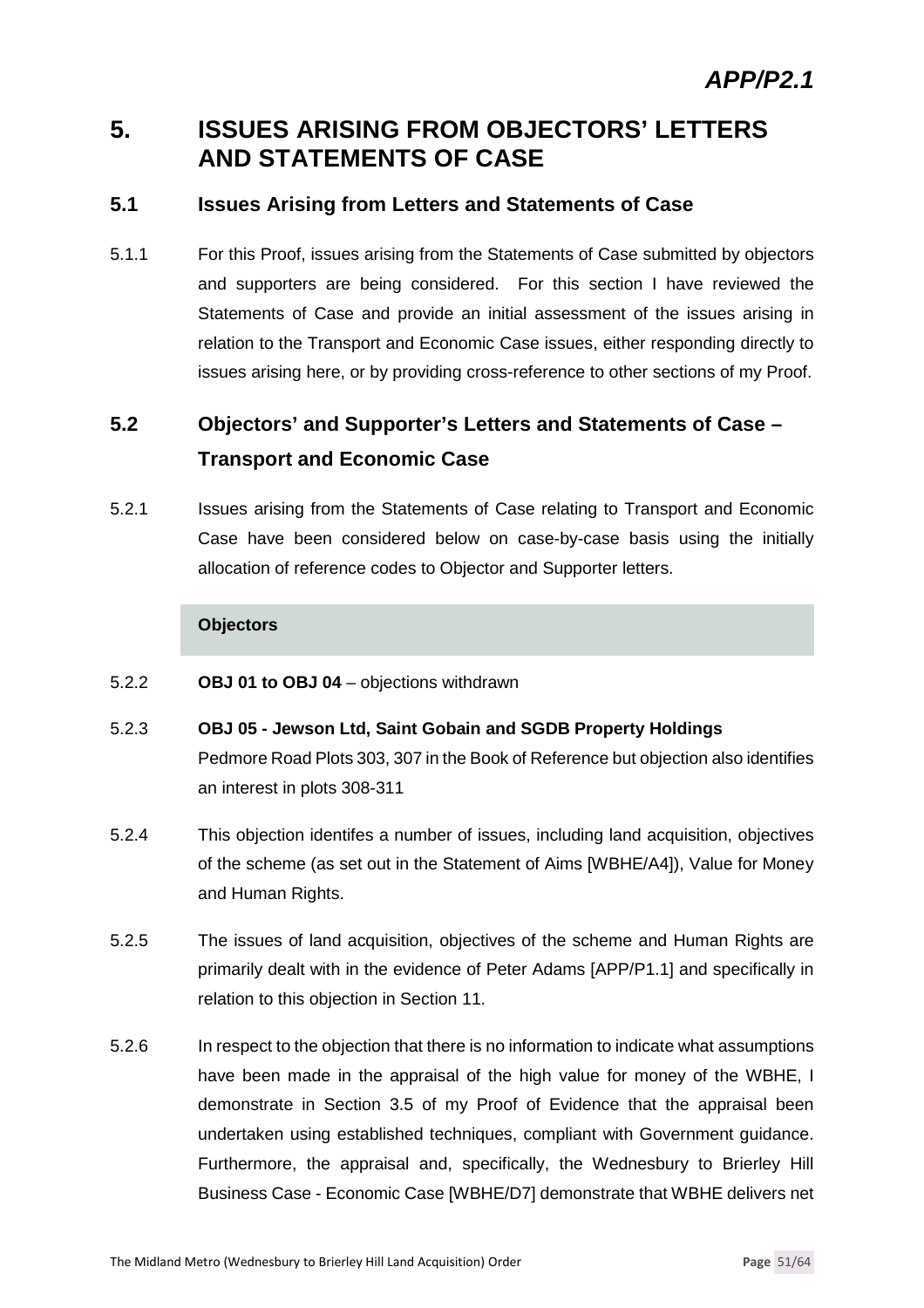# 5. ISSUES ARISING FROM OBJECTORS' LETTERS AND STATEMENTS OF CASE

## 5.1 Issues Arising from Letters and Statements of Case

5.1.1 For this Proof, issues arising from the Statements of Case submitted by objectors and supporters are being considered. For this section I have reviewed the Statements of Case and provide an initial assessment of the issues arising in relation to the Transport and Economic Case issues, either responding directly to issues arising here, or by providing cross-reference to other sections of my Proof.

## 5.2 Objectors' and Supporter's Letters and Statements of Case – Transport and Economic Case

5.2.1 Issues arising from the Statements of Case relating to Transport and Economic Case have been considered below on case-by-case basis using the initially allocation of reference codes to Objector and Supporter letters.

**Objectors**

5.2.2 **OBJ 01 to OBJ 04** – objections withdrawn

5.2.3 **OBJ 05 - Jewson Ltd, Saint Gobain and SGDB Property Holdings**
Pedmore Road Plots 303, 307 in the Book of Reference but objection also identifies an interest in plots 308-311

5.2.4 This objection identifes a number of issues, including land acquisition, objectives of the scheme (as set out in the Statement of Aims [WBHE/A4]), Value for Money and Human Rights.

5.2.5 The issues of land acquisition, objectives of the scheme and Human Rights are primarily dealt with in the evidence of Peter Adams [APP/P1.1] and specifically in relation to this objection in Section 11.

5.2.6 In respect to the objection that there is no information to indicate what assumptions have been made in the appraisal of the high value for money of the WBHE, I demonstrate in Section 3.5 of my Proof of Evidence that the appraisal been undertaken using established techniques, compliant with Government guidance. Furthermore, the appraisal and, specifically, the Wednesbury to Brierley Hill Business Case - Economic Case [WBHE/D7] demonstrate that WBHE delivers net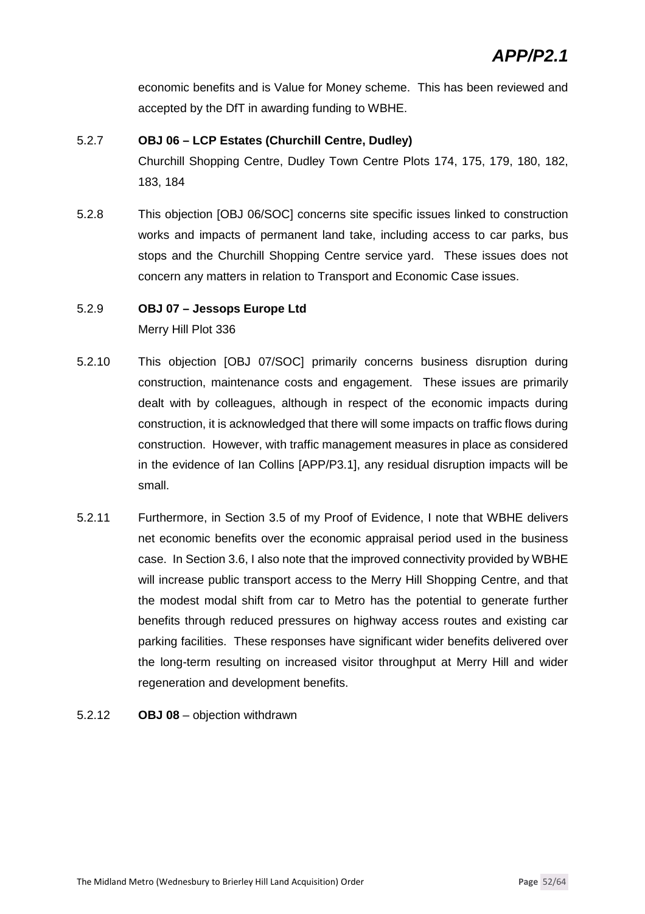economic benefits and is Value for Money scheme. This has been reviewed and accepted by the DfT in awarding funding to WBHE.

5.2.7 **OBJ 06 – LCP Estates (Churchill Centre, Dudley)**
Churchill Shopping Centre, Dudley Town Centre Plots 174, 175, 179, 180, 182, 183, 184

5.2.8 This objection [OBJ 06/SOC] concerns site specific issues linked to construction works and impacts of permanent land take, including access to car parks, bus stops and the Churchill Shopping Centre service yard. These issues does not concern any matters in relation to Transport and Economic Case issues.

5.2.9 **OBJ 07 – Jessops Europe Ltd**
Merry Hill Plot 336

5.2.10 This objection [OBJ 07/SOC] primarily concerns business disruption during construction, maintenance costs and engagement. These issues are primarily dealt with by colleagues, although in respect of the economic impacts during construction, it is acknowledged that there will some impacts on traffic flows during construction. However, with traffic management measures in place as considered in the evidence of Ian Collins [APP/P3.1], any residual disruption impacts will be small.

5.2.11 Furthermore, in Section 3.5 of my Proof of Evidence, I note that WBHE delivers net economic benefits over the economic appraisal period used in the business case. In Section 3.6, I also note that the improved connectivity provided by WBHE will increase public transport access to the Merry Hill Shopping Centre, and that the modest modal shift from car to Metro has the potential to generate further benefits through reduced pressures on highway access routes and existing car parking facilities. These responses have significant wider benefits delivered over the long-term resulting on increased visitor throughput at Merry Hill and wider regeneration and development benefits.

5.2.12 **OBJ 08** – objection withdrawn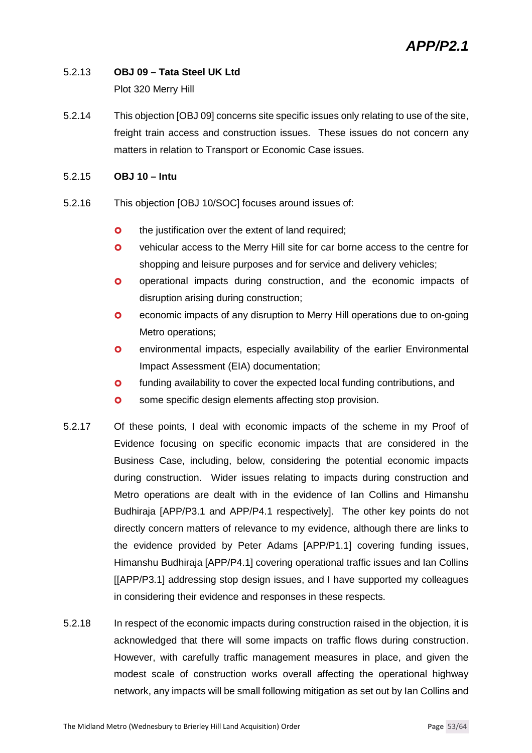5.2.13 **OBJ 09 – Tata Steel UK Ltd**

Plot 320 Merry Hill

5.2.14 This objection [OBJ 09] concerns site specific issues only relating to use of the site, freight train access and construction issues. These issues do not concern any matters in relation to Transport or Economic Case issues.

5.2.15 **OBJ 10 – Intu**

5.2.16 This objection [OBJ 10/SOC] focuses around issues of:

- the justification over the extent of land required;
- vehicular access to the Merry Hill site for car borne access to the centre for shopping and leisure purposes and for service and delivery vehicles;
- operational impacts during construction, and the economic impacts of disruption arising during construction;
- economic impacts of any disruption to Merry Hill operations due to on-going Metro operations;
- environmental impacts, especially availability of the earlier Environmental Impact Assessment (EIA) documentation;
- funding availability to cover the expected local funding contributions, and
- some specific design elements affecting stop provision.

5.2.17 Of these points, I deal with economic impacts of the scheme in my Proof of Evidence focusing on specific economic impacts that are considered in the Business Case, including, below, considering the potential economic impacts during construction. Wider issues relating to impacts during construction and Metro operations are dealt with in the evidence of Ian Collins and Himanshu Budhiraja [APP/P3.1 and APP/P4.1 respectively]. The other key points do not directly concern matters of relevance to my evidence, although there are links to the evidence provided by Peter Adams [APP/P1.1] covering funding issues, Himanshu Budhiraja [APP/P4.1] covering operational traffic issues and Ian Collins [[APP/P3.1] addressing stop design issues, and I have supported my colleagues in considering their evidence and responses in these respects.

5.2.18 In respect of the economic impacts during construction raised in the objection, it is acknowledged that there will some impacts on traffic flows during construction. However, with carefully traffic management measures in place, and given the modest scale of construction works overall affecting the operational highway network, any impacts will be small following mitigation as set out by Ian Collins and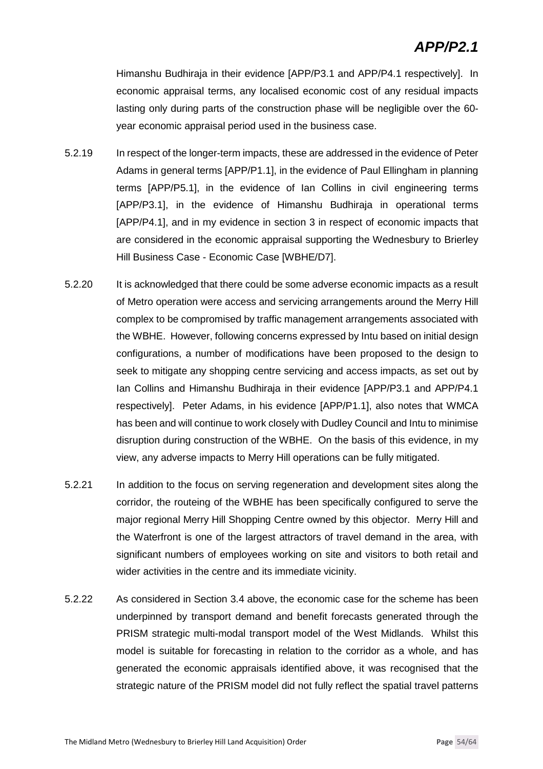Himanshu Budhiraja in their evidence [APP/P3.1 and APP/P4.1 respectively]. In economic appraisal terms, any localised economic cost of any residual impacts lasting only during parts of the construction phase will be negligible over the 60-year economic appraisal period used in the business case.

5.2.19 In respect of the longer-term impacts, these are addressed in the evidence of Peter Adams in general terms [APP/P1.1], in the evidence of Paul Ellingham in planning terms [APP/P5.1], in the evidence of Ian Collins in civil engineering terms [APP/P3.1], in the evidence of Himanshu Budhiraja in operational terms [APP/P4.1], and in my evidence in section 3 in respect of economic impacts that are considered in the economic appraisal supporting the Wednesbury to Brierley Hill Business Case - Economic Case [WBHE/D7].

5.2.20 It is acknowledged that there could be some adverse economic impacts as a result of Metro operation were access and servicing arrangements around the Merry Hill complex to be compromised by traffic management arrangements associated with the WBHE. However, following concerns expressed by Intu based on initial design configurations, a number of modifications have been proposed to the design to seek to mitigate any shopping centre servicing and access impacts, as set out by Ian Collins and Himanshu Budhiraja in their evidence [APP/P3.1 and APP/P4.1 respectively]. Peter Adams, in his evidence [APP/P1.1], also notes that WMCA has been and will continue to work closely with Dudley Council and Intu to minimise disruption during construction of the WBHE. On the basis of this evidence, in my view, any adverse impacts to Merry Hill operations can be fully mitigated.

5.2.21 In addition to the focus on serving regeneration and development sites along the corridor, the routeing of the WBHE has been specifically configured to serve the major regional Merry Hill Shopping Centre owned by this objector. Merry Hill and the Waterfront is one of the largest attractors of travel demand in the area, with significant numbers of employees working on site and visitors to both retail and wider activities in the centre and its immediate vicinity.

5.2.22 As considered in Section 3.4 above, the economic case for the scheme has been underpinned by transport demand and benefit forecasts generated through the PRISM strategic multi-modal transport model of the West Midlands. Whilst this model is suitable for forecasting in relation to the corridor as a whole, and has generated the economic appraisals identified above, it was recognised that the strategic nature of the PRISM model did not fully reflect the spatial travel patterns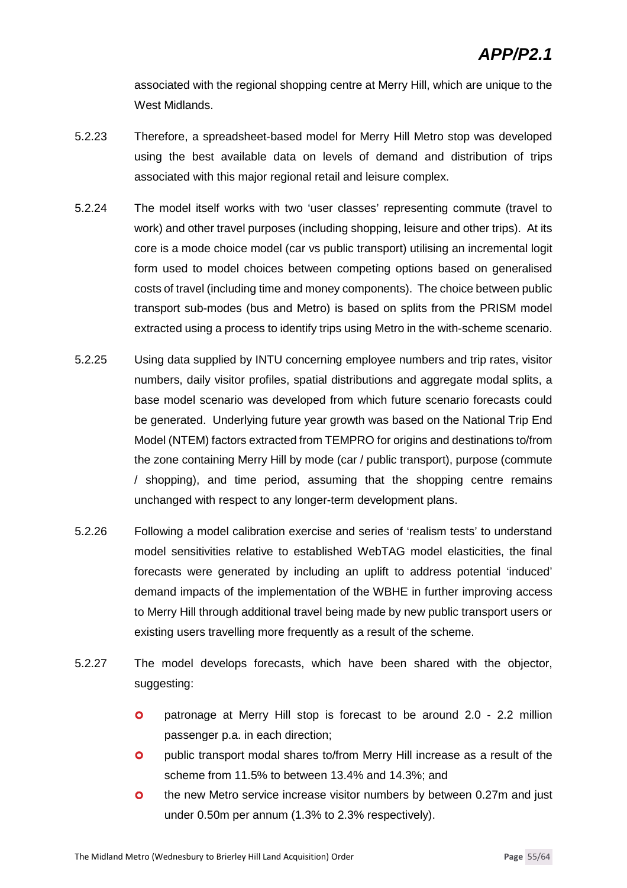associated with the regional shopping centre at Merry Hill, which are unique to the West Midlands.

5.2.23 Therefore, a spreadsheet-based model for Merry Hill Metro stop was developed using the best available data on levels of demand and distribution of trips associated with this major regional retail and leisure complex.

5.2.24 The model itself works with two 'user classes' representing commute (travel to work) and other travel purposes (including shopping, leisure and other trips). At its core is a mode choice model (car vs public transport) utilising an incremental logit form used to model choices between competing options based on generalised costs of travel (including time and money components). The choice between public transport sub-modes (bus and Metro) is based on splits from the PRISM model extracted using a process to identify trips using Metro in the with-scheme scenario.

5.2.25 Using data supplied by INTU concerning employee numbers and trip rates, visitor numbers, daily visitor profiles, spatial distributions and aggregate modal splits, a base model scenario was developed from which future scenario forecasts could be generated. Underlying future year growth was based on the National Trip End Model (NTEM) factors extracted from TEMPRO for origins and destinations to/from the zone containing Merry Hill by mode (car / public transport), purpose (commute / shopping), and time period, assuming that the shopping centre remains unchanged with respect to any longer-term development plans.

5.2.26 Following a model calibration exercise and series of 'realism tests' to understand model sensitivities relative to established WebTAG model elasticities, the final forecasts were generated by including an uplift to address potential 'induced' demand impacts of the implementation of the WBHE in further improving access to Merry Hill through additional travel being made by new public transport users or existing users travelling more frequently as a result of the scheme.

5.2.27 The model develops forecasts, which have been shared with the objector, suggesting:

- patronage at Merry Hill stop is forecast to be around 2.0 - 2.2 million passenger p.a. in each direction;
- public transport modal shares to/from Merry Hill increase as a result of the scheme from 11.5% to between 13.4% and 14.3%; and
- the new Metro service increase visitor numbers by between 0.27m and just under 0.50m per annum (1.3% to 2.3% respectively).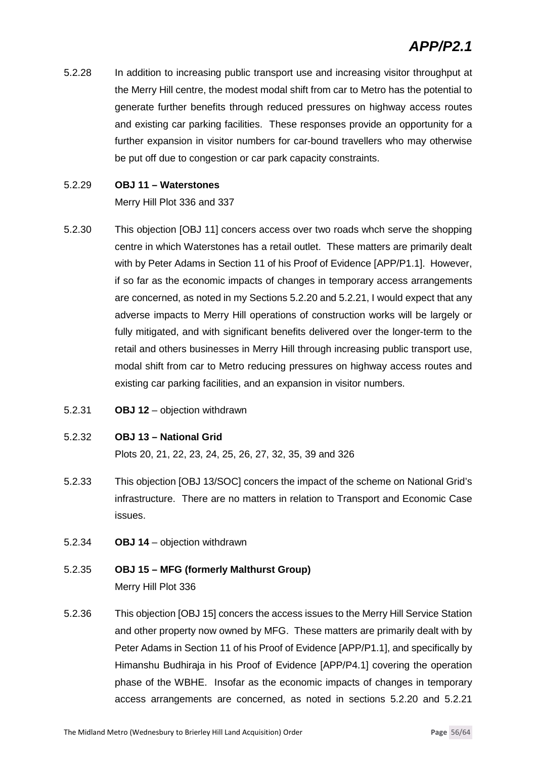5.2.28 In addition to increasing public transport use and increasing visitor throughput at the Merry Hill centre, the modest modal shift from car to Metro has the potential to generate further benefits through reduced pressures on highway access routes and existing car parking facilities. These responses provide an opportunity for a further expansion in visitor numbers for car-bound travellers who may otherwise be put off due to congestion or car park capacity constraints.

5.2.29 **OBJ 11 – Waterstones**
Merry Hill Plot 336 and 337

5.2.30 This objection [OBJ 11] concers access over two roads whch serve the shopping centre in which Waterstones has a retail outlet. These matters are primarily dealt with by Peter Adams in Section 11 of his Proof of Evidence [APP/P1.1]. However, if so far as the economic impacts of changes in temporary access arrangements are concerned, as noted in my Sections 5.2.20 and 5.2.21, I would expect that any adverse impacts to Merry Hill operations of construction works will be largely or fully mitigated, and with significant benefits delivered over the longer-term to the retail and others businesses in Merry Hill through increasing public transport use, modal shift from car to Metro reducing pressures on highway access routes and existing car parking facilities, and an expansion in visitor numbers.

5.2.31 **OBJ 12** – objection withdrawn

5.2.32 **OBJ 13 – National Grid**
Plots 20, 21, 22, 23, 24, 25, 26, 27, 32, 35, 39 and 326

5.2.33 This objection [OBJ 13/SOC] concers the impact of the scheme on National Grid's infrastructure. There are no matters in relation to Transport and Economic Case issues.

5.2.34 **OBJ 14** – objection withdrawn

5.2.35 **OBJ 15 – MFG (formerly Malthurst Group)**
Merry Hill Plot 336

5.2.36 This objection [OBJ 15] concers the access issues to the Merry Hill Service Station and other property now owned by MFG. These matters are primarily dealt with by Peter Adams in Section 11 of his Proof of Evidence [APP/P1.1], and specifically by Himanshu Budhiraja in his Proof of Evidence [APP/P4.1] covering the operation phase of the WBHE. Insofar as the economic impacts of changes in temporary access arrangements are concerned, as noted in sections 5.2.20 and 5.2.21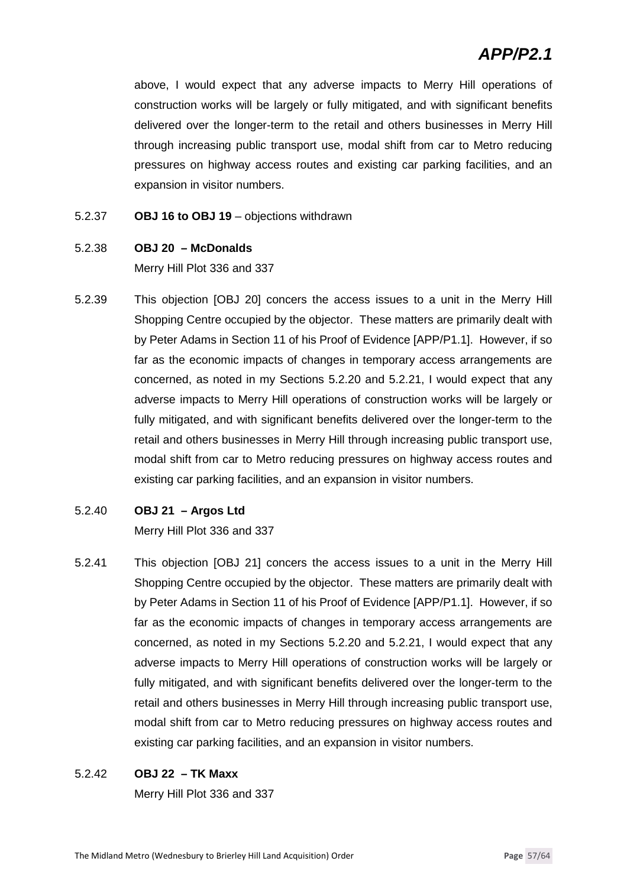above, I would expect that any adverse impacts to Merry Hill operations of construction works will be largely or fully mitigated, and with significant benefits delivered over the longer-term to the retail and others businesses in Merry Hill through increasing public transport use, modal shift from car to Metro reducing pressures on highway access routes and existing car parking facilities, and an expansion in visitor numbers.

5.2.37 **OBJ 16 to OBJ 19** – objections withdrawn

5.2.38 **OBJ 20 – McDonalds**

Merry Hill Plot 336 and 337

5.2.39 This objection [OBJ 20] concers the access issues to a unit in the Merry Hill Shopping Centre occupied by the objector. These matters are primarily dealt with by Peter Adams in Section 11 of his Proof of Evidence [APP/P1.1]. However, if so far as the economic impacts of changes in temporary access arrangements are concerned, as noted in my Sections 5.2.20 and 5.2.21, I would expect that any adverse impacts to Merry Hill operations of construction works will be largely or fully mitigated, and with significant benefits delivered over the longer-term to the retail and others businesses in Merry Hill through increasing public transport use, modal shift from car to Metro reducing pressures on highway access routes and existing car parking facilities, and an expansion in visitor numbers.

5.2.40 **OBJ 21 – Argos Ltd**

Merry Hill Plot 336 and 337

5.2.41 This objection [OBJ 21] concers the access issues to a unit in the Merry Hill Shopping Centre occupied by the objector. These matters are primarily dealt with by Peter Adams in Section 11 of his Proof of Evidence [APP/P1.1]. However, if so far as the economic impacts of changes in temporary access arrangements are concerned, as noted in my Sections 5.2.20 and 5.2.21, I would expect that any adverse impacts to Merry Hill operations of construction works will be largely or fully mitigated, and with significant benefits delivered over the longer-term to the retail and others businesses in Merry Hill through increasing public transport use, modal shift from car to Metro reducing pressures on highway access routes and existing car parking facilities, and an expansion in visitor numbers.

5.2.42 **OBJ 22 – TK Maxx**

Merry Hill Plot 336 and 337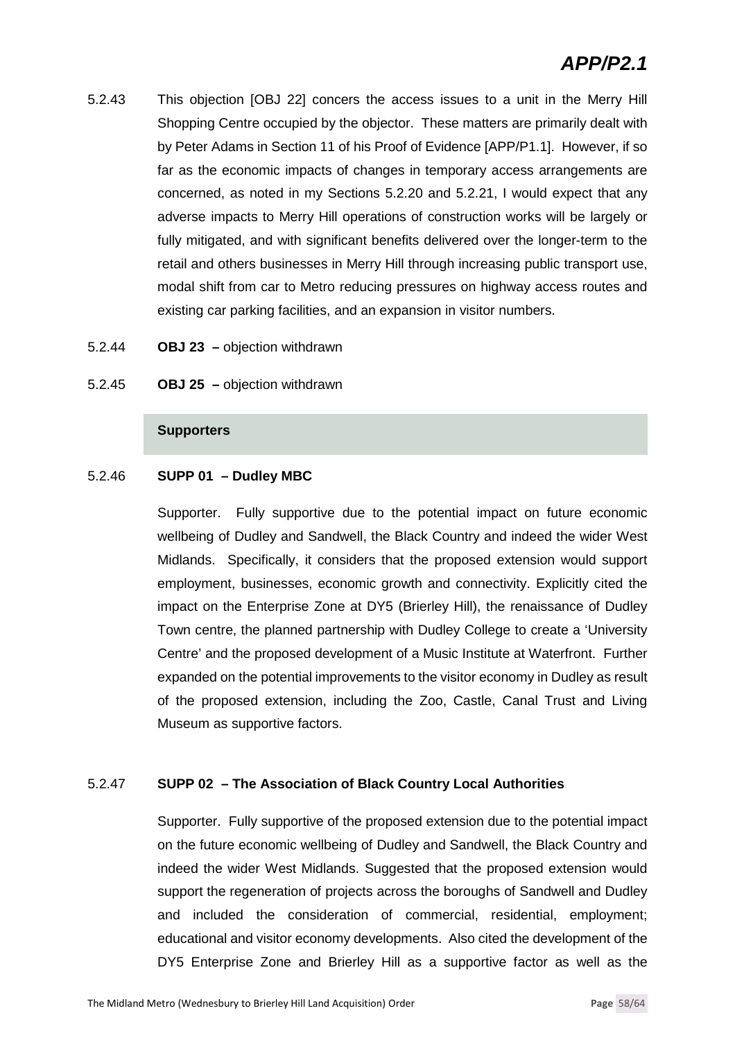5.2.43 This objection [OBJ 22] concers the access issues to a unit in the Merry Hill Shopping Centre occupied by the objector. These matters are primarily dealt with by Peter Adams in Section 11 of his Proof of Evidence [APP/P1.1]. However, if so far as the economic impacts of changes in temporary access arrangements are concerned, as noted in my Sections 5.2.20 and 5.2.21, I would expect that any adverse impacts to Merry Hill operations of construction works will be largely or fully mitigated, and with significant benefits delivered over the longer-term to the retail and others businesses in Merry Hill through increasing public transport use, modal shift from car to Metro reducing pressures on highway access routes and existing car parking facilities, and an expansion in visitor numbers.

5.2.44 **OBJ 23 –** objection withdrawn

5.2.45 **OBJ 25 –** objection withdrawn

**Supporters**

5.2.46 **SUPP 01 – Dudley MBC**

Supporter. Fully supportive due to the potential impact on future economic wellbeing of Dudley and Sandwell, the Black Country and indeed the wider West Midlands. Specifically, it considers that the proposed extension would support employment, businesses, economic growth and connectivity. Explicitly cited the impact on the Enterprise Zone at DY5 (Brierley Hill), the renaissance of Dudley Town centre, the planned partnership with Dudley College to create a 'University Centre' and the proposed development of a Music Institute at Waterfront. Further expanded on the potential improvements to the visitor economy in Dudley as result of the proposed extension, including the Zoo, Castle, Canal Trust and Living Museum as supportive factors.

5.2.47 **SUPP 02 – The Association of Black Country Local Authorities**

Supporter. Fully supportive of the proposed extension due to the potential impact on the future economic wellbeing of Dudley and Sandwell, the Black Country and indeed the wider West Midlands. Suggested that the proposed extension would support the regeneration of projects across the boroughs of Sandwell and Dudley and included the consideration of commercial, residential, employment; educational and visitor economy developments. Also cited the development of the DY5 Enterprise Zone and Brierley Hill as a supportive factor as well as the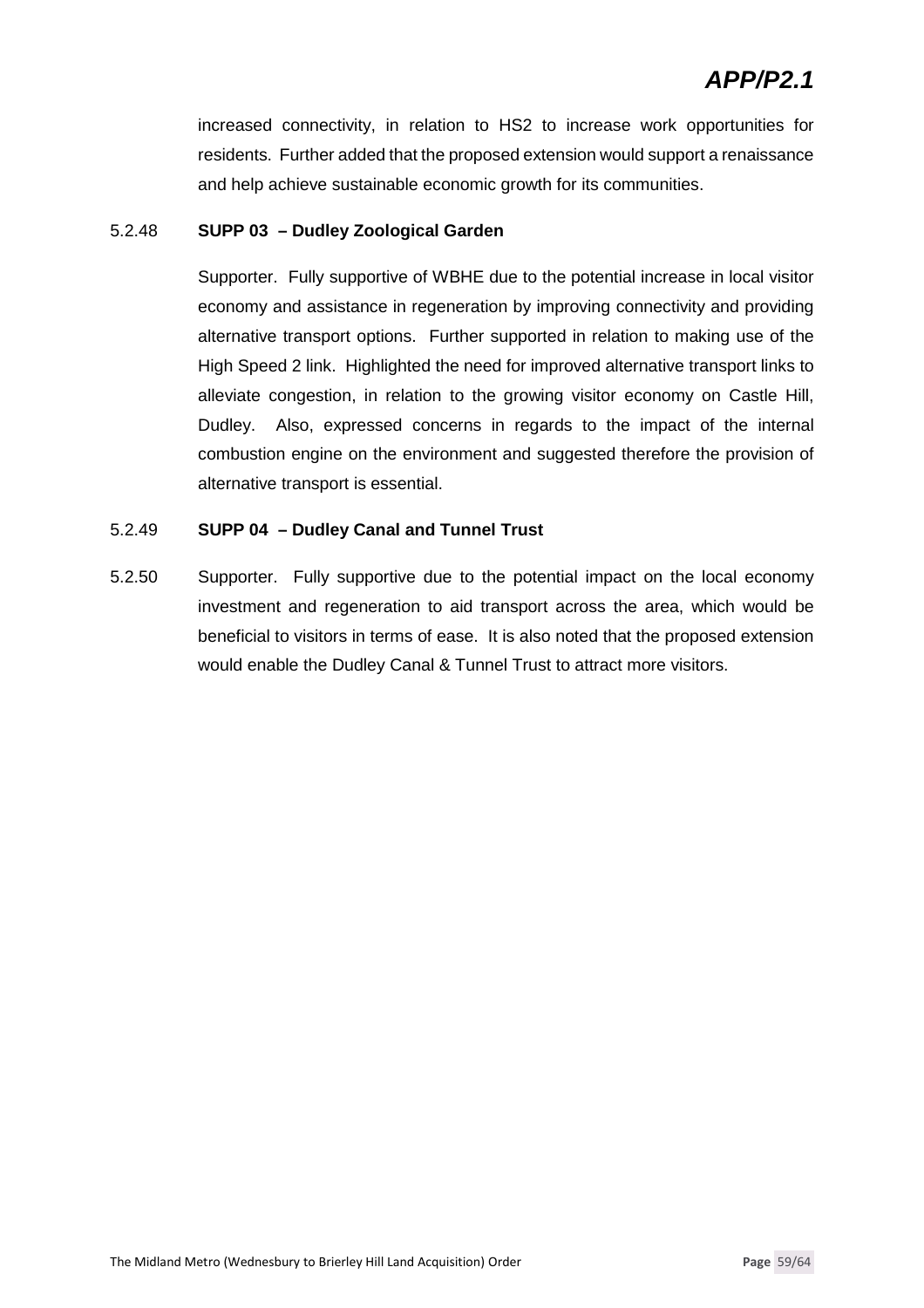increased connectivity, in relation to HS2 to increase work opportunities for residents. Further added that the proposed extension would support a renaissance and help achieve sustainable economic growth for its communities.

5.2.48 **SUPP 03 – Dudley Zoological Garden**

Supporter. Fully supportive of WBHE due to the potential increase in local visitor economy and assistance in regeneration by improving connectivity and providing alternative transport options. Further supported in relation to making use of the High Speed 2 link. Highlighted the need for improved alternative transport links to alleviate congestion, in relation to the growing visitor economy on Castle Hill, Dudley. Also, expressed concerns in regards to the impact of the internal combustion engine on the environment and suggested therefore the provision of alternative transport is essential.

5.2.49 **SUPP 04 – Dudley Canal and Tunnel Trust**

5.2.50 Supporter. Fully supportive due to the potential impact on the local economy investment and regeneration to aid transport across the area, which would be beneficial to visitors in terms of ease. It is also noted that the proposed extension would enable the Dudley Canal & Tunnel Trust to attract more visitors.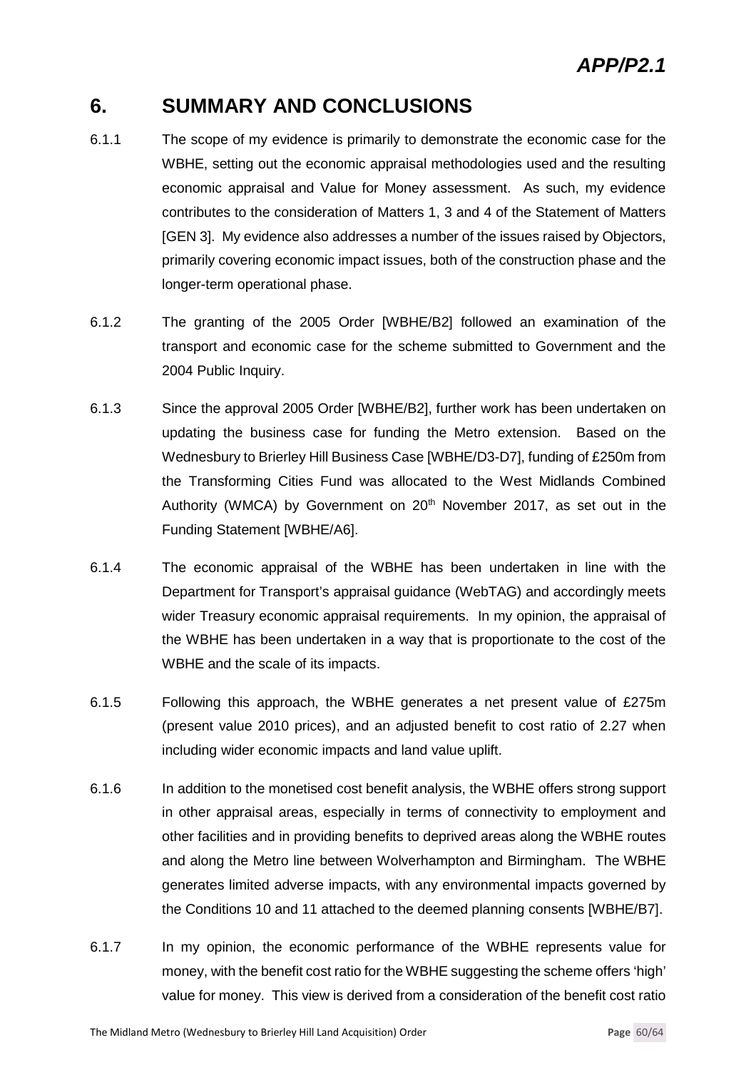## 6. SUMMARY AND CONCLUSIONS

6.1.1 The scope of my evidence is primarily to demonstrate the economic case for the WBHE, setting out the economic appraisal methodologies used and the resulting economic appraisal and Value for Money assessment. As such, my evidence contributes to the consideration of Matters 1, 3 and 4 of the Statement of Matters [GEN 3]. My evidence also addresses a number of the issues raised by Objectors, primarily covering economic impact issues, both of the construction phase and the longer-term operational phase.

6.1.2 The granting of the 2005 Order [WBHE/B2] followed an examination of the transport and economic case for the scheme submitted to Government and the 2004 Public Inquiry.

6.1.3 Since the approval 2005 Order [WBHE/B2], further work has been undertaken on updating the business case for funding the Metro extension. Based on the Wednesbury to Brierley Hill Business Case [WBHE/D3-D7], funding of £250m from the Transforming Cities Fund was allocated to the West Midlands Combined Authority (WMCA) by Government on 20th November 2017, as set out in the Funding Statement [WBHE/A6].

6.1.4 The economic appraisal of the WBHE has been undertaken in line with the Department for Transport's appraisal guidance (WebTAG) and accordingly meets wider Treasury economic appraisal requirements. In my opinion, the appraisal of the WBHE has been undertaken in a way that is proportionate to the cost of the WBHE and the scale of its impacts.

6.1.5 Following this approach, the WBHE generates a net present value of £275m (present value 2010 prices), and an adjusted benefit to cost ratio of 2.27 when including wider economic impacts and land value uplift.

6.1.6 In addition to the monetised cost benefit analysis, the WBHE offers strong support in other appraisal areas, especially in terms of connectivity to employment and other facilities and in providing benefits to deprived areas along the WBHE routes and along the Metro line between Wolverhampton and Birmingham. The WBHE generates limited adverse impacts, with any environmental impacts governed by the Conditions 10 and 11 attached to the deemed planning consents [WBHE/B7].

6.1.7 In my opinion, the economic performance of the WBHE represents value for money, with the benefit cost ratio for the WBHE suggesting the scheme offers 'high' value for money. This view is derived from a consideration of the benefit cost ratio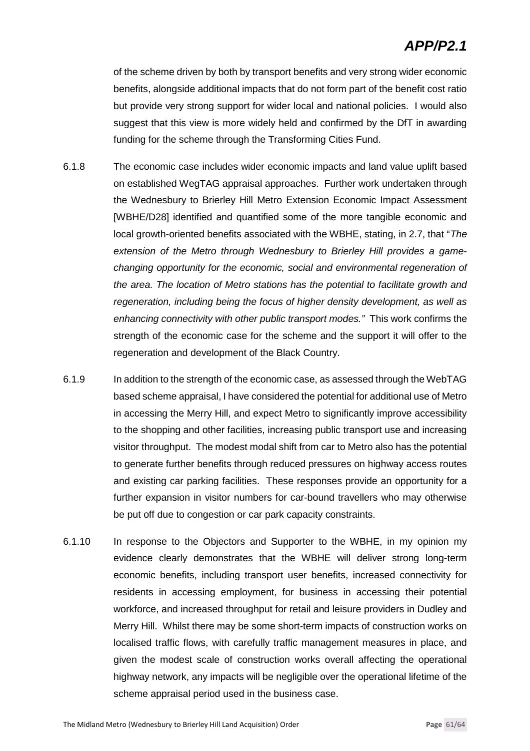of the scheme driven by both by transport benefits and very strong wider economic benefits, alongside additional impacts that do not form part of the benefit cost ratio but provide very strong support for wider local and national policies. I would also suggest that this view is more widely held and confirmed by the DfT in awarding funding for the scheme through the Transforming Cities Fund.

6.1.8 The economic case includes wider economic impacts and land value uplift based on established WegTAG appraisal approaches. Further work undertaken through the Wednesbury to Brierley Hill Metro Extension Economic Impact Assessment [WBHE/D28] identified and quantified some of the more tangible economic and local growth-oriented benefits associated with the WBHE, stating, in 2.7, that "*The extension of the Metro through Wednesbury to Brierley Hill provides a game-changing opportunity for the economic, social and environmental regeneration of the area. The location of Metro stations has the potential to facilitate growth and regeneration, including being the focus of higher density development, as well as enhancing connectivity with other public transport modes.*" This work confirms the strength of the economic case for the scheme and the support it will offer to the regeneration and development of the Black Country.

6.1.9 In addition to the strength of the economic case, as assessed through the WebTAG based scheme appraisal, I have considered the potential for additional use of Metro in accessing the Merry Hill, and expect Metro to significantly improve accessibility to the shopping and other facilities, increasing public transport use and increasing visitor throughput. The modest modal shift from car to Metro also has the potential to generate further benefits through reduced pressures on highway access routes and existing car parking facilities. These responses provide an opportunity for a further expansion in visitor numbers for car-bound travellers who may otherwise be put off due to congestion or car park capacity constraints.

6.1.10 In response to the Objectors and Supporter to the WBHE, in my opinion my evidence clearly demonstrates that the WBHE will deliver strong long-term economic benefits, including transport user benefits, increased connectivity for residents in accessing employment, for business in accessing their potential workforce, and increased throughput for retail and leisure providers in Dudley and Merry Hill. Whilst there may be some short-term impacts of construction works on localised traffic flows, with carefully traffic management measures in place, and given the modest scale of construction works overall affecting the operational highway network, any impacts will be negligible over the operational lifetime of the scheme appraisal period used in the business case.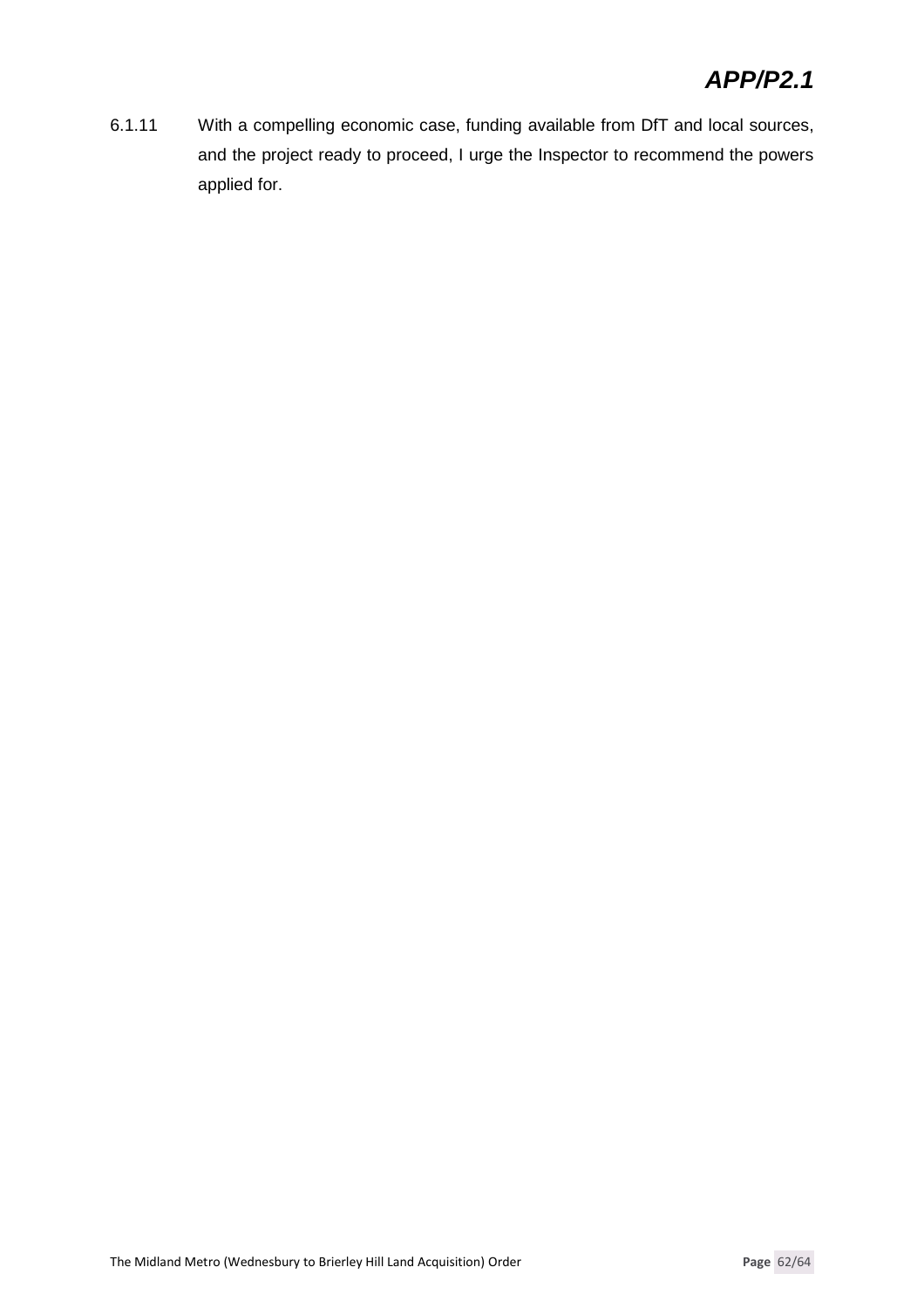6.1.11 With a compelling economic case, funding available from DfT and local sources, and the project ready to proceed, I urge the Inspector to recommend the powers applied for.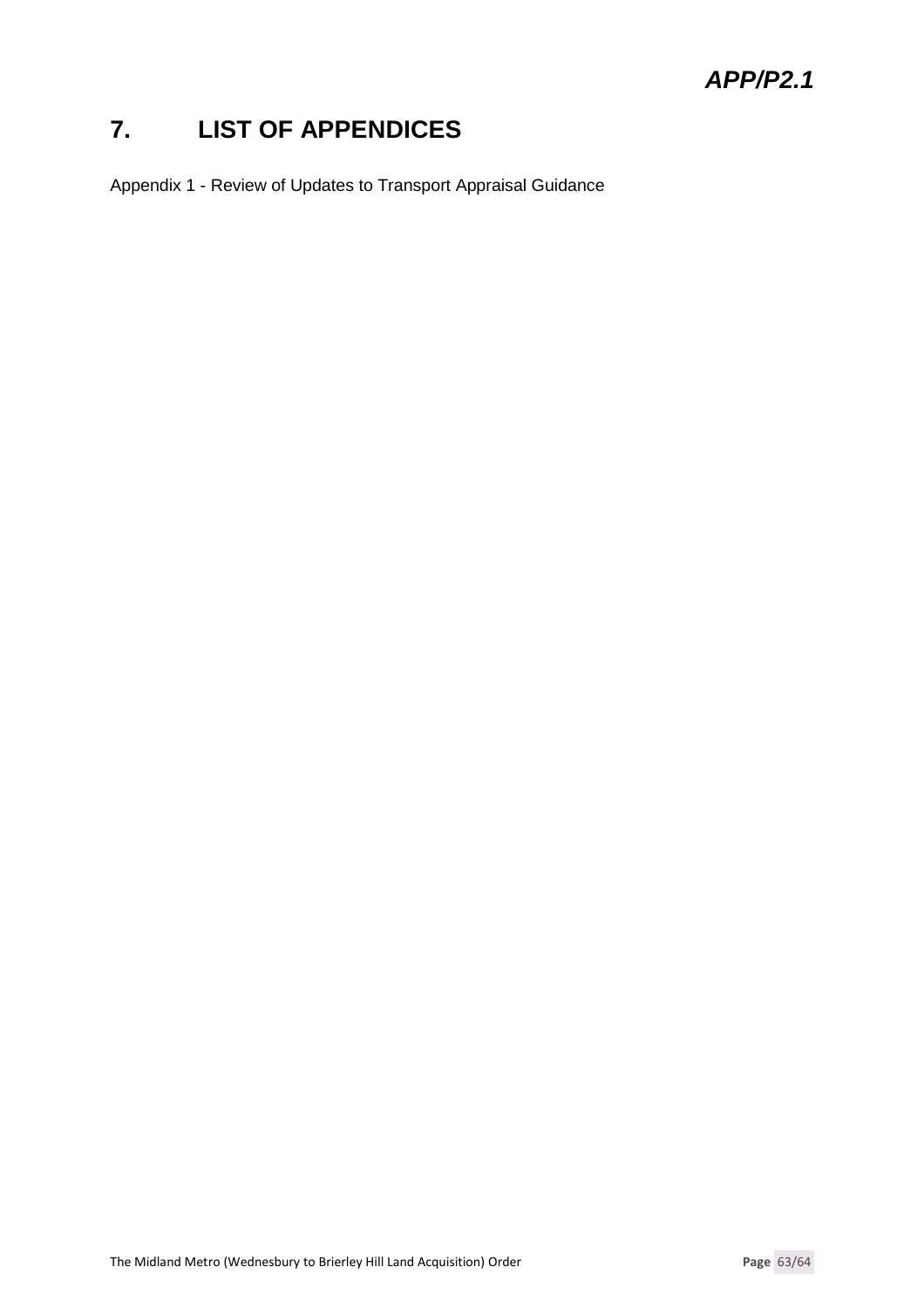# 7. LIST OF APPENDICES

Appendix 1 - Review of Updates to Transport Appraisal Guidance